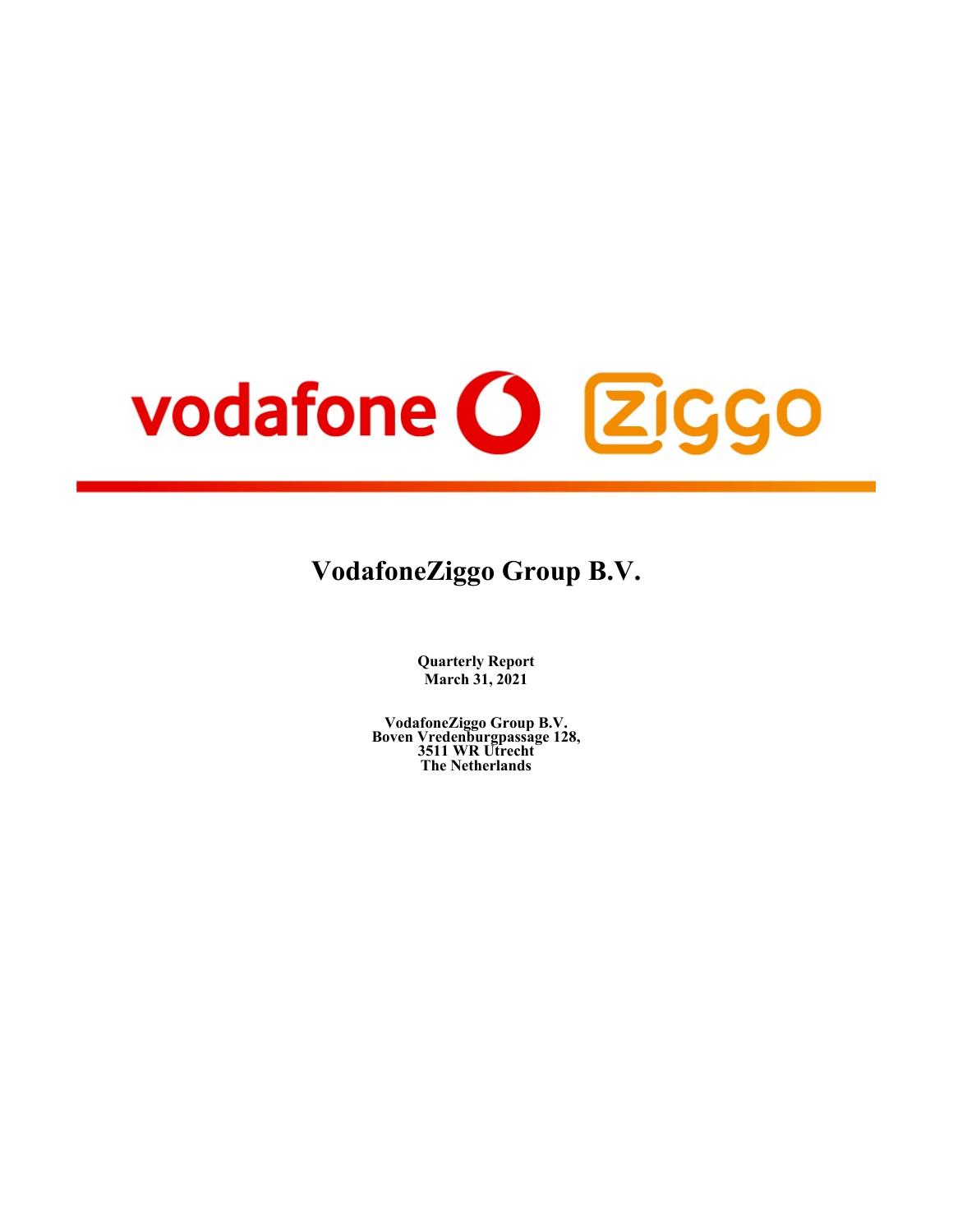# VodafoneZiggo Group B.V.

**Quarterly Report**
**March 31, 2021**

**VodafoneZiggo Group B.V.**
**Boven Vredenburgpassage 128,**
**3511 WR Utrecht**
**The Netherlands**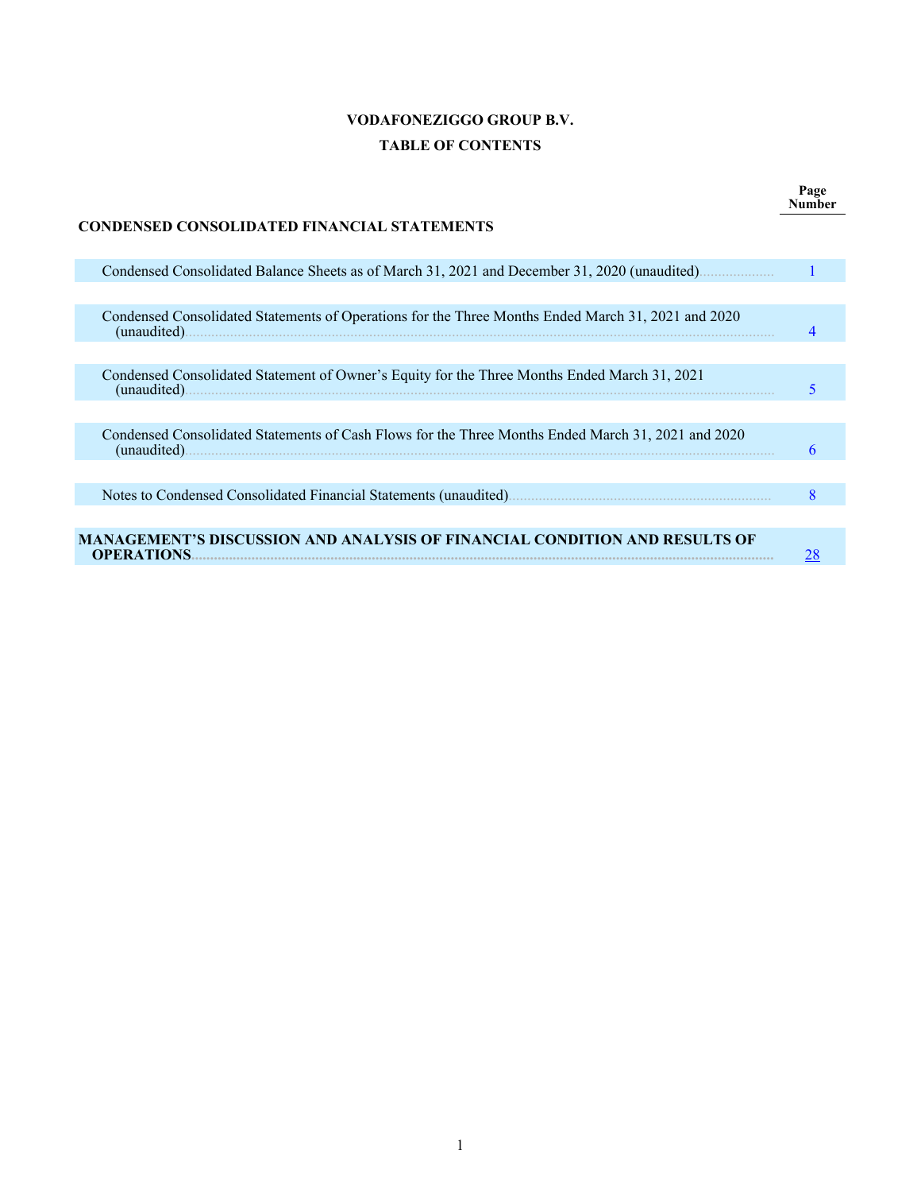# VODAFONEZIGGO GROUP B.V.

## TABLE OF CONTENTS

| | Page Number |
|---|---|
| **CONDENSED CONSOLIDATED FINANCIAL STATEMENTS** | |
| Condensed Consolidated Balance Sheets as of March 31, 2021 and December 31, 2020 (unaudited) | 1 |
| Condensed Consolidated Statements of Operations for the Three Months Ended March 31, 2021 and 2020 (unaudited) | 4 |
| Condensed Consolidated Statement of Owner's Equity for the Three Months Ended March 31, 2021 (unaudited) | 5 |
| Condensed Consolidated Statements of Cash Flows for the Three Months Ended March 31, 2021 and 2020 (unaudited) | 6 |
| Notes to Condensed Consolidated Financial Statements (unaudited) | 8 |
| **MANAGEMENT'S DISCUSSION AND ANALYSIS OF FINANCIAL CONDITION AND RESULTS OF OPERATIONS** | 28 |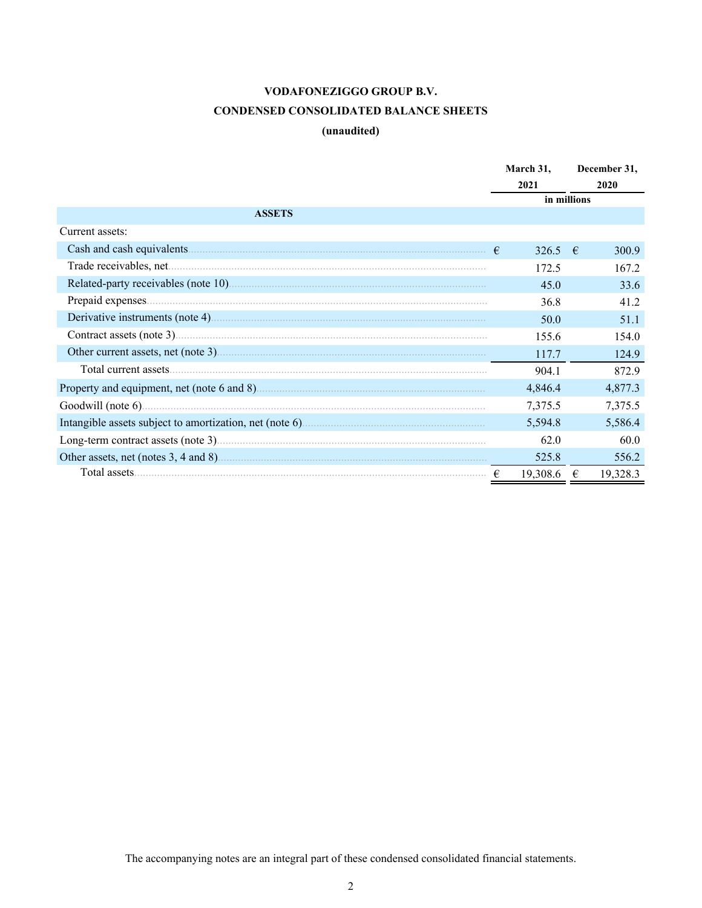**VODAFONEZIGGO GROUP B.V.**

**CONDENSED CONSOLIDATED BALANCE SHEETS**

**(unaudited)**

| | March 31, 2021 | December 31, 2020 |
|---|---|---|
| | in millions | |
| **ASSETS** | | |
| Current assets: | | |
| Cash and cash equivalents | € 326.5 | € 300.9 |
| Trade receivables, net | 172.5 | 167.2 |
| Related-party receivables (note 10) | 45.0 | 33.6 |
| Prepaid expenses | 36.8 | 41.2 |
| Derivative instruments (note 4) | 50.0 | 51.1 |
| Contract assets (note 3) | 155.6 | 154.0 |
| Other current assets, net (note 3) | 117.7 | 124.9 |
| Total current assets | 904.1 | 872.9 |
| Property and equipment, net (note 6 and 8) | 4,846.4 | 4,877.3 |
| Goodwill (note 6) | 7,375.5 | 7,375.5 |
| Intangible assets subject to amortization, net (note 6) | 5,594.8 | 5,586.4 |
| Long-term contract assets (note 3) | 62.0 | 60.0 |
| Other assets, net (notes 3, 4 and 8) | 525.8 | 556.2 |
| Total assets | € 19,308.6 | € 19,328.3 |

The accompanying notes are an integral part of these condensed consolidated financial statements.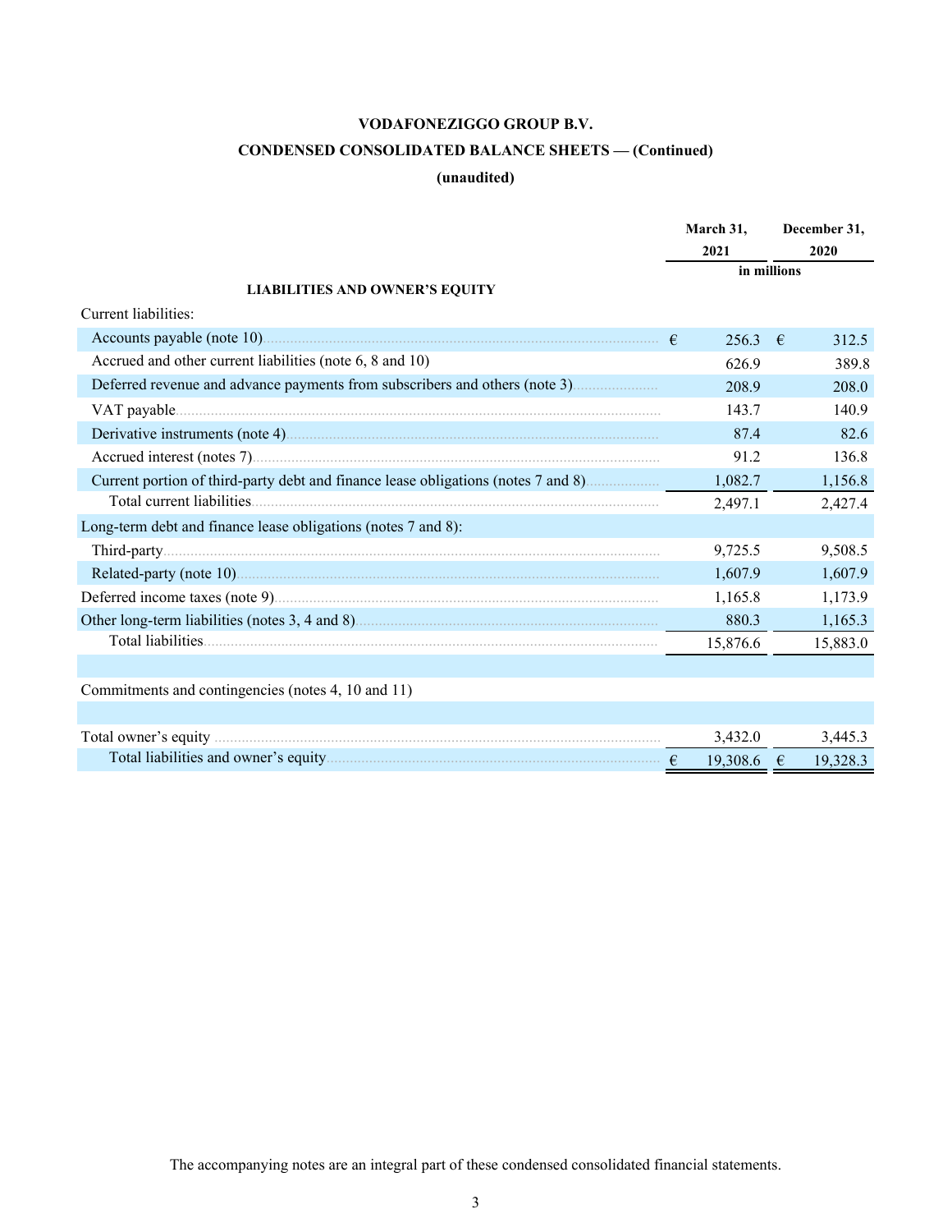# VODAFONEZIGGO GROUP B.V.

## CONDENSED CONSOLIDATED BALANCE SHEETS — (Continued)

**(unaudited)**

| | March 31, 2021 | December 31, 2020 |
|---|---|---|
| | in millions | |
| **LIABILITIES AND OWNER'S EQUITY** | | |
| Current liabilities: | | |
| Accounts payable (note 10) | € 256.3 | € 312.5 |
| Accrued and other current liabilities (note 6, 8 and 10) | 626.9 | 389.8 |
| Deferred revenue and advance payments from subscribers and others (note 3) | 208.9 | 208.0 |
| VAT payable | 143.7 | 140.9 |
| Derivative instruments (note 4) | 87.4 | 82.6 |
| Accrued interest (notes 7) | 91.2 | 136.8 |
| Current portion of third-party debt and finance lease obligations (notes 7 and 8) | 1,082.7 | 1,156.8 |
| Total current liabilities | 2,497.1 | 2,427.4 |
| Long-term debt and finance lease obligations (notes 7 and 8): | | |
| Third-party | 9,725.5 | 9,508.5 |
| Related-party (note 10) | 1,607.9 | 1,607.9 |
| Deferred income taxes (note 9) | 1,165.8 | 1,173.9 |
| Other long-term liabilities (notes 3, 4 and 8) | 880.3 | 1,165.3 |
| Total liabilities | 15,876.6 | 15,883.0 |
| | | |
| Commitments and contingencies (notes 4, 10 and 11) | | |
| | | |
| Total owner's equity | 3,432.0 | 3,445.3 |
| Total liabilities and owner's equity | € 19,308.6 | € 19,328.3 |

The accompanying notes are an integral part of these condensed consolidated financial statements.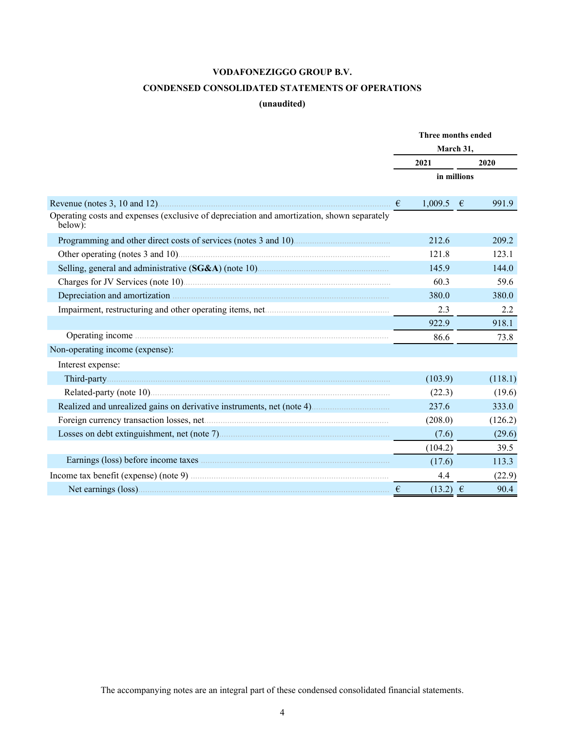**VODAFONEZIGGO GROUP B.V.**

**CONDENSED CONSOLIDATED STATEMENTS OF OPERATIONS**

**(unaudited)**

| | Three months ended March 31, | |
|---|---|---|
| | **2021** | **2020** |
| | in millions | |
| Revenue (notes 3, 10 and 12) | € 1,009.5 | € 991.9 |
| Operating costs and expenses (exclusive of depreciation and amortization, shown separately below): | | |
| Programming and other direct costs of services (notes 3 and 10) | 212.6 | 209.2 |
| Other operating (notes 3 and 10) | 121.8 | 123.1 |
| Selling, general and administrative (**SG&A**) (note 10) | 145.9 | 144.0 |
| Charges for JV Services (note 10) | 60.3 | 59.6 |
| Depreciation and amortization | 380.0 | 380.0 |
| Impairment, restructuring and other operating items, net | 2.3 | 2.2 |
| | 922.9 | 918.1 |
| Operating income | 86.6 | 73.8 |
| Non-operating income (expense): | | |
| Interest expense: | | |
| Third-party | (103.9) | (118.1) |
| Related-party (note 10) | (22.3) | (19.6) |
| Realized and unrealized gains on derivative instruments, net (note 4) | 237.6 | 333.0 |
| Foreign currency transaction losses, net | (208.0) | (126.2) |
| Losses on debt extinguishment, net (note 7) | (7.6) | (29.6) |
| | (104.2) | 39.5 |
| Earnings (loss) before income taxes | (17.6) | 113.3 |
| Income tax benefit (expense) (note 9) | 4.4 | (22.9) |
| Net earnings (loss) | € (13.2) | € 90.4 |

The accompanying notes are an integral part of these condensed consolidated financial statements.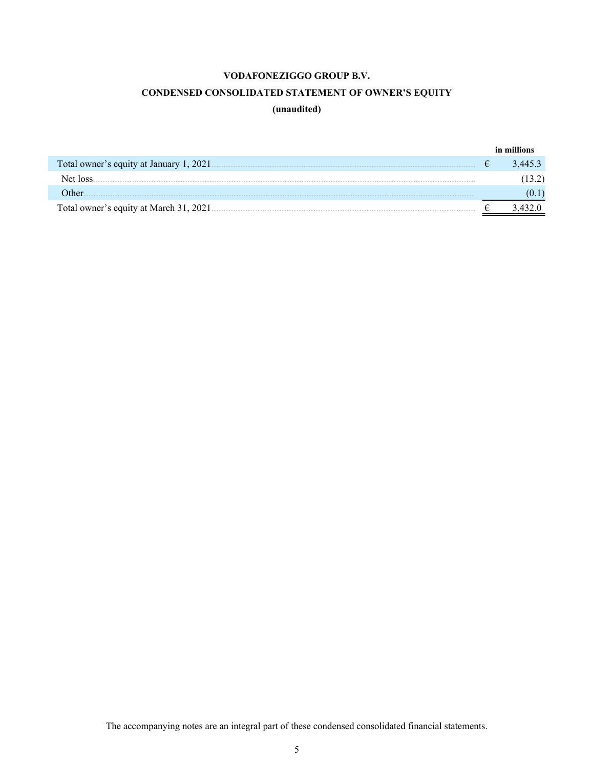**VODAFONEZIGGO GROUP B.V.**

**CONDENSED CONSOLIDATED STATEMENT OF OWNER'S EQUITY**

**(unaudited)**

| | in millions |
|---|---|
| Total owner's equity at January 1, 2021 | € 3,445.3 |
| Net loss | (13.2) |
| Other | (0.1) |
| Total owner's equity at March 31, 2021 | € 3,432.0 |

The accompanying notes are an integral part of these condensed consolidated financial statements.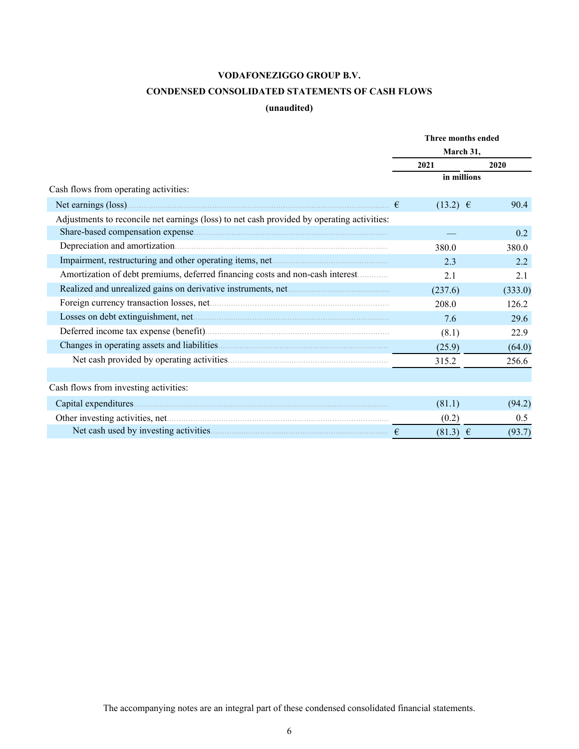**VODAFONEZIGGO GROUP B.V.**

**CONDENSED CONSOLIDATED STATEMENTS OF CASH FLOWS**

**(unaudited)**

| | Three months ended March 31, | |
|---|---|---|
| | 2021 | 2020 |
| | in millions | |
| Cash flows from operating activities: | | |
| Net earnings (loss) | € (13.2) | € 90.4 |
| Adjustments to reconcile net earnings (loss) to net cash provided by operating activities: | | |
| Share-based compensation expense | — | 0.2 |
| Depreciation and amortization | 380.0 | 380.0 |
| Impairment, restructuring and other operating items, net | 2.3 | 2.2 |
| Amortization of debt premiums, deferred financing costs and non-cash interest | 2.1 | 2.1 |
| Realized and unrealized gains on derivative instruments, net | (237.6) | (333.0) |
| Foreign currency transaction losses, net | 208.0 | 126.2 |
| Losses on debt extinguishment, net | 7.6 | 29.6 |
| Deferred income tax expense (benefit) | (8.1) | 22.9 |
| Changes in operating assets and liabilities | (25.9) | (64.0) |
| Net cash provided by operating activities | 315.2 | 256.6 |
| | | |
| Cash flows from investing activities: | | |
| Capital expenditures | (81.1) | (94.2) |
| Other investing activities, net | (0.2) | 0.5 |
| Net cash used by investing activities | € (81.3) | € (93.7) |

The accompanying notes are an integral part of these condensed consolidated financial statements.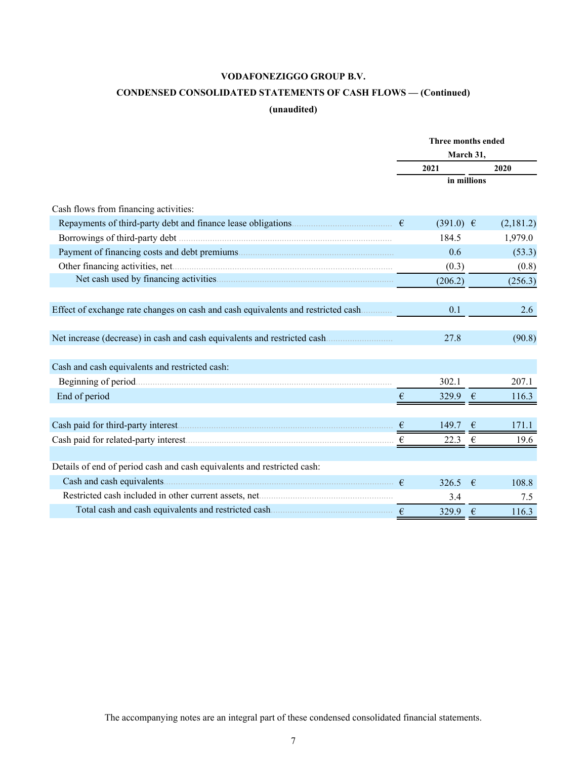# VODAFONEZIGGO GROUP B.V.

## CONDENSED CONSOLIDATED STATEMENTS OF CASH FLOWS — (Continued)

**(unaudited)**

| | Three months ended March 31, 2021 | Three months ended March 31, 2020 |
|---|---|---|
| | in millions | |
| Cash flows from financing activities: | | |
| Repayments of third-party debt and finance lease obligations | € (391.0) | € (2,181.2) |
| Borrowings of third-party debt | 184.5 | 1,979.0 |
| Payment of financing costs and debt premiums | 0.6 | (53.3) |
| Other financing activities, net | (0.3) | (0.8) |
| Net cash used by financing activities | (206.2) | (256.3) |
| | | |
| Effect of exchange rate changes on cash and cash equivalents and restricted cash | 0.1 | 2.6 |
| | | |
| Net increase (decrease) in cash and cash equivalents and restricted cash | 27.8 | (90.8) |
| | | |
| Cash and cash equivalents and restricted cash: | | |
| Beginning of period | 302.1 | 207.1 |
| End of period | € 329.9 | € 116.3 |
| | | |
| Cash paid for third-party interest | € 149.7 | € 171.1 |
| Cash paid for related-party interest | € 22.3 | € 19.6 |
| | | |
| Details of end of period cash and cash equivalents and restricted cash: | | |
| Cash and cash equivalents | € 326.5 | € 108.8 |
| Restricted cash included in other current assets, net | 3.4 | 7.5 |
| Total cash and cash equivalents and restricted cash | € 329.9 | € 116.3 |

The accompanying notes are an integral part of these condensed consolidated financial statements.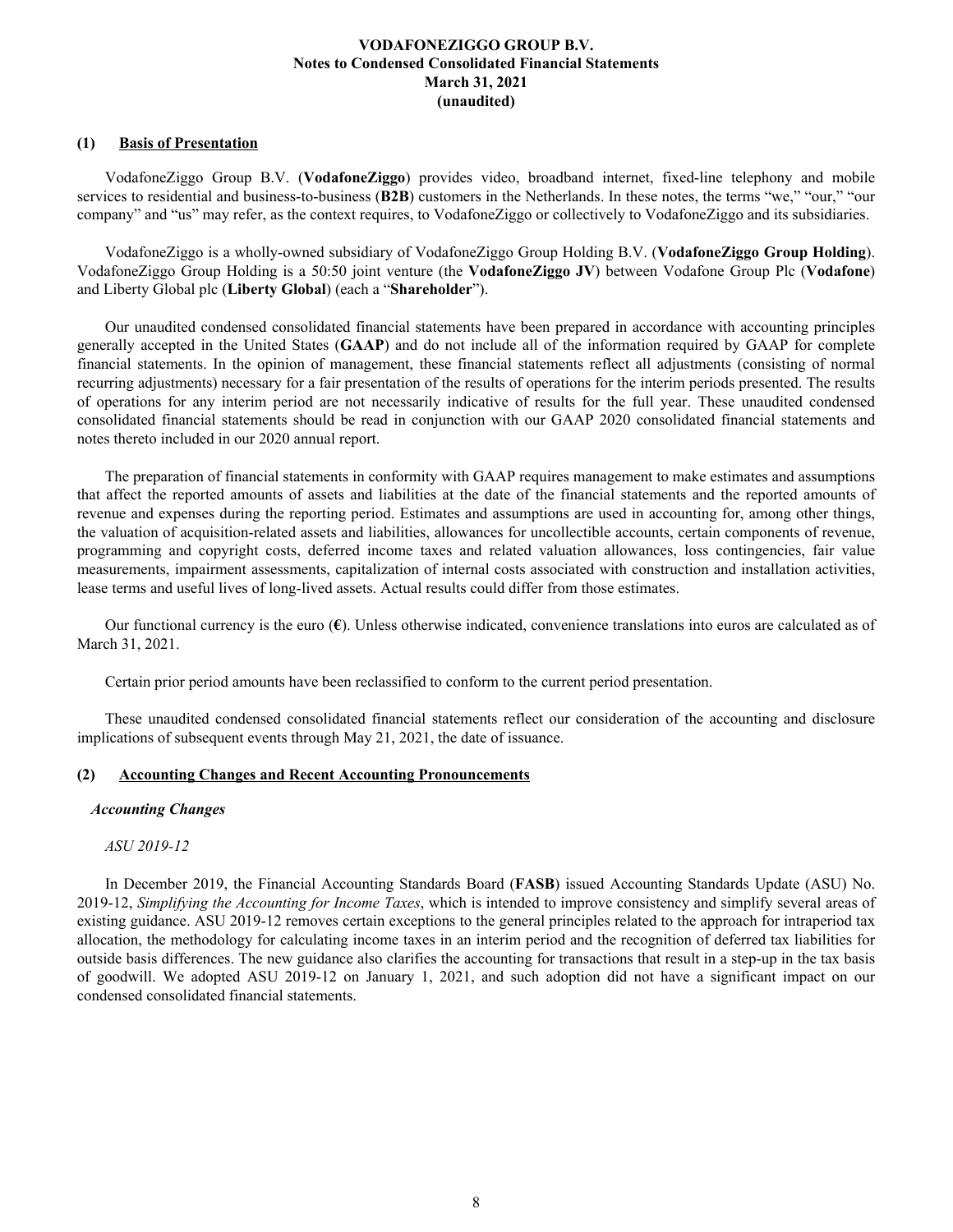**VODAFONEZIGGO GROUP B.V.**
**Notes to Condensed Consolidated Financial Statements**
**March 31, 2021**
**(unaudited)**

## (1) Basis of Presentation

VodafoneZiggo Group B.V. (**VodafoneZiggo**) provides video, broadband internet, fixed-line telephony and mobile services to residential and business-to-business (**B2B**) customers in the Netherlands. In these notes, the terms "we," "our," "our company" and "us" may refer, as the context requires, to VodafoneZiggo or collectively to VodafoneZiggo and its subsidiaries.

VodafoneZiggo is a wholly-owned subsidiary of VodafoneZiggo Group Holding B.V. (**VodafoneZiggo Group Holding**). VodafoneZiggo Group Holding is a 50:50 joint venture (the **VodafoneZiggo JV**) between Vodafone Group Plc (**Vodafone**) and Liberty Global plc (**Liberty Global**) (each a "**Shareholder**").

Our unaudited condensed consolidated financial statements have been prepared in accordance with accounting principles generally accepted in the United States (**GAAP**) and do not include all of the information required by GAAP for complete financial statements. In the opinion of management, these financial statements reflect all adjustments (consisting of normal recurring adjustments) necessary for a fair presentation of the results of operations for the interim periods presented. The results of operations for any interim period are not necessarily indicative of results for the full year. These unaudited condensed consolidated financial statements should be read in conjunction with our GAAP 2020 consolidated financial statements and notes thereto included in our 2020 annual report.

The preparation of financial statements in conformity with GAAP requires management to make estimates and assumptions that affect the reported amounts of assets and liabilities at the date of the financial statements and the reported amounts of revenue and expenses during the reporting period. Estimates and assumptions are used in accounting for, among other things, the valuation of acquisition-related assets and liabilities, allowances for uncollectible accounts, certain components of revenue, programming and copyright costs, deferred income taxes and related valuation allowances, loss contingencies, fair value measurements, impairment assessments, capitalization of internal costs associated with construction and installation activities, lease terms and useful lives of long-lived assets. Actual results could differ from those estimates.

Our functional currency is the euro (**€**). Unless otherwise indicated, convenience translations into euros are calculated as of March 31, 2021.

Certain prior period amounts have been reclassified to conform to the current period presentation.

These unaudited condensed consolidated financial statements reflect our consideration of the accounting and disclosure implications of subsequent events through May 21, 2021, the date of issuance.

## (2) Accounting Changes and Recent Accounting Pronouncements

### *Accounting Changes*

*ASU 2019-12*

In December 2019, the Financial Accounting Standards Board (**FASB**) issued Accounting Standards Update (ASU) No. 2019-12, *Simplifying the Accounting for Income Taxes*, which is intended to improve consistency and simplify several areas of existing guidance. ASU 2019-12 removes certain exceptions to the general principles related to the approach for intraperiod tax allocation, the methodology for calculating income taxes in an interim period and the recognition of deferred tax liabilities for outside basis differences. The new guidance also clarifies the accounting for transactions that result in a step-up in the tax basis of goodwill. We adopted ASU 2019-12 on January 1, 2021, and such adoption did not have a significant impact on our condensed consolidated financial statements.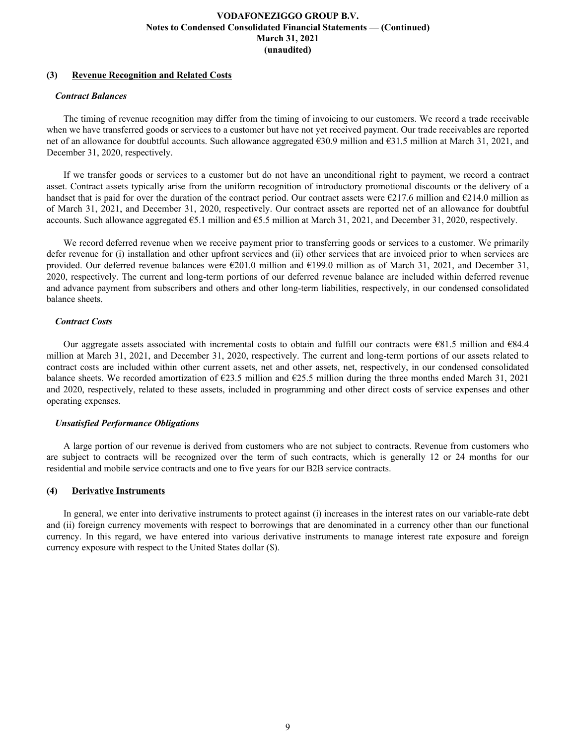## (3) Revenue Recognition and Related Costs

### *Contract Balances*

The timing of revenue recognition may differ from the timing of invoicing to our customers. We record a trade receivable when we have transferred goods or services to a customer but have not yet received payment. Our trade receivables are reported net of an allowance for doubtful accounts. Such allowance aggregated €30.9 million and €31.5 million at March 31, 2021, and December 31, 2020, respectively.

If we transfer goods or services to a customer but do not have an unconditional right to payment, we record a contract asset. Contract assets typically arise from the uniform recognition of introductory promotional discounts or the delivery of a handset that is paid for over the duration of the contract period. Our contract assets were €217.6 million and €214.0 million as of March 31, 2021, and December 31, 2020, respectively. Our contract assets are reported net of an allowance for doubtful accounts. Such allowance aggregated €5.1 million and €5.5 million at March 31, 2021, and December 31, 2020, respectively.

We record deferred revenue when we receive payment prior to transferring goods or services to a customer. We primarily defer revenue for (i) installation and other upfront services and (ii) other services that are invoiced prior to when services are provided. Our deferred revenue balances were €201.0 million and €199.0 million as of March 31, 2021, and December 31, 2020, respectively. The current and long-term portions of our deferred revenue balance are included within deferred revenue and advance payment from subscribers and others and other long-term liabilities, respectively, in our condensed consolidated balance sheets.

### *Contract Costs*

Our aggregate assets associated with incremental costs to obtain and fulfill our contracts were €81.5 million and €84.4 million at March 31, 2021, and December 31, 2020, respectively. The current and long-term portions of our assets related to contract costs are included within other current assets, net and other assets, net, respectively, in our condensed consolidated balance sheets. We recorded amortization of €23.5 million and €25.5 million during the three months ended March 31, 2021 and 2020, respectively, related to these assets, included in programming and other direct costs of service expenses and other operating expenses.

### *Unsatisfied Performance Obligations*

A large portion of our revenue is derived from customers who are not subject to contracts. Revenue from customers who are subject to contracts will be recognized over the term of such contracts, which is generally 12 or 24 months for our residential and mobile service contracts and one to five years for our B2B service contracts.

## (4) Derivative Instruments

In general, we enter into derivative instruments to protect against (i) increases in the interest rates on our variable-rate debt and (ii) foreign currency movements with respect to borrowings that are denominated in a currency other than our functional currency. In this regard, we have entered into various derivative instruments to manage interest rate exposure and foreign currency exposure with respect to the United States dollar ($).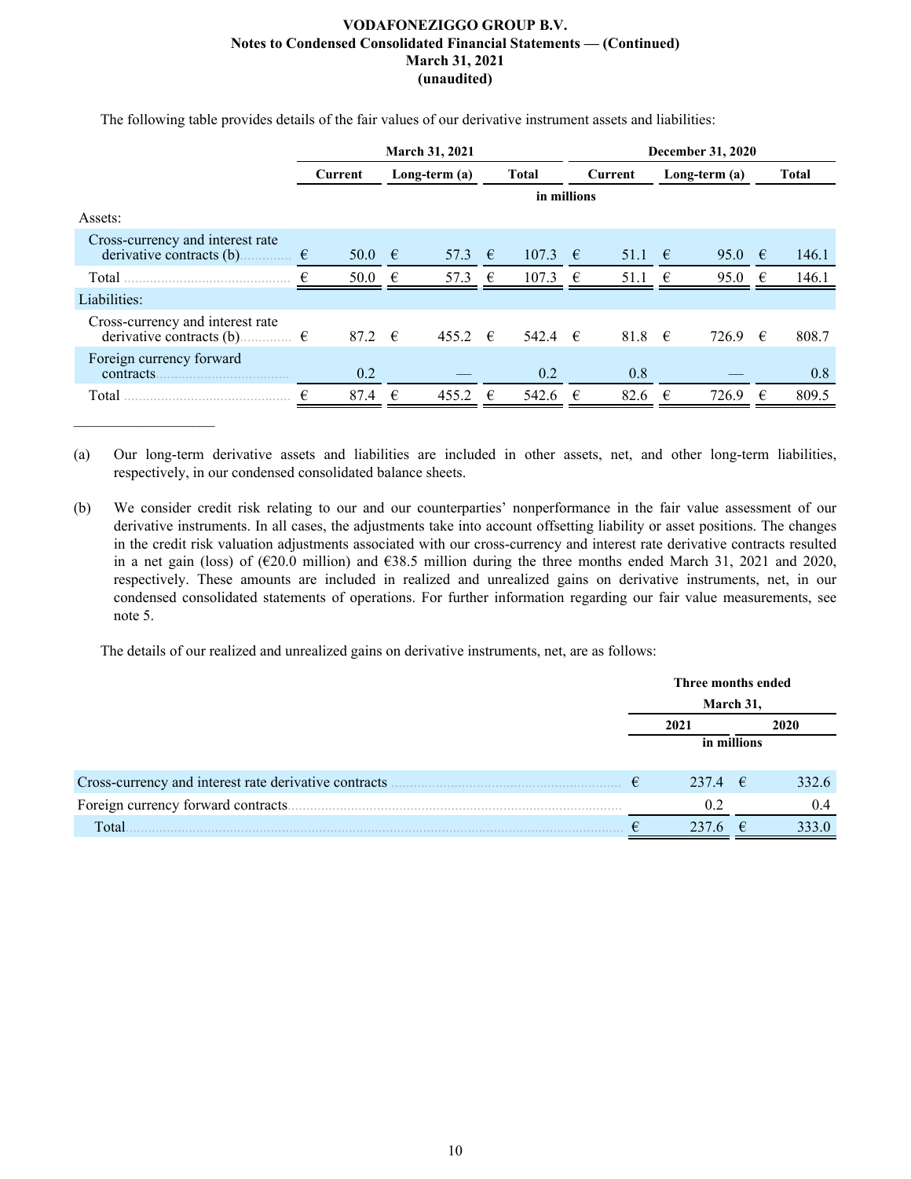The following table provides details of the fair values of our derivative instrument assets and liabilities:

| | March 31, 2021 | | | December 31, 2020 | | |
|---|---|---|---|---|---|---|
| | Current | Long-term (a) | Total | Current | Long-term (a) | Total |
| | in millions | | | | | |
| Assets: | | | | | | |
| Cross-currency and interest rate derivative contracts (b) | € 50.0 | € 57.3 | € 107.3 | € 51.1 | € 95.0 | € 146.1 |
| Total | € 50.0 | € 57.3 | € 107.3 | € 51.1 | € 95.0 | € 146.1 |
| Liabilities: | | | | | | |
| Cross-currency and interest rate derivative contracts (b) | € 87.2 | € 455.2 | € 542.4 | € 81.8 | € 726.9 | € 808.7 |
| Foreign currency forward contracts | 0.2 | — | 0.2 | 0.8 | — | 0.8 |
| Total | € 87.4 | € 455.2 | € 542.6 | € 82.6 | € 726.9 | € 809.5 |

_______________

(a) Our long-term derivative assets and liabilities are included in other assets, net, and other long-term liabilities, respectively, in our condensed consolidated balance sheets.

(b) We consider credit risk relating to our and our counterparties' nonperformance in the fair value assessment of our derivative instruments. In all cases, the adjustments take into account offsetting liability or asset positions. The changes in the credit risk valuation adjustments associated with our cross-currency and interest rate derivative contracts resulted in a net gain (loss) of (€20.0 million) and €38.5 million during the three months ended March 31, 2021 and 2020, respectively. These amounts are included in realized and unrealized gains on derivative instruments, net, in our condensed consolidated statements of operations. For further information regarding our fair value measurements, see note 5.

The details of our realized and unrealized gains on derivative instruments, net, are as follows:

| | Three months ended March 31, | |
|---|---|---|
| | 2021 | 2020 |
| | in millions | |
| Cross-currency and interest rate derivative contracts | € 237.4 | € 332.6 |
| Foreign currency forward contracts | 0.2 | 0.4 |
| Total | € 237.6 | € 333.0 |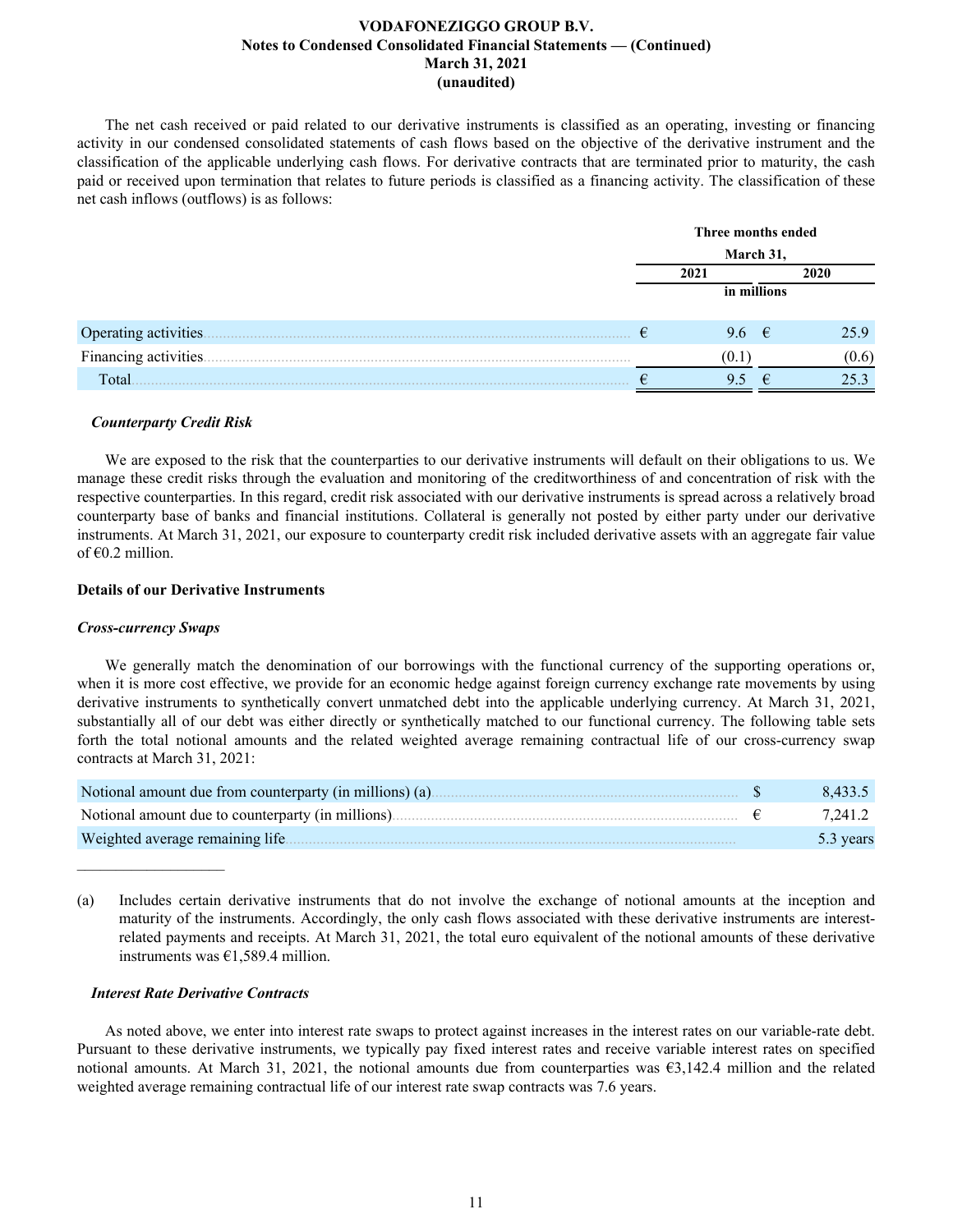The net cash received or paid related to our derivative instruments is classified as an operating, investing or financing activity in our condensed consolidated statements of cash flows based on the objective of the derivative instrument and the classification of the applicable underlying cash flows. For derivative contracts that are terminated prior to maturity, the cash paid or received upon termination that relates to future periods is classified as a financing activity. The classification of these net cash inflows (outflows) is as follows:

| | Three months ended March 31, | |
|---|---|---|
| | 2021 | 2020 |
| | in millions | |
| Operating activities | € 9.6 | € 25.9 |
| Financing activities | (0.1) | (0.6) |
| Total | € 9.5 | € 25.3 |

### *Counterparty Credit Risk*

We are exposed to the risk that the counterparties to our derivative instruments will default on their obligations to us. We manage these credit risks through the evaluation and monitoring of the creditworthiness of and concentration of risk with the respective counterparties. In this regard, credit risk associated with our derivative instruments is spread across a relatively broad counterparty base of banks and financial institutions. Collateral is generally not posted by either party under our derivative instruments. At March 31, 2021, our exposure to counterparty credit risk included derivative assets with an aggregate fair value of €0.2 million.

## Details of our Derivative Instruments

### *Cross-currency Swaps*

We generally match the denomination of our borrowings with the functional currency of the supporting operations or, when it is more cost effective, we provide for an economic hedge against foreign currency exchange rate movements by using derivative instruments to synthetically convert unmatched debt into the applicable underlying currency. At March 31, 2021, substantially all of our debt was either directly or synthetically matched to our functional currency. The following table sets forth the total notional amounts and the related weighted average remaining contractual life of our cross-currency swap contracts at March 31, 2021:

| | |
|---|---|
| Notional amount due from counterparty (in millions) (a) | $ 8,433.5 |
| Notional amount due to counterparty (in millions) | € 7,241.2 |
| Weighted average remaining life | 5.3 years |

(a) Includes certain derivative instruments that do not involve the exchange of notional amounts at the inception and maturity of the instruments. Accordingly, the only cash flows associated with these derivative instruments are interest-related payments and receipts. At March 31, 2021, the total euro equivalent of the notional amounts of these derivative instruments was €1,589.4 million.

### *Interest Rate Derivative Contracts*

As noted above, we enter into interest rate swaps to protect against increases in the interest rates on our variable-rate debt. Pursuant to these derivative instruments, we typically pay fixed interest rates and receive variable interest rates on specified notional amounts. At March 31, 2021, the notional amounts due from counterparties was €3,142.4 million and the related weighted average remaining contractual life of our interest rate swap contracts was 7.6 years.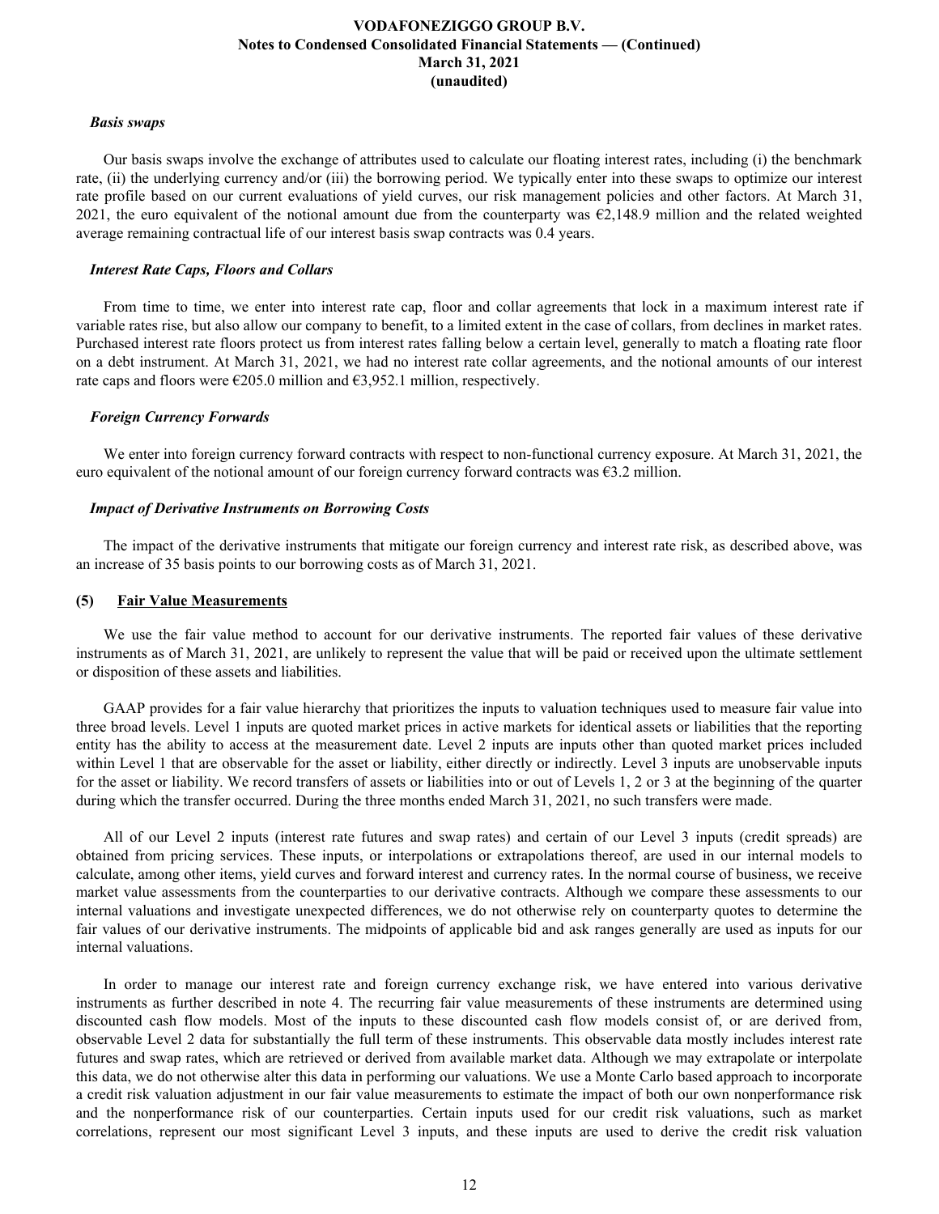***Basis swaps***

Our basis swaps involve the exchange of attributes used to calculate our floating interest rates, including (i) the benchmark rate, (ii) the underlying currency and/or (iii) the borrowing period. We typically enter into these swaps to optimize our interest rate profile based on our current evaluations of yield curves, our risk management policies and other factors. At March 31, 2021, the euro equivalent of the notional amount due from the counterparty was €2,148.9 million and the related weighted average remaining contractual life of our interest basis swap contracts was 0.4 years.

***Interest Rate Caps, Floors and Collars***

From time to time, we enter into interest rate cap, floor and collar agreements that lock in a maximum interest rate if variable rates rise, but also allow our company to benefit, to a limited extent in the case of collars, from declines in market rates. Purchased interest rate floors protect us from interest rates falling below a certain level, generally to match a floating rate floor on a debt instrument. At March 31, 2021, we had no interest rate collar agreements, and the notional amounts of our interest rate caps and floors were €205.0 million and €3,952.1 million, respectively.

***Foreign Currency Forwards***

We enter into foreign currency forward contracts with respect to non-functional currency exposure. At March 31, 2021, the euro equivalent of the notional amount of our foreign currency forward contracts was €3.2 million.

***Impact of Derivative Instruments on Borrowing Costs***

The impact of the derivative instruments that mitigate our foreign currency and interest rate risk, as described above, was an increase of 35 basis points to our borrowing costs as of March 31, 2021.

## (5) Fair Value Measurements

We use the fair value method to account for our derivative instruments. The reported fair values of these derivative instruments as of March 31, 2021, are unlikely to represent the value that will be paid or received upon the ultimate settlement or disposition of these assets and liabilities.

GAAP provides for a fair value hierarchy that prioritizes the inputs to valuation techniques used to measure fair value into three broad levels. Level 1 inputs are quoted market prices in active markets for identical assets or liabilities that the reporting entity has the ability to access at the measurement date. Level 2 inputs are inputs other than quoted market prices included within Level 1 that are observable for the asset or liability, either directly or indirectly. Level 3 inputs are unobservable inputs for the asset or liability. We record transfers of assets or liabilities into or out of Levels 1, 2 or 3 at the beginning of the quarter during which the transfer occurred. During the three months ended March 31, 2021, no such transfers were made.

All of our Level 2 inputs (interest rate futures and swap rates) and certain of our Level 3 inputs (credit spreads) are obtained from pricing services. These inputs, or interpolations or extrapolations thereof, are used in our internal models to calculate, among other items, yield curves and forward interest and currency rates. In the normal course of business, we receive market value assessments from the counterparties to our derivative contracts. Although we compare these assessments to our internal valuations and investigate unexpected differences, we do not otherwise rely on counterparty quotes to determine the fair values of our derivative instruments. The midpoints of applicable bid and ask ranges generally are used as inputs for our internal valuations.

In order to manage our interest rate and foreign currency exchange risk, we have entered into various derivative instruments as further described in note 4. The recurring fair value measurements of these instruments are determined using discounted cash flow models. Most of the inputs to these discounted cash flow models consist of, or are derived from, observable Level 2 data for substantially the full term of these instruments. This observable data mostly includes interest rate futures and swap rates, which are retrieved or derived from available market data. Although we may extrapolate or interpolate this data, we do not otherwise alter this data in performing our valuations. We use a Monte Carlo based approach to incorporate a credit risk valuation adjustment in our fair value measurements to estimate the impact of both our own nonperformance risk and the nonperformance risk of our counterparties. Certain inputs used for our credit risk valuations, such as market correlations, represent our most significant Level 3 inputs, and these inputs are used to derive the credit risk valuation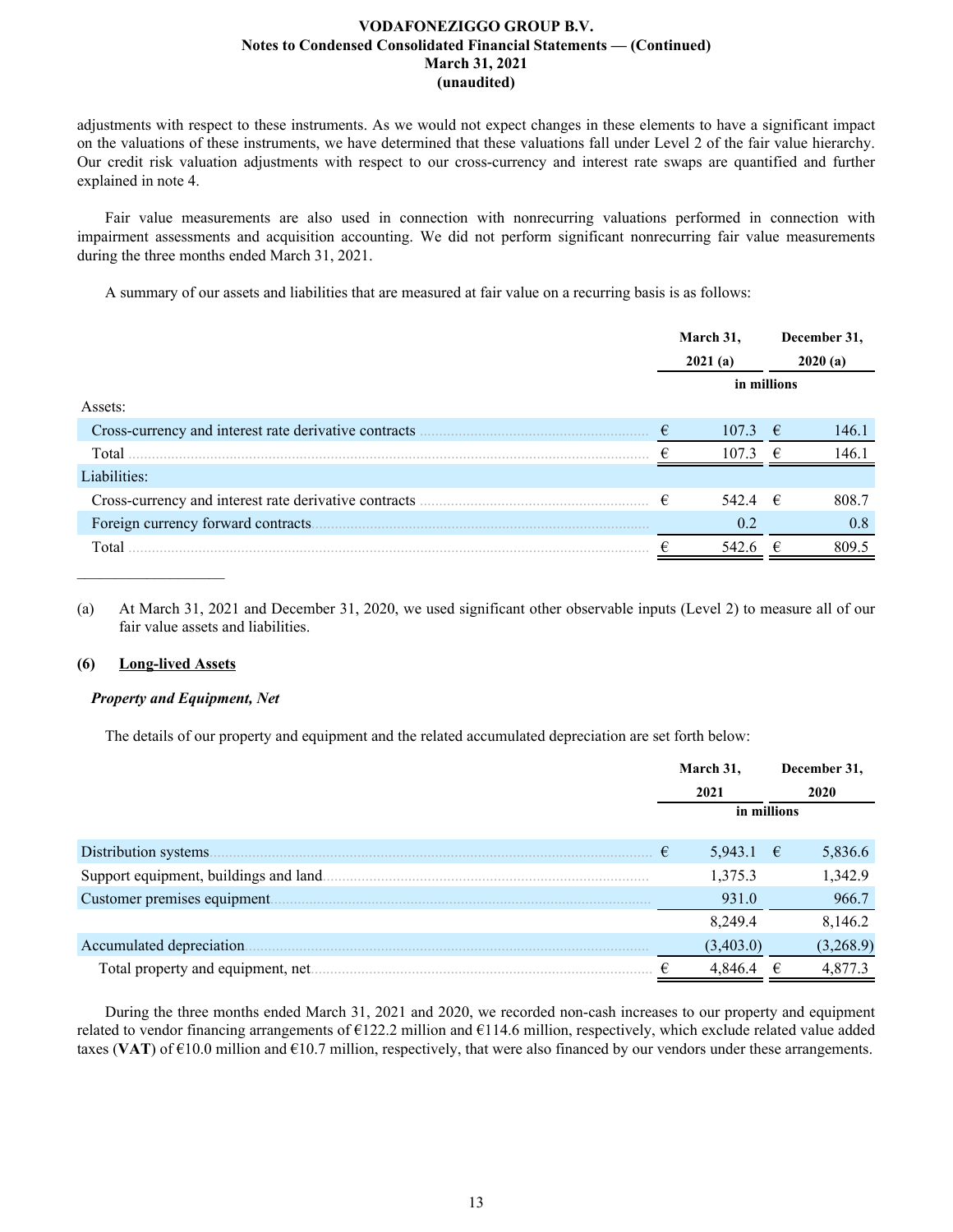adjustments with respect to these instruments. As we would not expect changes in these elements to have a significant impact on the valuations of these instruments, we have determined that these valuations fall under Level 2 of the fair value hierarchy. Our credit risk valuation adjustments with respect to our cross-currency and interest rate swaps are quantified and further explained in note 4.

Fair value measurements are also used in connection with nonrecurring valuations performed in connection with impairment assessments and acquisition accounting. We did not perform significant nonrecurring fair value measurements during the three months ended March 31, 2021.

A summary of our assets and liabilities that are measured at fair value on a recurring basis is as follows:

| | March 31, 2021 (a) | December 31, 2020 (a) |
|---|---|---|
| | in millions | |
| Assets: | | |
| Cross-currency and interest rate derivative contracts | € 107.3 | € 146.1 |
| Total | € 107.3 | € 146.1 |
| Liabilities: | | |
| Cross-currency and interest rate derivative contracts | € 542.4 | € 808.7 |
| Foreign currency forward contracts | 0.2 | 0.8 |
| Total | € 542.6 | € 809.5 |

(a) At March 31, 2021 and December 31, 2020, we used significant other observable inputs (Level 2) to measure all of our fair value assets and liabilities.

## (6) Long-lived Assets

### *Property and Equipment, Net*

The details of our property and equipment and the related accumulated depreciation are set forth below:

| | March 31, 2021 | December 31, 2020 |
|---|---|---|
| | in millions | |
| Distribution systems | € 5,943.1 | € 5,836.6 |
| Support equipment, buildings and land | 1,375.3 | 1,342.9 |
| Customer premises equipment | 931.0 | 966.7 |
| | 8,249.4 | 8,146.2 |
| Accumulated depreciation | (3,403.0) | (3,268.9) |
| Total property and equipment, net | € 4,846.4 | € 4,877.3 |

During the three months ended March 31, 2021 and 2020, we recorded non-cash increases to our property and equipment related to vendor financing arrangements of €122.2 million and €114.6 million, respectively, which exclude related value added taxes (**VAT**) of €10.0 million and €10.7 million, respectively, that were also financed by our vendors under these arrangements.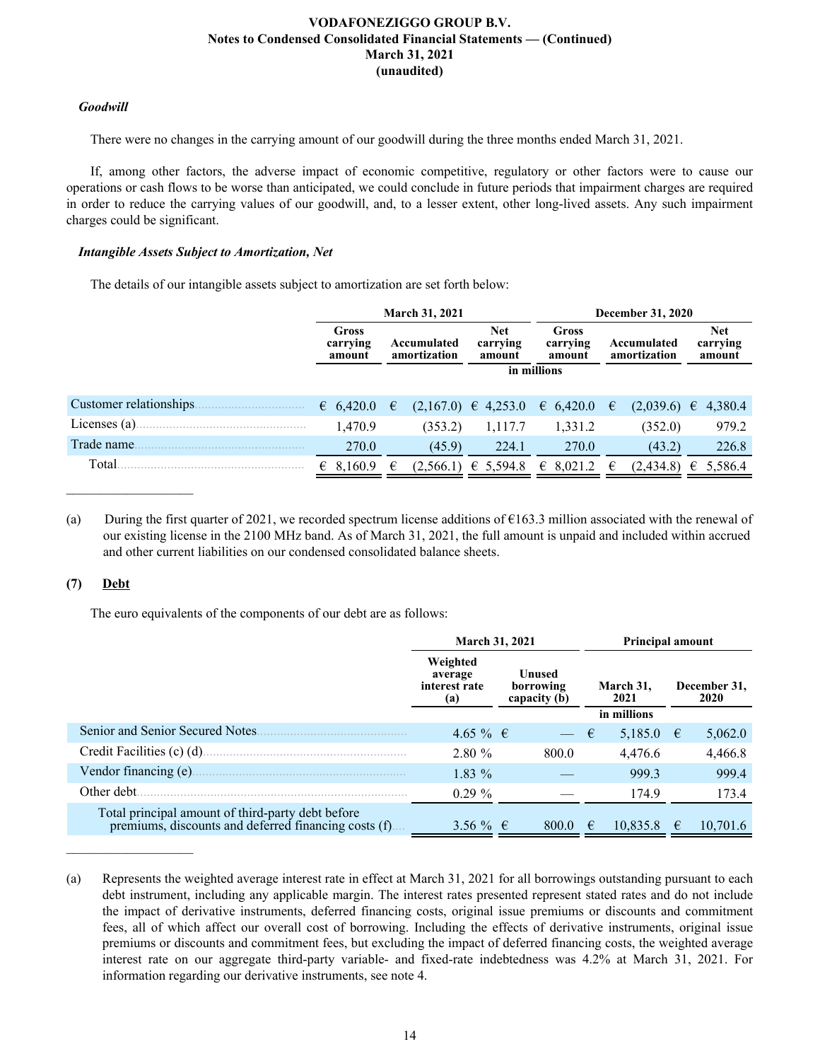### *Goodwill*

There were no changes in the carrying amount of our goodwill during the three months ended March 31, 2021.

If, among other factors, the adverse impact of economic competitive, regulatory or other factors were to cause our operations or cash flows to be worse than anticipated, we could conclude in future periods that impairment charges are required in order to reduce the carrying values of our goodwill, and, to a lesser extent, other long-lived assets. Any such impairment charges could be significant.

### *Intangible Assets Subject to Amortization, Net*

The details of our intangible assets subject to amortization are set forth below:

| | March 31, 2021 | | | December 31, 2020 | | |
|---|---|---|---|---|---|---|
| | Gross carrying amount | Accumulated amortization | Net carrying amount | Gross carrying amount | Accumulated amortization | Net carrying amount |
| | in millions | | | | | |
| Customer relationships | € 6,420.0 | € (2,167.0) | € 4,253.0 | € 6,420.0 | € (2,039.6) | € 4,380.4 |
| Licenses (a) | 1,470.9 | (353.2) | 1,117.7 | 1,331.2 | (352.0) | 979.2 |
| Trade name | 270.0 | (45.9) | 224.1 | 270.0 | (43.2) | 226.8 |
| Total | € 8,160.9 | € (2,566.1) | € 5,594.8 | € 8,021.2 | € (2,434.8) | € 5,586.4 |

(a) During the first quarter of 2021, we recorded spectrum license additions of €163.3 million associated with the renewal of our existing license in the 2100 MHz band. As of March 31, 2021, the full amount is unpaid and included within accrued and other current liabilities on our condensed consolidated balance sheets.

## (7) Debt

The euro equivalents of the components of our debt are as follows:

| | March 31, 2021 | | Principal amount | |
|---|---|---|---|---|
| | Weighted average interest rate (a) | Unused borrowing capacity (b) | March 31, 2021 | December 31, 2020 |
| | | | in millions | |
| Senior and Senior Secured Notes | 4.65 % | € — | € 5,185.0 | € 5,062.0 |
| Credit Facilities (c) (d) | 2.80 % | 800.0 | 4,476.6 | 4,466.8 |
| Vendor financing (e) | 1.83 % | — | 999.3 | 999.4 |
| Other debt | 0.29 % | — | 174.9 | 173.4 |
| Total principal amount of third-party debt before premiums, discounts and deferred financing costs (f) | 3.56 % | € 800.0 | € 10,835.8 | € 10,701.6 |

(a) Represents the weighted average interest rate in effect at March 31, 2021 for all borrowings outstanding pursuant to each debt instrument, including any applicable margin. The interest rates presented represent stated rates and do not include the impact of derivative instruments, deferred financing costs, original issue premiums or discounts and commitment fees, all of which affect our overall cost of borrowing. Including the effects of derivative instruments, original issue premiums or discounts and commitment fees, but excluding the impact of deferred financing costs, the weighted average interest rate on our aggregate third-party variable- and fixed-rate indebtedness was 4.2% at March 31, 2021. For information regarding our derivative instruments, see note 4.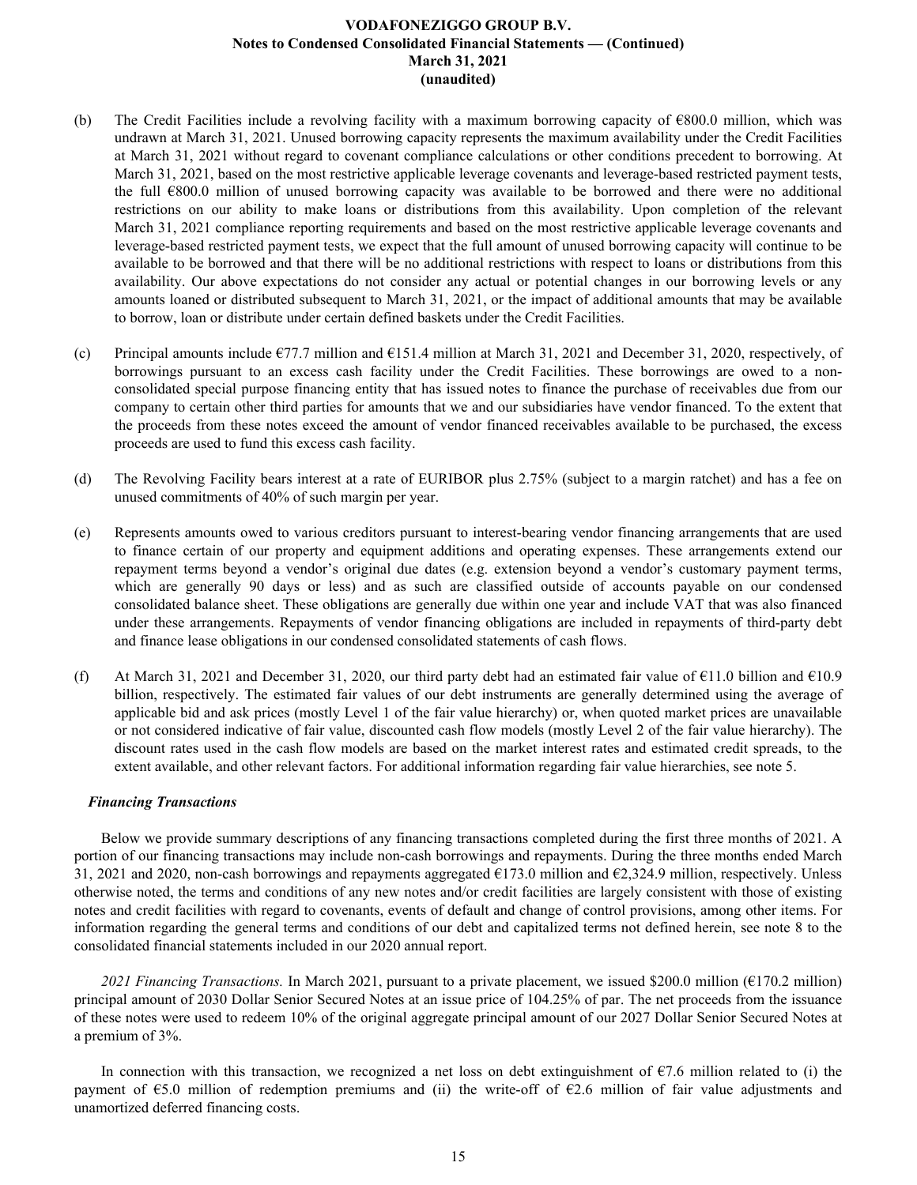(b) The Credit Facilities include a revolving facility with a maximum borrowing capacity of €800.0 million, which was undrawn at March 31, 2021. Unused borrowing capacity represents the maximum availability under the Credit Facilities at March 31, 2021 without regard to covenant compliance calculations or other conditions precedent to borrowing. At March 31, 2021, based on the most restrictive applicable leverage covenants and leverage-based restricted payment tests, the full €800.0 million of unused borrowing capacity was available to be borrowed and there were no additional restrictions on our ability to make loans or distributions from this availability. Upon completion of the relevant March 31, 2021 compliance reporting requirements and based on the most restrictive applicable leverage covenants and leverage-based restricted payment tests, we expect that the full amount of unused borrowing capacity will continue to be available to be borrowed and that there will be no additional restrictions with respect to loans or distributions from this availability. Our above expectations do not consider any actual or potential changes in our borrowing levels or any amounts loaned or distributed subsequent to March 31, 2021, or the impact of additional amounts that may be available to borrow, loan or distribute under certain defined baskets under the Credit Facilities.

(c) Principal amounts include €77.7 million and €151.4 million at March 31, 2021 and December 31, 2020, respectively, of borrowings pursuant to an excess cash facility under the Credit Facilities. These borrowings are owed to a non-consolidated special purpose financing entity that has issued notes to finance the purchase of receivables due from our company to certain other third parties for amounts that we and our subsidiaries have vendor financed. To the extent that the proceeds from these notes exceed the amount of vendor financed receivables available to be purchased, the excess proceeds are used to fund this excess cash facility.

(d) The Revolving Facility bears interest at a rate of EURIBOR plus 2.75% (subject to a margin ratchet) and has a fee on unused commitments of 40% of such margin per year.

(e) Represents amounts owed to various creditors pursuant to interest-bearing vendor financing arrangements that are used to finance certain of our property and equipment additions and operating expenses. These arrangements extend our repayment terms beyond a vendor's original due dates (e.g. extension beyond a vendor's customary payment terms, which are generally 90 days or less) and as such are classified outside of accounts payable on our condensed consolidated balance sheet. These obligations are generally due within one year and include VAT that was also financed under these arrangements. Repayments of vendor financing obligations are included in repayments of third-party debt and finance lease obligations in our condensed consolidated statements of cash flows.

(f) At March 31, 2021 and December 31, 2020, our third party debt had an estimated fair value of €11.0 billion and €10.9 billion, respectively. The estimated fair values of our debt instruments are generally determined using the average of applicable bid and ask prices (mostly Level 1 of the fair value hierarchy) or, when quoted market prices are unavailable or not considered indicative of fair value, discounted cash flow models (mostly Level 2 of the fair value hierarchy). The discount rates used in the cash flow models are based on the market interest rates and estimated credit spreads, to the extent available, and other relevant factors. For additional information regarding fair value hierarchies, see note 5.

***Financing Transactions***

Below we provide summary descriptions of any financing transactions completed during the first three months of 2021. A portion of our financing transactions may include non-cash borrowings and repayments. During the three months ended March 31, 2021 and 2020, non-cash borrowings and repayments aggregated €173.0 million and €2,324.9 million, respectively. Unless otherwise noted, the terms and conditions of any new notes and/or credit facilities are largely consistent with those of existing notes and credit facilities with regard to covenants, events of default and change of control provisions, among other items. For information regarding the general terms and conditions of our debt and capitalized terms not defined herein, see note 8 to the consolidated financial statements included in our 2020 annual report.

*2021 Financing Transactions.* In March 2021, pursuant to a private placement, we issued $200.0 million (€170.2 million) principal amount of 2030 Dollar Senior Secured Notes at an issue price of 104.25% of par. The net proceeds from the issuance of these notes were used to redeem 10% of the original aggregate principal amount of our 2027 Dollar Senior Secured Notes at a premium of 3%.

In connection with this transaction, we recognized a net loss on debt extinguishment of €7.6 million related to (i) the payment of €5.0 million of redemption premiums and (ii) the write-off of €2.6 million of fair value adjustments and unamortized deferred financing costs.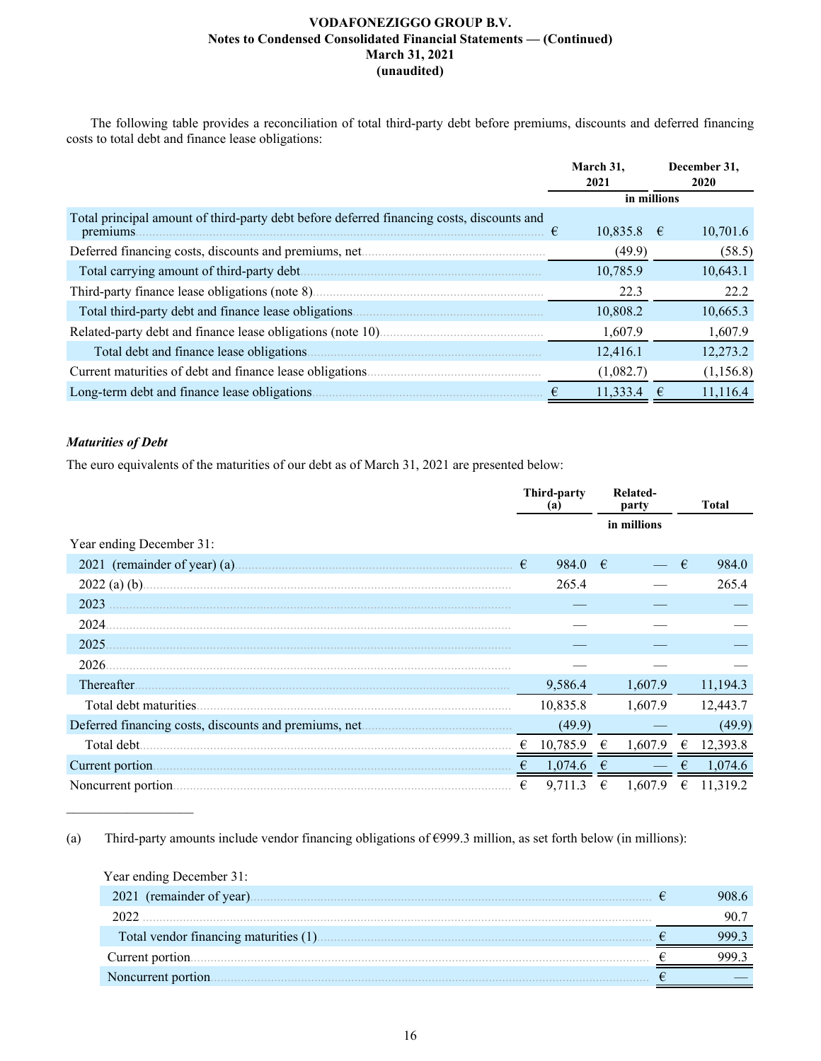The following table provides a reconciliation of total third-party debt before premiums, discounts and deferred financing costs to total debt and finance lease obligations:

| | March 31, 2021 | December 31, 2020 |
|---|---|---|
| | in millions | |
| Total principal amount of third-party debt before deferred financing costs, discounts and premiums | € 10,835.8 | € 10,701.6 |
| Deferred financing costs, discounts and premiums, net | (49.9) | (58.5) |
| Total carrying amount of third-party debt | 10,785.9 | 10,643.1 |
| Third-party finance lease obligations (note 8) | 22.3 | 22.2 |
| Total third-party debt and finance lease obligations | 10,808.2 | 10,665.3 |
| Related-party debt and finance lease obligations (note 10) | 1,607.9 | 1,607.9 |
| Total debt and finance lease obligations | 12,416.1 | 12,273.2 |
| Current maturities of debt and finance lease obligations | (1,082.7) | (1,156.8) |
| Long-term debt and finance lease obligations | € 11,333.4 | € 11,116.4 |

*Maturities of Debt*

The euro equivalents of the maturities of our debt as of March 31, 2021 are presented below:

| | Third-party (a) | Related-party | Total |
|---|---|---|---|
| | | in millions | |
| Year ending December 31: | | | |
| 2021 (remainder of year) (a) | € 984.0 | € — | € 984.0 |
| 2022 (a) (b) | 265.4 | — | 265.4 |
| 2023 | — | — | — |
| 2024 | — | — | — |
| 2025 | — | — | — |
| 2026 | — | — | — |
| Thereafter | 9,586.4 | 1,607.9 | 11,194.3 |
| Total debt maturities | 10,835.8 | 1,607.9 | 12,443.7 |
| Deferred financing costs, discounts and premiums, net | (49.9) | — | (49.9) |
| Total debt | € 10,785.9 | € 1,607.9 | € 12,393.8 |
| Current portion | € 1,074.6 | € — | € 1,074.6 |
| Noncurrent portion | € 9,711.3 | € 1,607.9 | € 11,319.2 |

(a) Third-party amounts include vendor financing obligations of €999.3 million, as set forth below (in millions):

| Year ending December 31: | |
|---|---|
| 2021 (remainder of year) | € 908.6 |
| 2022 | 90.7 |
| Total vendor financing maturities (1) | € 999.3 |
| Current portion | € 999.3 |
| Noncurrent portion | € — |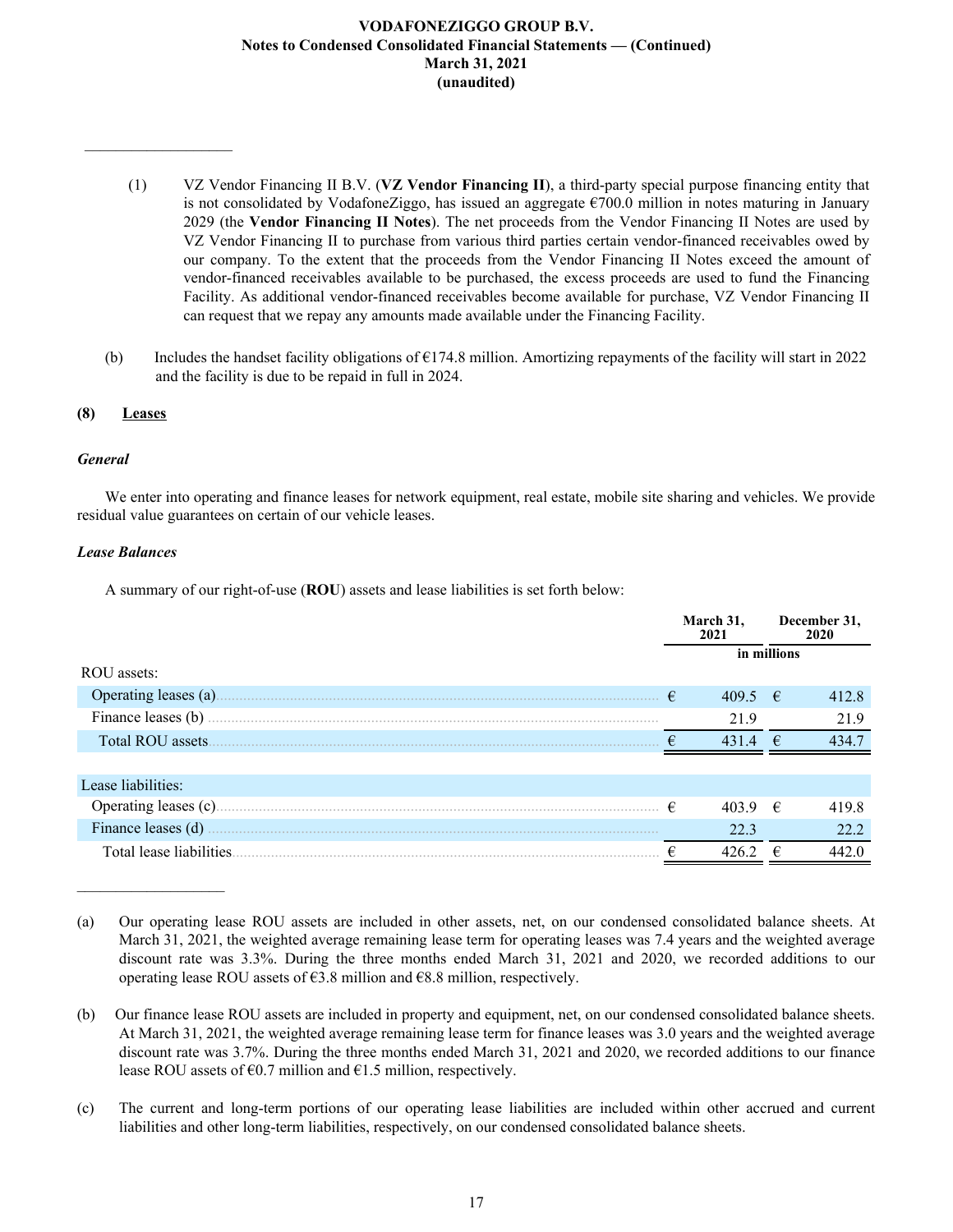(1) VZ Vendor Financing II B.V. (**VZ Vendor Financing II**), a third-party special purpose financing entity that is not consolidated by VodafoneZiggo, has issued an aggregate €700.0 million in notes maturing in January 2029 (the **Vendor Financing II Notes**). The net proceeds from the Vendor Financing II Notes are used by VZ Vendor Financing II to purchase from various third parties certain vendor-financed receivables owed by our company. To the extent that the proceeds from the Vendor Financing II Notes exceed the amount of vendor-financed receivables available to be purchased, the excess proceeds are used to fund the Financing Facility. As additional vendor-financed receivables become available for purchase, VZ Vendor Financing II can request that we repay any amounts made available under the Financing Facility.

(b) Includes the handset facility obligations of €174.8 million. Amortizing repayments of the facility will start in 2022 and the facility is due to be repaid in full in 2024.

## (8) Leases

### *General*

We enter into operating and finance leases for network equipment, real estate, mobile site sharing and vehicles. We provide residual value guarantees on certain of our vehicle leases.

### *Lease Balances*

A summary of our right-of-use (**ROU**) assets and lease liabilities is set forth below:

| | March 31, 2021 | December 31, 2020 |
|---|---|---|
| | in millions | |
| ROU assets: | | |
| Operating leases (a) | € 409.5 | € 412.8 |
| Finance leases (b) | 21.9 | 21.9 |
| Total ROU assets | € 431.4 | € 434.7 |
| | | |
| Lease liabilities: | | |
| Operating leases (c) | € 403.9 | € 419.8 |
| Finance leases (d) | 22.3 | 22.2 |
| Total lease liabilities | € 426.2 | € 442.0 |

(a) Our operating lease ROU assets are included in other assets, net, on our condensed consolidated balance sheets. At March 31, 2021, the weighted average remaining lease term for operating leases was 7.4 years and the weighted average discount rate was 3.3%. During the three months ended March 31, 2021 and 2020, we recorded additions to our operating lease ROU assets of €3.8 million and €8.8 million, respectively.

(b) Our finance lease ROU assets are included in property and equipment, net, on our condensed consolidated balance sheets. At March 31, 2021, the weighted average remaining lease term for finance leases was 3.0 years and the weighted average discount rate was 3.7%. During the three months ended March 31, 2021 and 2020, we recorded additions to our finance lease ROU assets of €0.7 million and €1.5 million, respectively.

(c) The current and long-term portions of our operating lease liabilities are included within other accrued and current liabilities and other long-term liabilities, respectively, on our condensed consolidated balance sheets.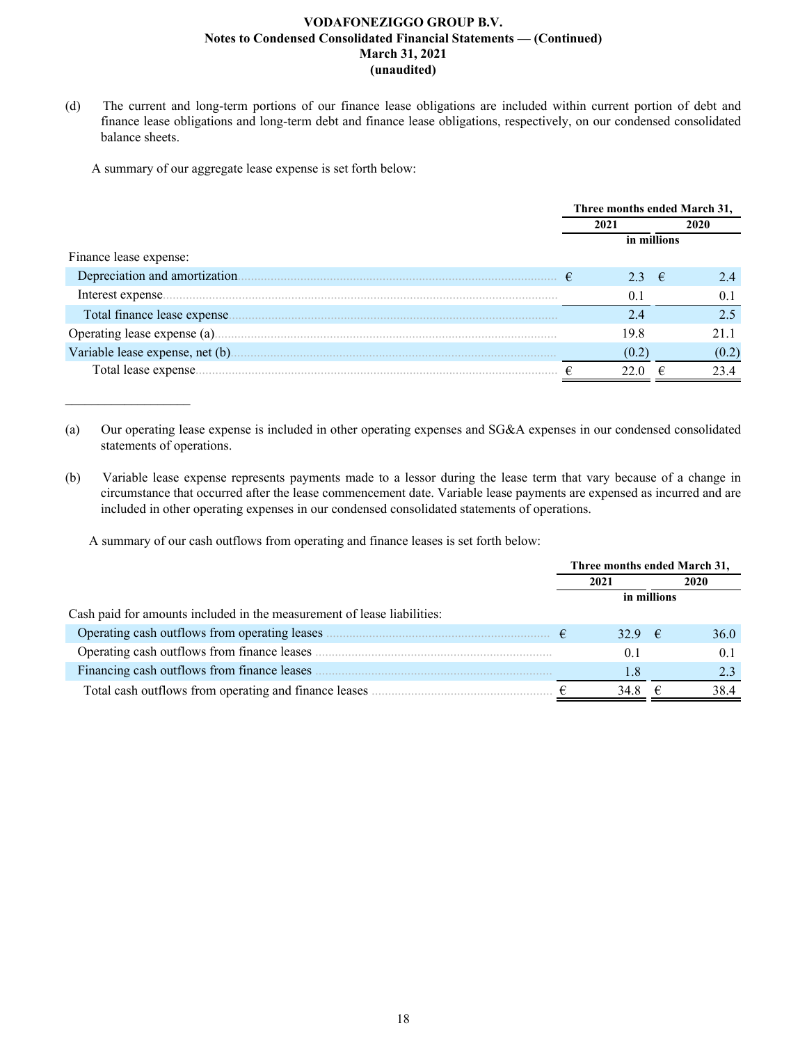(d) The current and long-term portions of our finance lease obligations are included within current portion of debt and finance lease obligations and long-term debt and finance lease obligations, respectively, on our condensed consolidated balance sheets.

A summary of our aggregate lease expense is set forth below:

| | Three months ended March 31, | |
|---|---|---|
| | 2021 | 2020 |
| | in millions | |
| Finance lease expense: | | |
| Depreciation and amortization | € 2.3 | € 2.4 |
| Interest expense | 0.1 | 0.1 |
| Total finance lease expense | 2.4 | 2.5 |
| Operating lease expense (a) | 19.8 | 21.1 |
| Variable lease expense, net (b) | (0.2) | (0.2) |
| Total lease expense | € 22.0 | € 23.4 |

(a) Our operating lease expense is included in other operating expenses and SG&A expenses in our condensed consolidated statements of operations.

(b) Variable lease expense represents payments made to a lessor during the lease term that vary because of a change in circumstance that occurred after the lease commencement date. Variable lease payments are expensed as incurred and are included in other operating expenses in our condensed consolidated statements of operations.

A summary of our cash outflows from operating and finance leases is set forth below:

| | Three months ended March 31, | |
|---|---|---|
| | 2021 | 2020 |
| | in millions | |
| Cash paid for amounts included in the measurement of lease liabilities: | | |
| Operating cash outflows from operating leases | € 32.9 | € 36.0 |
| Operating cash outflows from finance leases | 0.1 | 0.1 |
| Financing cash outflows from finance leases | 1.8 | 2.3 |
| Total cash outflows from operating and finance leases | € 34.8 | € 38.4 |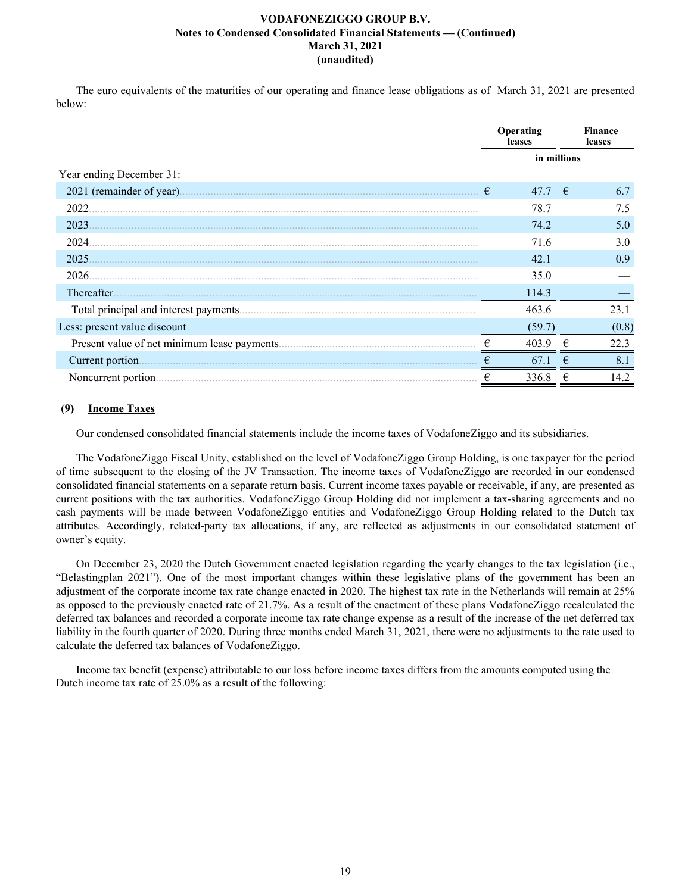The euro equivalents of the maturities of our operating and finance lease obligations as of March 31, 2021 are presented below:

| | Operating leases | Finance leases |
|---|---|---|
| | in millions | |
| Year ending December 31: | | |
| 2021 (remainder of year) | € 47.7 | € 6.7 |
| 2022 | 78.7 | 7.5 |
| 2023 | 74.2 | 5.0 |
| 2024 | 71.6 | 3.0 |
| 2025 | 42.1 | 0.9 |
| 2026 | 35.0 | — |
| Thereafter | 114.3 | — |
| Total principal and interest payments | 463.6 | 23.1 |
| Less: present value discount | (59.7) | (0.8) |
| Present value of net minimum lease payments | € 403.9 | € 22.3 |
| Current portion | € 67.1 | € 8.1 |
| Noncurrent portion | € 336.8 | € 14.2 |

## (9) Income Taxes

Our condensed consolidated financial statements include the income taxes of VodafoneZiggo and its subsidiaries.

The VodafoneZiggo Fiscal Unity, established on the level of VodafoneZiggo Group Holding, is one taxpayer for the period of time subsequent to the closing of the JV Transaction. The income taxes of VodafoneZiggo are recorded in our condensed consolidated financial statements on a separate return basis. Current income taxes payable or receivable, if any, are presented as current positions with the tax authorities. VodafoneZiggo Group Holding did not implement a tax-sharing agreements and no cash payments will be made between VodafoneZiggo entities and VodafoneZiggo Group Holding related to the Dutch tax attributes. Accordingly, related-party tax allocations, if any, are reflected as adjustments in our consolidated statement of owner's equity.

On December 23, 2020 the Dutch Government enacted legislation regarding the yearly changes to the tax legislation (i.e., "Belastingplan 2021"). One of the most important changes within these legislative plans of the government has been an adjustment of the corporate income tax rate change enacted in 2020. The highest tax rate in the Netherlands will remain at 25% as opposed to the previously enacted rate of 21.7%. As a result of the enactment of these plans VodafoneZiggo recalculated the deferred tax balances and recorded a corporate income tax rate change expense as a result of the increase of the net deferred tax liability in the fourth quarter of 2020. During three months ended March 31, 2021, there were no adjustments to the rate used to calculate the deferred tax balances of VodafoneZiggo.

Income tax benefit (expense) attributable to our loss before income taxes differs from the amounts computed using the Dutch income tax rate of 25.0% as a result of the following: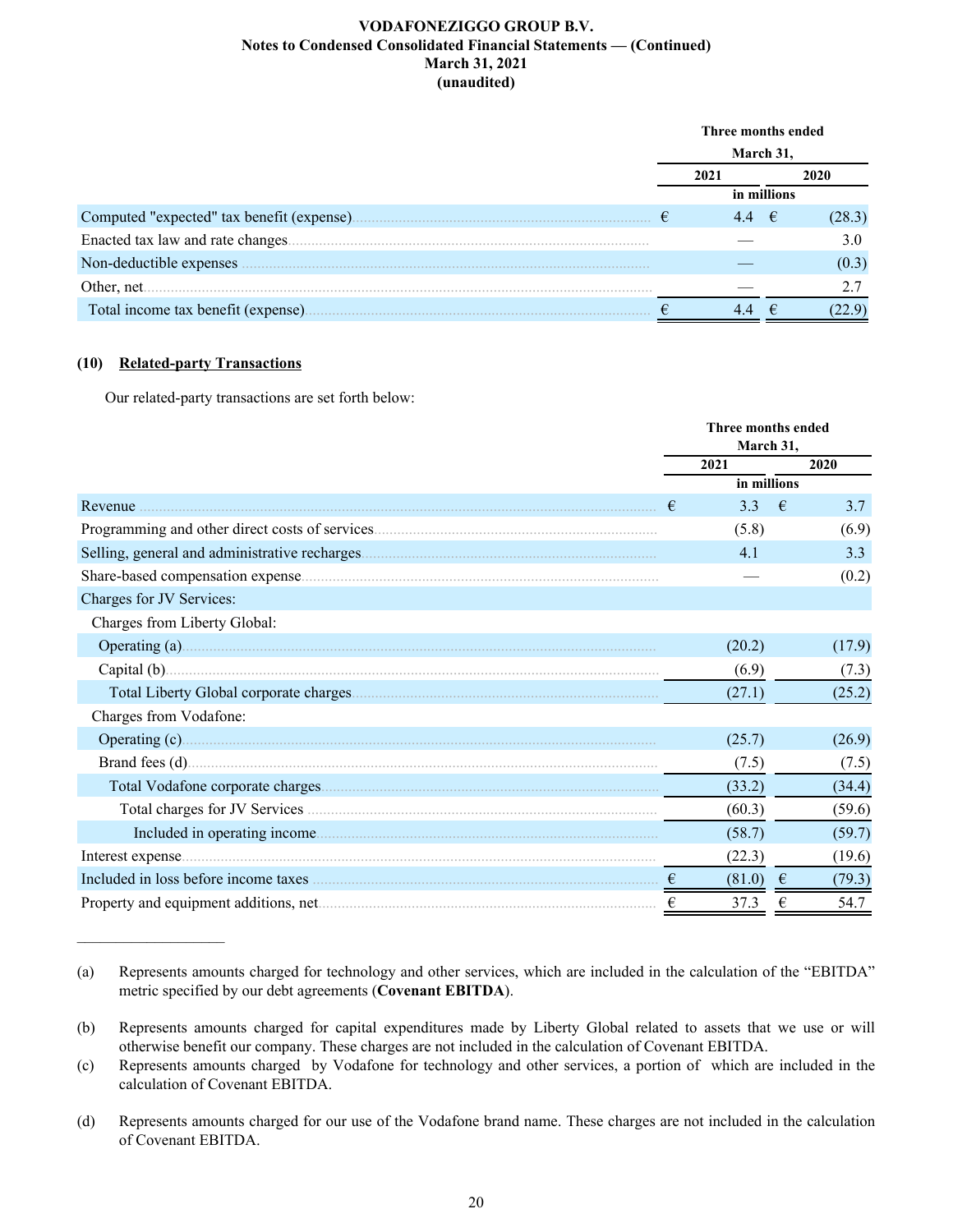|  | Three months ended March 31, |  |
|---|---|---|
|  | 2021 | 2020 |
|  | in millions |  |
| Computed "expected" tax benefit (expense) | € 4.4 | € (28.3) |
| Enacted tax law and rate changes | — | 3.0 |
| Non-deductible expenses | — | (0.3) |
| Other, net | — | 2.7 |
| Total income tax benefit (expense) | € 4.4 | € (22.9) |

## (10) Related-party Transactions

Our related-party transactions are set forth below:

|  | Three months ended March 31, |  |
|---|---|---|
|  | 2021 | 2020 |
|  | in millions |  |
| Revenue | € 3.3 | € 3.7 |
| Programming and other direct costs of services | (5.8) | (6.9) |
| Selling, general and administrative recharges | 4.1 | 3.3 |
| Share-based compensation expense | — | (0.2) |
| Charges for JV Services: |  |  |
| Charges from Liberty Global: |  |  |
| Operating (a) | (20.2) | (17.9) |
| Capital (b) | (6.9) | (7.3) |
| Total Liberty Global corporate charges | (27.1) | (25.2) |
| Charges from Vodafone: |  |  |
| Operating (c) | (25.7) | (26.9) |
| Brand fees (d) | (7.5) | (7.5) |
| Total Vodafone corporate charges | (33.2) | (34.4) |
| Total charges for JV Services | (60.3) | (59.6) |
| Included in operating income | (58.7) | (59.7) |
| Interest expense | (22.3) | (19.6) |
| Included in loss before income taxes | € (81.0) | € (79.3) |
| Property and equipment additions, net | € 37.3 | € 54.7 |

(a) Represents amounts charged for technology and other services, which are included in the calculation of the "EBITDA" metric specified by our debt agreements (**Covenant EBITDA**).

(b) Represents amounts charged for capital expenditures made by Liberty Global related to assets that we use or will otherwise benefit our company. These charges are not included in the calculation of Covenant EBITDA.

(c) Represents amounts charged by Vodafone for technology and other services, a portion of which are included in the calculation of Covenant EBITDA.

(d) Represents amounts charged for our use of the Vodafone brand name. These charges are not included in the calculation of Covenant EBITDA.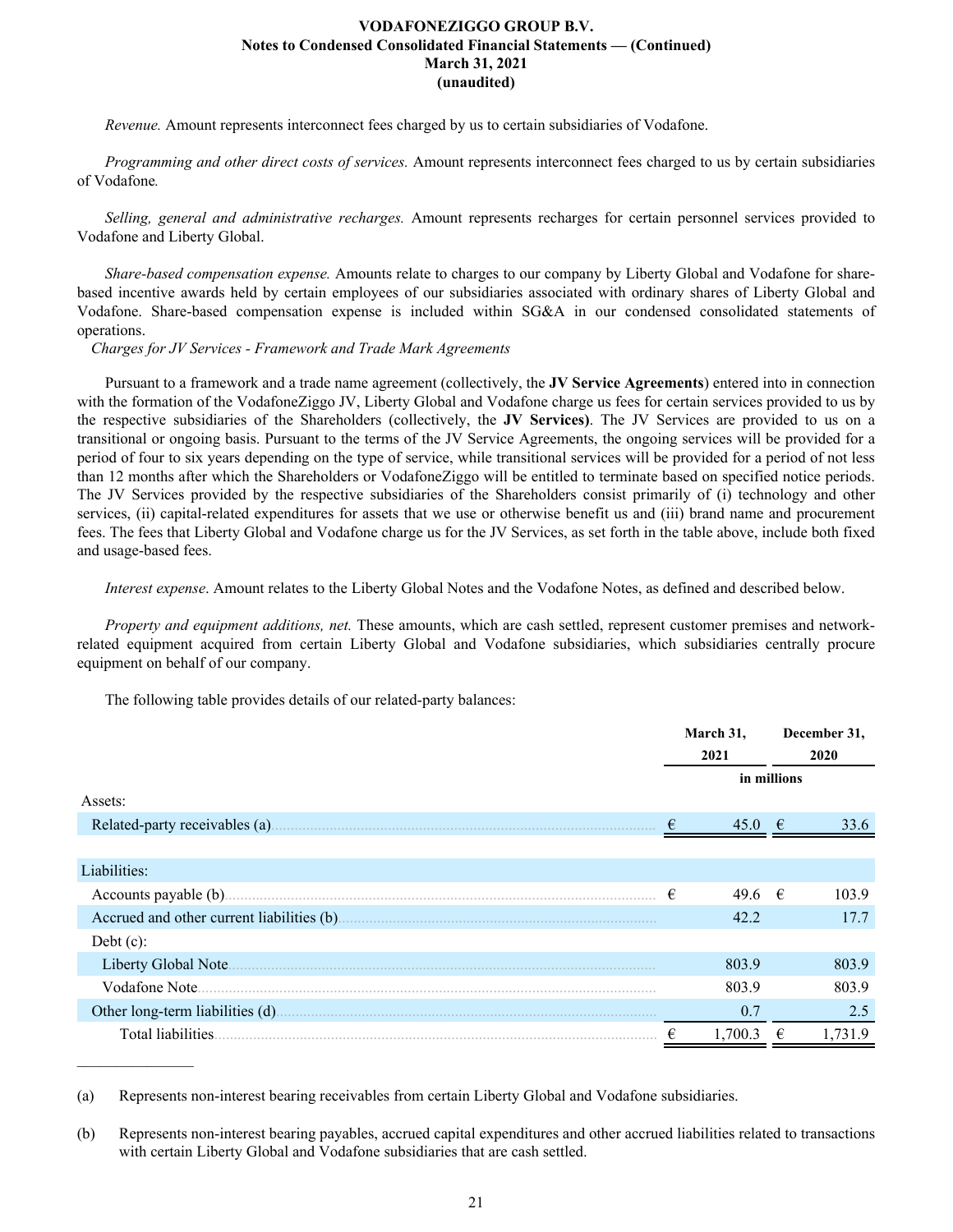*Revenue.* Amount represents interconnect fees charged by us to certain subsidiaries of Vodafone.

*Programming and other direct costs of services.* Amount represents interconnect fees charged to us by certain subsidiaries of Vodafone.

*Selling, general and administrative recharges.* Amount represents recharges for certain personnel services provided to Vodafone and Liberty Global.

*Share-based compensation expense.* Amounts relate to charges to our company by Liberty Global and Vodafone for share-based incentive awards held by certain employees of our subsidiaries associated with ordinary shares of Liberty Global and Vodafone. Share-based compensation expense is included within SG&A in our condensed consolidated statements of operations.

*Charges for JV Services - Framework and Trade Mark Agreements*

Pursuant to a framework and a trade name agreement (collectively, the **JV Service Agreements**) entered into in connection with the formation of the VodafoneZiggo JV, Liberty Global and Vodafone charge us fees for certain services provided to us by the respective subsidiaries of the Shareholders (collectively, the **JV Services)**. The JV Services are provided to us on a transitional or ongoing basis. Pursuant to the terms of the JV Service Agreements, the ongoing services will be provided for a period of four to six years depending on the type of service, while transitional services will be provided for a period of not less than 12 months after which the Shareholders or VodafoneZiggo will be entitled to terminate based on specified notice periods. The JV Services provided by the respective subsidiaries of the Shareholders consist primarily of (i) technology and other services, (ii) capital-related expenditures for assets that we use or otherwise benefit us and (iii) brand name and procurement fees. The fees that Liberty Global and Vodafone charge us for the JV Services, as set forth in the table above, include both fixed and usage-based fees.

*Interest expense*. Amount relates to the Liberty Global Notes and the Vodafone Notes, as defined and described below.

*Property and equipment additions, net.* These amounts, which are cash settled, represent customer premises and network-related equipment acquired from certain Liberty Global and Vodafone subsidiaries, which subsidiaries centrally procure equipment on behalf of our company.

The following table provides details of our related-party balances:

| | March 31, 2021 | December 31, 2020 |
|---|---|---|
| | in millions | |
| Assets: | | |
| Related-party receivables (a) | € 45.0 | € 33.6 |
| Liabilities: | | |
| Accounts payable (b) | € 49.6 | € 103.9 |
| Accrued and other current liabilities (b) | 42.2 | 17.7 |
| Debt (c): | | |
| Liberty Global Note | 803.9 | 803.9 |
| Vodafone Note | 803.9 | 803.9 |
| Other long-term liabilities (d) | 0.7 | 2.5 |
| Total liabilities | € 1,700.3 | € 1,731.9 |

(a) Represents non-interest bearing receivables from certain Liberty Global and Vodafone subsidiaries.

(b) Represents non-interest bearing payables, accrued capital expenditures and other accrued liabilities related to transactions with certain Liberty Global and Vodafone subsidiaries that are cash settled.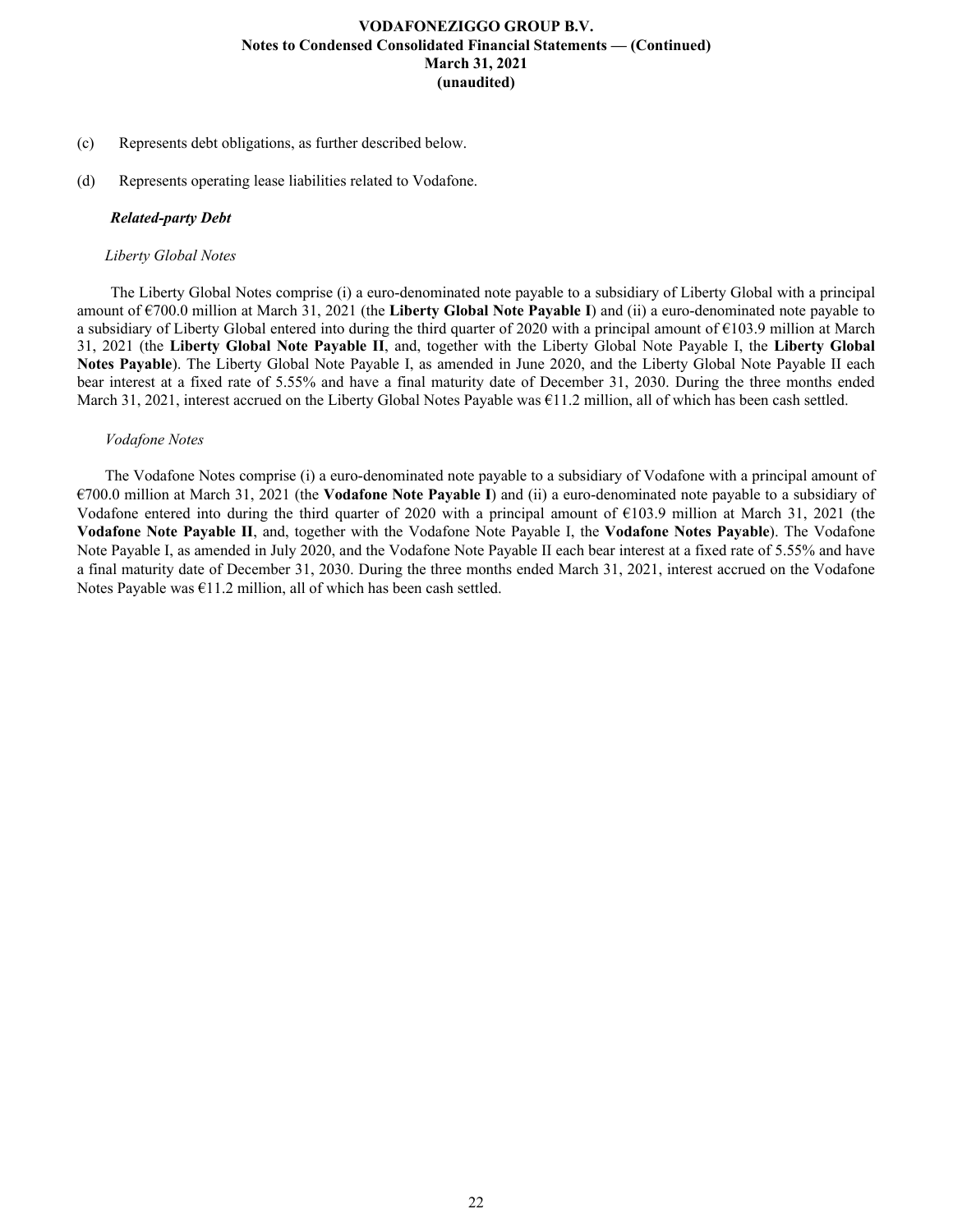(c) Represents debt obligations, as further described below.

(d) Represents operating lease liabilities related to Vodafone.

***Related-party Debt***

*Liberty Global Notes*

The Liberty Global Notes comprise (i) a euro-denominated note payable to a subsidiary of Liberty Global with a principal amount of €700.0 million at March 31, 2021 (the **Liberty Global Note Payable I**) and (ii) a euro-denominated note payable to a subsidiary of Liberty Global entered into during the third quarter of 2020 with a principal amount of €103.9 million at March 31, 2021 (the **Liberty Global Note Payable II**, and, together with the Liberty Global Note Payable I, the **Liberty Global Notes Payable**). The Liberty Global Note Payable I, as amended in June 2020, and the Liberty Global Note Payable II each bear interest at a fixed rate of 5.55% and have a final maturity date of December 31, 2030. During the three months ended March 31, 2021, interest accrued on the Liberty Global Notes Payable was €11.2 million, all of which has been cash settled.

*Vodafone Notes*

The Vodafone Notes comprise (i) a euro-denominated note payable to a subsidiary of Vodafone with a principal amount of €700.0 million at March 31, 2021 (the **Vodafone Note Payable I**) and (ii) a euro-denominated note payable to a subsidiary of Vodafone entered into during the third quarter of 2020 with a principal amount of €103.9 million at March 31, 2021 (the **Vodafone Note Payable II**, and, together with the Vodafone Note Payable I, the **Vodafone Notes Payable**). The Vodafone Note Payable I, as amended in July 2020, and the Vodafone Note Payable II each bear interest at a fixed rate of 5.55% and have a final maturity date of December 31, 2030. During the three months ended March 31, 2021, interest accrued on the Vodafone Notes Payable was €11.2 million, all of which has been cash settled.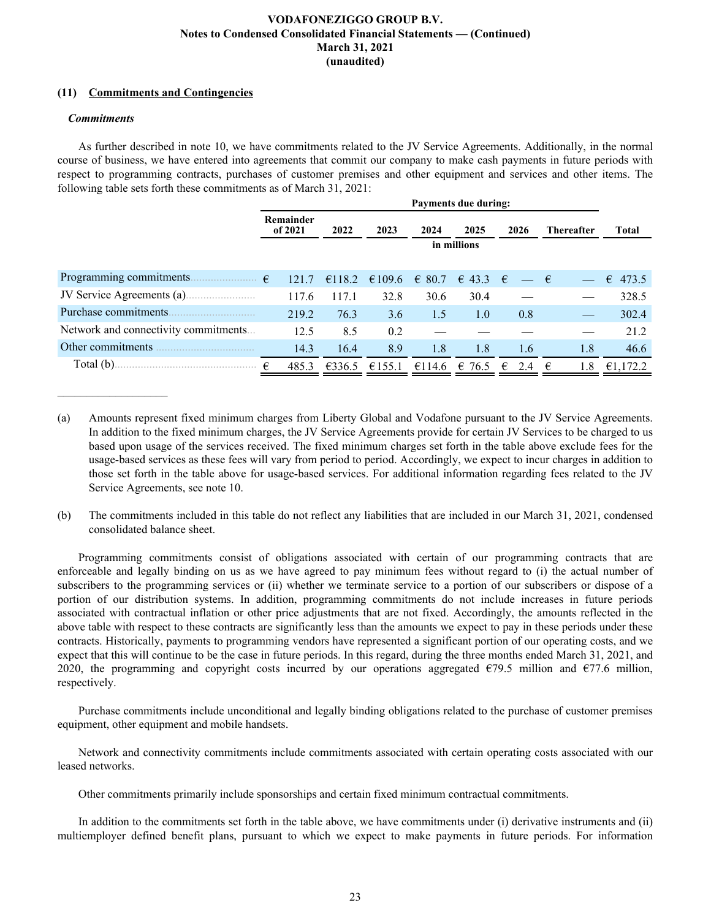### (11) Commitments and Contingencies

***Commitments***

As further described in note 10, we have commitments related to the JV Service Agreements. Additionally, in the normal course of business, we have entered into agreements that commit our company to make cash payments in future periods with respect to programming contracts, purchases of customer premises and other equipment and services and other items. The following table sets forth these commitments as of March 31, 2021:

| | Payments due during: | | | | | | | |
|---|---|---|---|---|---|---|---|---|
| | Remainder of 2021 | 2022 | 2023 | 2024 | 2025 | 2026 | Thereafter | Total |
| | in millions | | | | | | | |
| Programming commitments | € 121.7 | €118.2 | €109.6 | € 80.7 | € 43.3 | € — | € — | € 473.5 |
| JV Service Agreements (a) | 117.6 | 117.1 | 32.8 | 30.6 | 30.4 | — | — | 328.5 |
| Purchase commitments | 219.2 | 76.3 | 3.6 | 1.5 | 1.0 | 0.8 | — | 302.4 |
| Network and connectivity commitments | 12.5 | 8.5 | 0.2 | — | — | — | — | 21.2 |
| Other commitments | 14.3 | 16.4 | 8.9 | 1.8 | 1.8 | 1.6 | 1.8 | 46.6 |
| Total (b) | € 485.3 | €336.5 | €155.1 | €114.6 | € 76.5 | € 2.4 | € 1.8 | €1,172.2 |

(a) Amounts represent fixed minimum charges from Liberty Global and Vodafone pursuant to the JV Service Agreements. In addition to the fixed minimum charges, the JV Service Agreements provide for certain JV Services to be charged to us based upon usage of the services received. The fixed minimum charges set forth in the table above exclude fees for the usage-based services as these fees will vary from period to period. Accordingly, we expect to incur charges in addition to those set forth in the table above for usage-based services. For additional information regarding fees related to the JV Service Agreements, see note 10.

(b) The commitments included in this table do not reflect any liabilities that are included in our March 31, 2021, condensed consolidated balance sheet.

Programming commitments consist of obligations associated with certain of our programming contracts that are enforceable and legally binding on us as we have agreed to pay minimum fees without regard to (i) the actual number of subscribers to the programming services or (ii) whether we terminate service to a portion of our subscribers or dispose of a portion of our distribution systems. In addition, programming commitments do not include increases in future periods associated with contractual inflation or other price adjustments that are not fixed. Accordingly, the amounts reflected in the above table with respect to these contracts are significantly less than the amounts we expect to pay in these periods under these contracts. Historically, payments to programming vendors have represented a significant portion of our operating costs, and we expect that this will continue to be the case in future periods. In this regard, during the three months ended March 31, 2021, and 2020, the programming and copyright costs incurred by our operations aggregated €79.5 million and €77.6 million, respectively.

Purchase commitments include unconditional and legally binding obligations related to the purchase of customer premises equipment, other equipment and mobile handsets.

Network and connectivity commitments include commitments associated with certain operating costs associated with our leased networks.

Other commitments primarily include sponsorships and certain fixed minimum contractual commitments.

In addition to the commitments set forth in the table above, we have commitments under (i) derivative instruments and (ii) multiemployer defined benefit plans, pursuant to which we expect to make payments in future periods. For information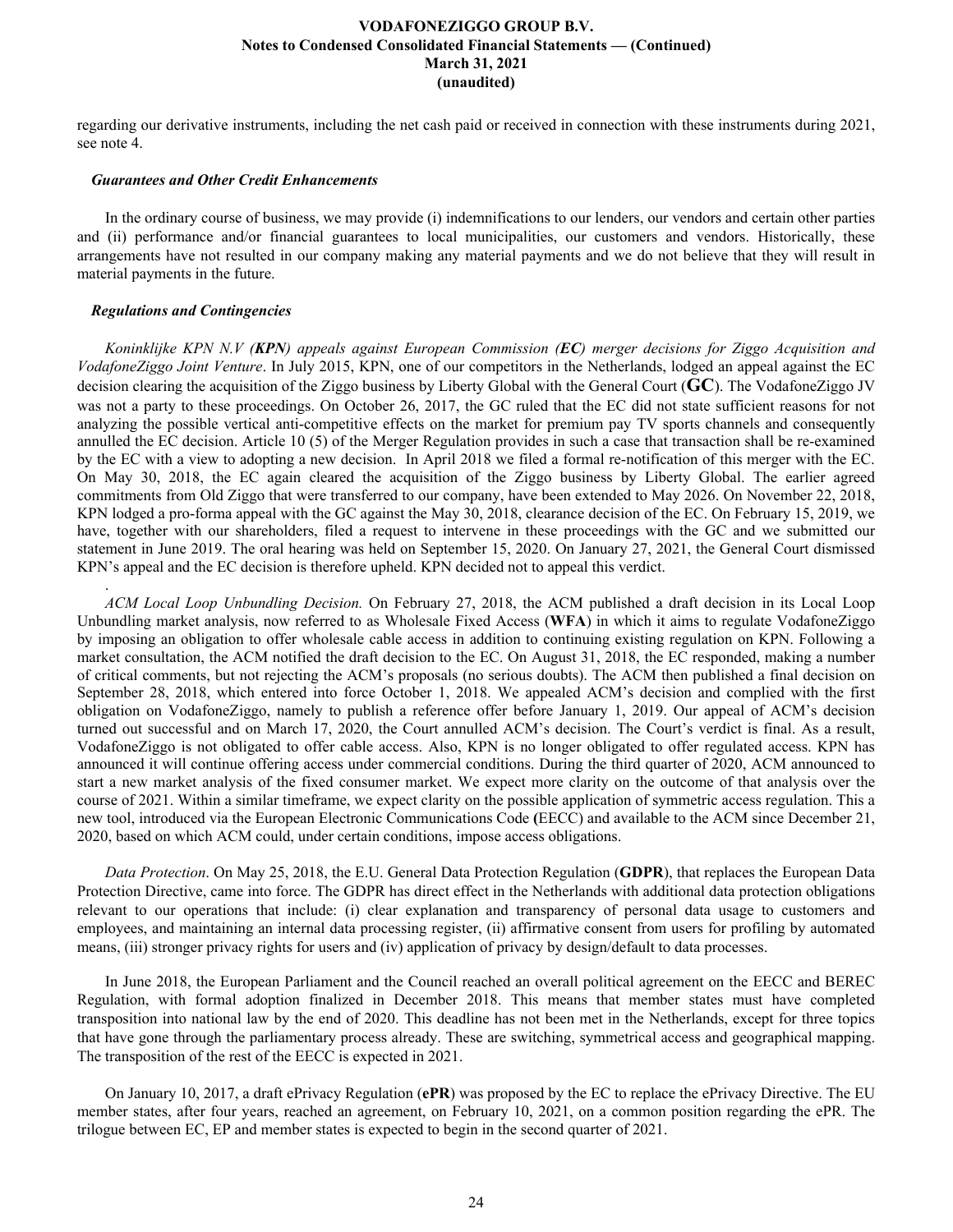regarding our derivative instruments, including the net cash paid or received in connection with these instruments during 2021, see note 4.

### *Guarantees and Other Credit Enhancements*

In the ordinary course of business, we may provide (i) indemnifications to our lenders, our vendors and certain other parties and (ii) performance and/or financial guarantees to local municipalities, our customers and vendors. Historically, these arrangements have not resulted in our company making any material payments and we do not believe that they will result in material payments in the future.

### *Regulations and Contingencies*

*Koninklijke KPN N.V (**KPN**) appeals against European Commission (**EC**) merger decisions for Ziggo Acquisition and VodafoneZiggo Joint Venture*. In July 2015, KPN, one of our competitors in the Netherlands, lodged an appeal against the EC decision clearing the acquisition of the Ziggo business by Liberty Global with the General Court (**GC**). The VodafoneZiggo JV was not a party to these proceedings. On October 26, 2017, the GC ruled that the EC did not state sufficient reasons for not analyzing the possible vertical anti-competitive effects on the market for premium pay TV sports channels and consequently annulled the EC decision. Article 10 (5) of the Merger Regulation provides in such a case that transaction shall be re-examined by the EC with a view to adopting a new decision. In April 2018 we filed a formal re-notification of this merger with the EC. On May 30, 2018, the EC again cleared the acquisition of the Ziggo business by Liberty Global. The earlier agreed commitments from Old Ziggo that were transferred to our company, have been extended to May 2026. On November 22, 2018, KPN lodged a pro-forma appeal with the GC against the May 30, 2018, clearance decision of the EC. On February 15, 2019, we have, together with our shareholders, filed a request to intervene in these proceedings with the GC and we submitted our statement in June 2019. The oral hearing was held on September 15, 2020. On January 27, 2021, the General Court dismissed KPN's appeal and the EC decision is therefore upheld. KPN decided not to appeal this verdict.

*ACM Local Loop Unbundling Decision.* On February 27, 2018, the ACM published a draft decision in its Local Loop Unbundling market analysis, now referred to as Wholesale Fixed Access (**WFA**) in which it aims to regulate VodafoneZiggo by imposing an obligation to offer wholesale cable access in addition to continuing existing regulation on KPN. Following a market consultation, the ACM notified the draft decision to the EC. On August 31, 2018, the EC responded, making a number of critical comments, but not rejecting the ACM's proposals (no serious doubts). The ACM then published a final decision on September 28, 2018, which entered into force October 1, 2018. We appealed ACM's decision and complied with the first obligation on VodafoneZiggo, namely to publish a reference offer before January 1, 2019. Our appeal of ACM's decision turned out successful and on March 17, 2020, the Court annulled ACM's decision. The Court's verdict is final. As a result, VodafoneZiggo is not obligated to offer cable access. Also, KPN is no longer obligated to offer regulated access. KPN has announced it will continue offering access under commercial conditions. During the third quarter of 2020, ACM announced to start a new market analysis of the fixed consumer market. We expect more clarity on the outcome of that analysis over the course of 2021. Within a similar timeframe, we expect clarity on the possible application of symmetric access regulation. This a new tool, introduced via the European Electronic Communications Code (EECC) and available to the ACM since December 21, 2020, based on which ACM could, under certain conditions, impose access obligations.

*Data Protection*. On May 25, 2018, the E.U. General Data Protection Regulation (**GDPR**), that replaces the European Data Protection Directive, came into force. The GDPR has direct effect in the Netherlands with additional data protection obligations relevant to our operations that include: (i) clear explanation and transparency of personal data usage to customers and employees, and maintaining an internal data processing register, (ii) affirmative consent from users for profiling by automated means, (iii) stronger privacy rights for users and (iv) application of privacy by design/default to data processes.

In June 2018, the European Parliament and the Council reached an overall political agreement on the EECC and BEREC Regulation, with formal adoption finalized in December 2018. This means that member states must have completed transposition into national law by the end of 2020. This deadline has not been met in the Netherlands, except for three topics that have gone through the parliamentary process already. These are switching, symmetrical access and geographical mapping. The transposition of the rest of the EECC is expected in 2021.

On January 10, 2017, a draft ePrivacy Regulation (**ePR**) was proposed by the EC to replace the ePrivacy Directive. The EU member states, after four years, reached an agreement, on February 10, 2021, on a common position regarding the ePR. The trilogue between EC, EP and member states is expected to begin in the second quarter of 2021.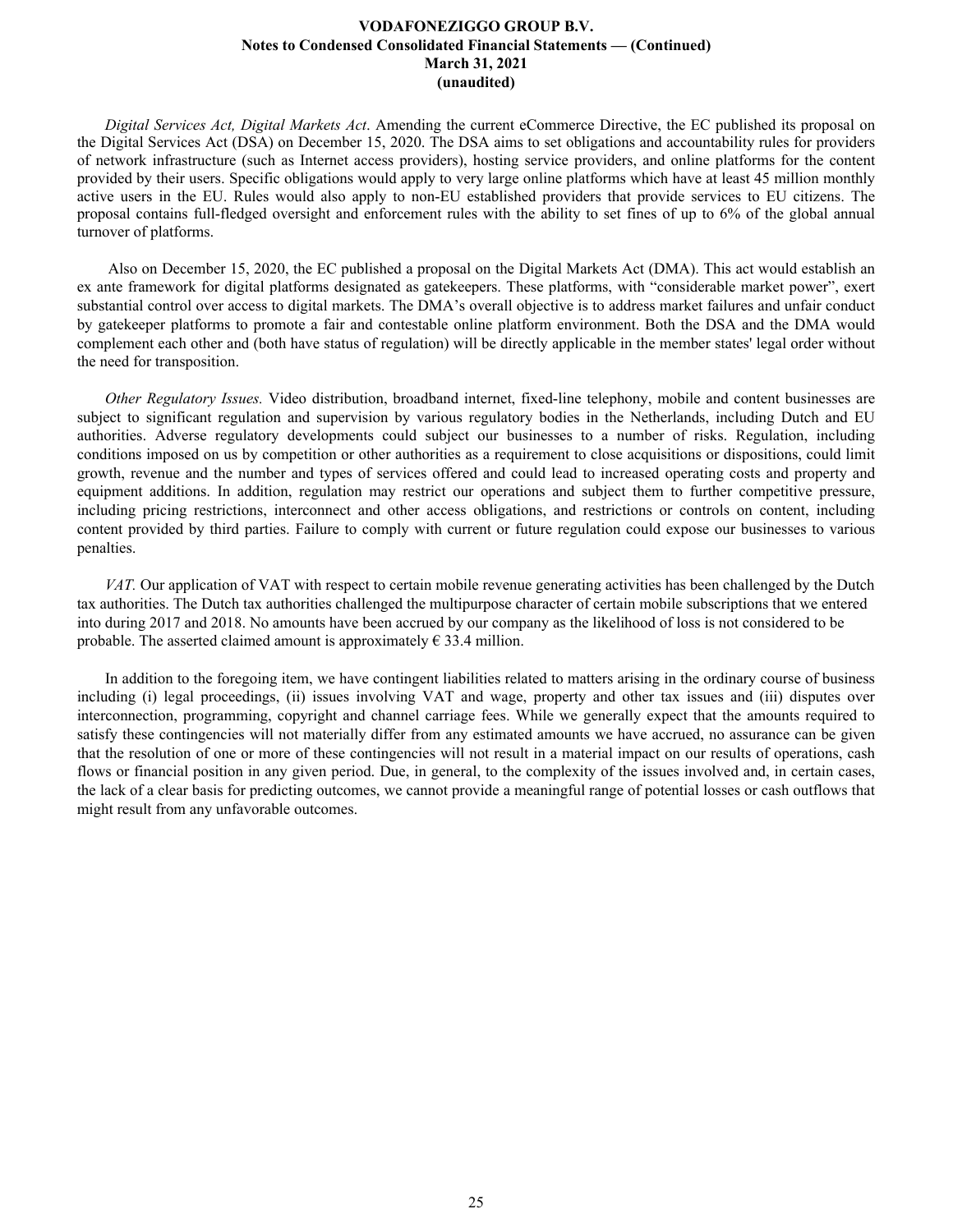*Digital Services Act, Digital Markets Act*. Amending the current eCommerce Directive, the EC published its proposal on the Digital Services Act (DSA) on December 15, 2020. The DSA aims to set obligations and accountability rules for providers of network infrastructure (such as Internet access providers), hosting service providers, and online platforms for the content provided by their users. Specific obligations would apply to very large online platforms which have at least 45 million monthly active users in the EU. Rules would also apply to non-EU established providers that provide services to EU citizens. The proposal contains full-fledged oversight and enforcement rules with the ability to set fines of up to 6% of the global annual turnover of platforms.

Also on December 15, 2020, the EC published a proposal on the Digital Markets Act (DMA). This act would establish an ex ante framework for digital platforms designated as gatekeepers. These platforms, with "considerable market power", exert substantial control over access to digital markets. The DMA's overall objective is to address market failures and unfair conduct by gatekeeper platforms to promote a fair and contestable online platform environment. Both the DSA and the DMA would complement each other and (both have status of regulation) will be directly applicable in the member states' legal order without the need for transposition.

*Other Regulatory Issues.* Video distribution, broadband internet, fixed-line telephony, mobile and content businesses are subject to significant regulation and supervision by various regulatory bodies in the Netherlands, including Dutch and EU authorities. Adverse regulatory developments could subject our businesses to a number of risks. Regulation, including conditions imposed on us by competition or other authorities as a requirement to close acquisitions or dispositions, could limit growth, revenue and the number and types of services offered and could lead to increased operating costs and property and equipment additions. In addition, regulation may restrict our operations and subject them to further competitive pressure, including pricing restrictions, interconnect and other access obligations, and restrictions or controls on content, including content provided by third parties. Failure to comply with current or future regulation could expose our businesses to various penalties.

*VAT.* Our application of VAT with respect to certain mobile revenue generating activities has been challenged by the Dutch tax authorities. The Dutch tax authorities challenged the multipurpose character of certain mobile subscriptions that we entered into during 2017 and 2018. No amounts have been accrued by our company as the likelihood of loss is not considered to be probable. The asserted claimed amount is approximately € 33.4 million.

In addition to the foregoing item, we have contingent liabilities related to matters arising in the ordinary course of business including (i) legal proceedings, (ii) issues involving VAT and wage, property and other tax issues and (iii) disputes over interconnection, programming, copyright and channel carriage fees. While we generally expect that the amounts required to satisfy these contingencies will not materially differ from any estimated amounts we have accrued, no assurance can be given that the resolution of one or more of these contingencies will not result in a material impact on our results of operations, cash flows or financial position in any given period. Due, in general, to the complexity of the issues involved and, in certain cases, the lack of a clear basis for predicting outcomes, we cannot provide a meaningful range of potential losses or cash outflows that might result from any unfavorable outcomes.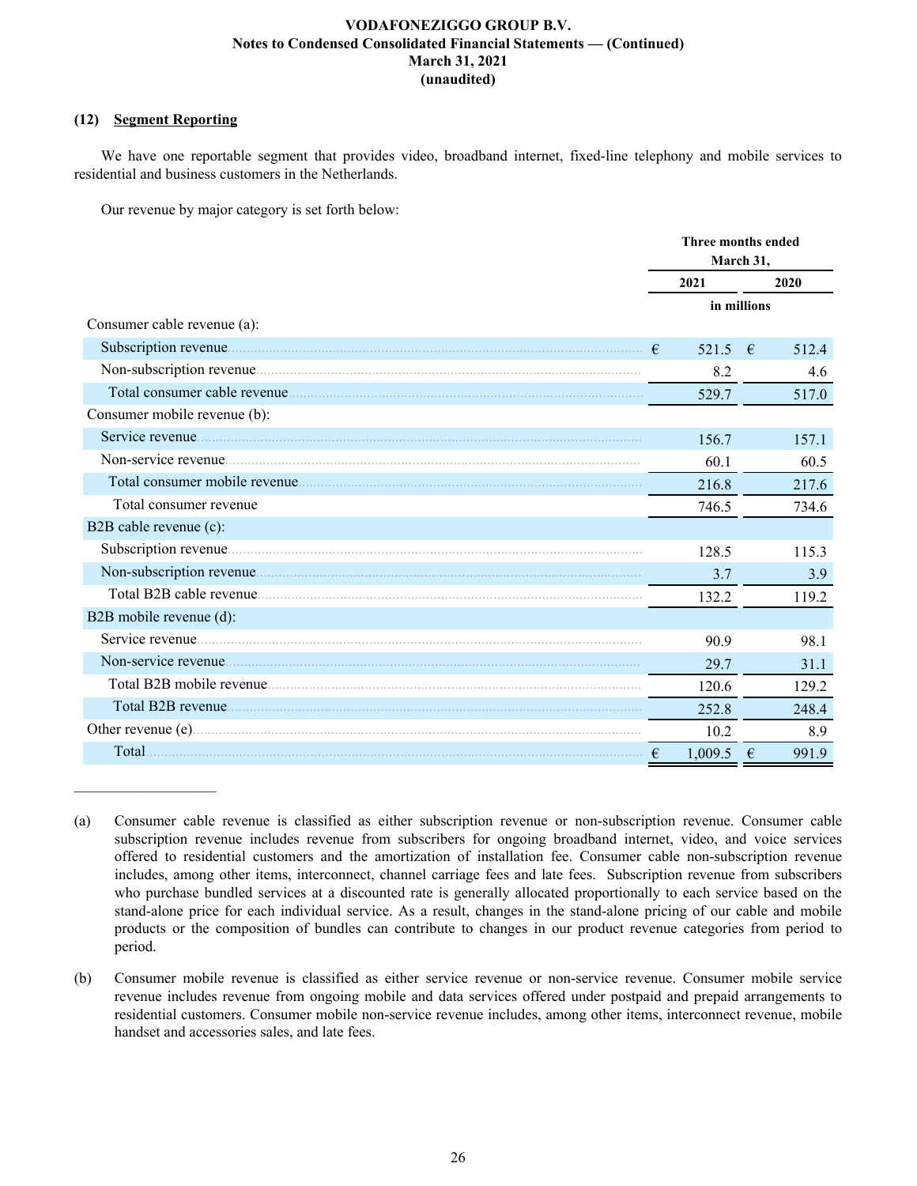## (12) Segment Reporting

We have one reportable segment that provides video, broadband internet, fixed-line telephony and mobile services to residential and business customers in the Netherlands.

Our revenue by major category is set forth below:

| | Three months ended March 31, | |
|---|---|---|
| | 2021 | 2020 |
| | in millions | |
| Consumer cable revenue (a): | | |
| Subscription revenue | € 521.5 | € 512.4 |
| Non-subscription revenue | 8.2 | 4.6 |
| Total consumer cable revenue | 529.7 | 517.0 |
| Consumer mobile revenue (b): | | |
| Service revenue | 156.7 | 157.1 |
| Non-service revenue | 60.1 | 60.5 |
| Total consumer mobile revenue | 216.8 | 217.6 |
| Total consumer revenue | 746.5 | 734.6 |
| B2B cable revenue (c): | | |
| Subscription revenue | 128.5 | 115.3 |
| Non-subscription revenue | 3.7 | 3.9 |
| Total B2B cable revenue | 132.2 | 119.2 |
| B2B mobile revenue (d): | | |
| Service revenue | 90.9 | 98.1 |
| Non-service revenue | 29.7 | 31.1 |
| Total B2B mobile revenue | 120.6 | 129.2 |
| Total B2B revenue | 252.8 | 248.4 |
| Other revenue (e) | 10.2 | 8.9 |
| Total | € 1,009.5 | € 991.9 |

_______________

(a) Consumer cable revenue is classified as either subscription revenue or non-subscription revenue. Consumer cable subscription revenue includes revenue from subscribers for ongoing broadband internet, video, and voice services offered to residential customers and the amortization of installation fee. Consumer cable non-subscription revenue includes, among other items, interconnect, channel carriage fees and late fees. Subscription revenue from subscribers who purchase bundled services at a discounted rate is generally allocated proportionally to each service based on the stand-alone price for each individual service. As a result, changes in the stand-alone pricing of our cable and mobile products or the composition of bundles can contribute to changes in our product revenue categories from period to period.

(b) Consumer mobile revenue is classified as either service revenue or non-service revenue. Consumer mobile service revenue includes revenue from ongoing mobile and data services offered under postpaid and prepaid arrangements to residential customers. Consumer mobile non-service revenue includes, among other items, interconnect revenue, mobile handset and accessories sales, and late fees.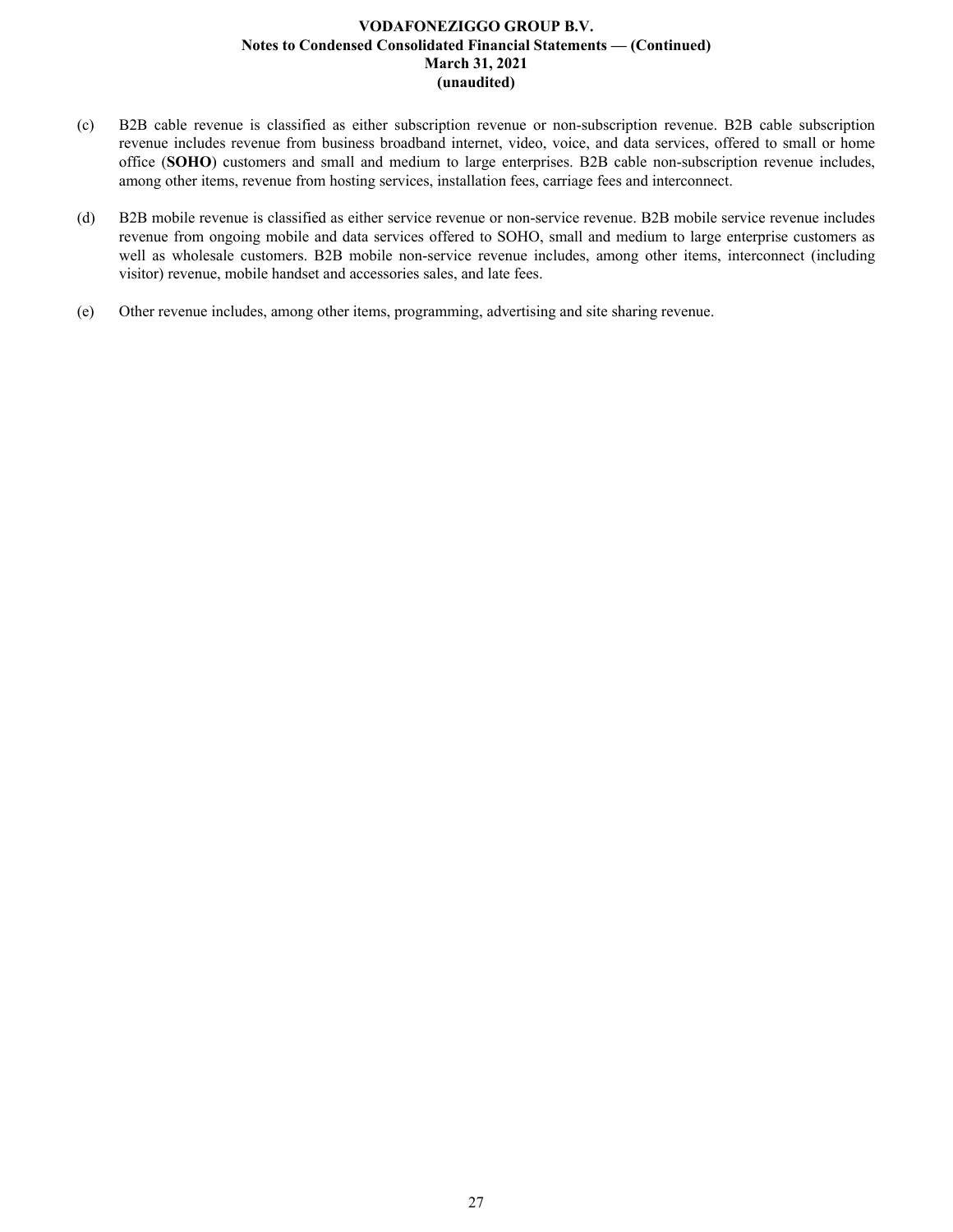(c) B2B cable revenue is classified as either subscription revenue or non-subscription revenue. B2B cable subscription revenue includes revenue from business broadband internet, video, voice, and data services, offered to small or home office (**SOHO**) customers and small and medium to large enterprises. B2B cable non-subscription revenue includes, among other items, revenue from hosting services, installation fees, carriage fees and interconnect.

(d) B2B mobile revenue is classified as either service revenue or non-service revenue. B2B mobile service revenue includes revenue from ongoing mobile and data services offered to SOHO, small and medium to large enterprise customers as well as wholesale customers. B2B mobile non-service revenue includes, among other items, interconnect (including visitor) revenue, mobile handset and accessories sales, and late fees.

(e) Other revenue includes, among other items, programming, advertising and site sharing revenue.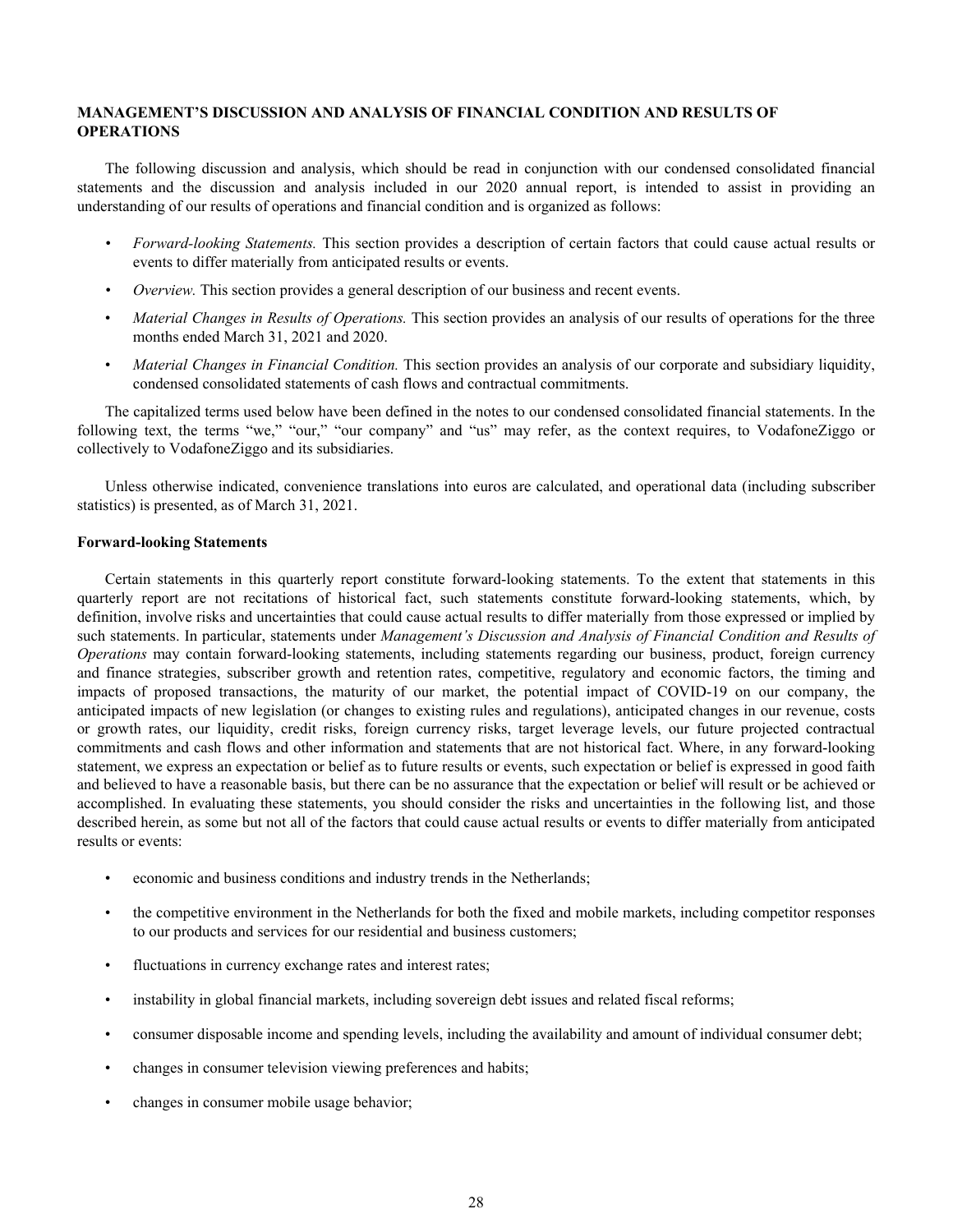## MANAGEMENT'S DISCUSSION AND ANALYSIS OF FINANCIAL CONDITION AND RESULTS OF OPERATIONS

The following discussion and analysis, which should be read in conjunction with our condensed consolidated financial statements and the discussion and analysis included in our 2020 annual report, is intended to assist in providing an understanding of our results of operations and financial condition and is organized as follows:

- *Forward-looking Statements.* This section provides a description of certain factors that could cause actual results or events to differ materially from anticipated results or events.
- *Overview.* This section provides a general description of our business and recent events.
- *Material Changes in Results of Operations.* This section provides an analysis of our results of operations for the three months ended March 31, 2021 and 2020.
- *Material Changes in Financial Condition.* This section provides an analysis of our corporate and subsidiary liquidity, condensed consolidated statements of cash flows and contractual commitments.

The capitalized terms used below have been defined in the notes to our condensed consolidated financial statements. In the following text, the terms "we," "our," "our company" and "us" may refer, as the context requires, to VodafoneZiggo or collectively to VodafoneZiggo and its subsidiaries.

Unless otherwise indicated, convenience translations into euros are calculated, and operational data (including subscriber statistics) is presented, as of March 31, 2021.

### Forward-looking Statements

Certain statements in this quarterly report constitute forward-looking statements. To the extent that statements in this quarterly report are not recitations of historical fact, such statements constitute forward-looking statements, which, by definition, involve risks and uncertainties that could cause actual results to differ materially from those expressed or implied by such statements. In particular, statements under *Management's Discussion and Analysis of Financial Condition and Results of Operations* may contain forward-looking statements, including statements regarding our business, product, foreign currency and finance strategies, subscriber growth and retention rates, competitive, regulatory and economic factors, the timing and impacts of proposed transactions, the maturity of our market, the potential impact of COVID-19 on our company, the anticipated impacts of new legislation (or changes to existing rules and regulations), anticipated changes in our revenue, costs or growth rates, our liquidity, credit risks, foreign currency risks, target leverage levels, our future projected contractual commitments and cash flows and other information and statements that are not historical fact. Where, in any forward-looking statement, we express an expectation or belief as to future results or events, such expectation or belief is expressed in good faith and believed to have a reasonable basis, but there can be no assurance that the expectation or belief will result or be achieved or accomplished. In evaluating these statements, you should consider the risks and uncertainties in the following list, and those described herein, as some but not all of the factors that could cause actual results or events to differ materially from anticipated results or events:

- economic and business conditions and industry trends in the Netherlands;
- the competitive environment in the Netherlands for both the fixed and mobile markets, including competitor responses to our products and services for our residential and business customers;
- fluctuations in currency exchange rates and interest rates;
- instability in global financial markets, including sovereign debt issues and related fiscal reforms;
- consumer disposable income and spending levels, including the availability and amount of individual consumer debt;
- changes in consumer television viewing preferences and habits;
- changes in consumer mobile usage behavior;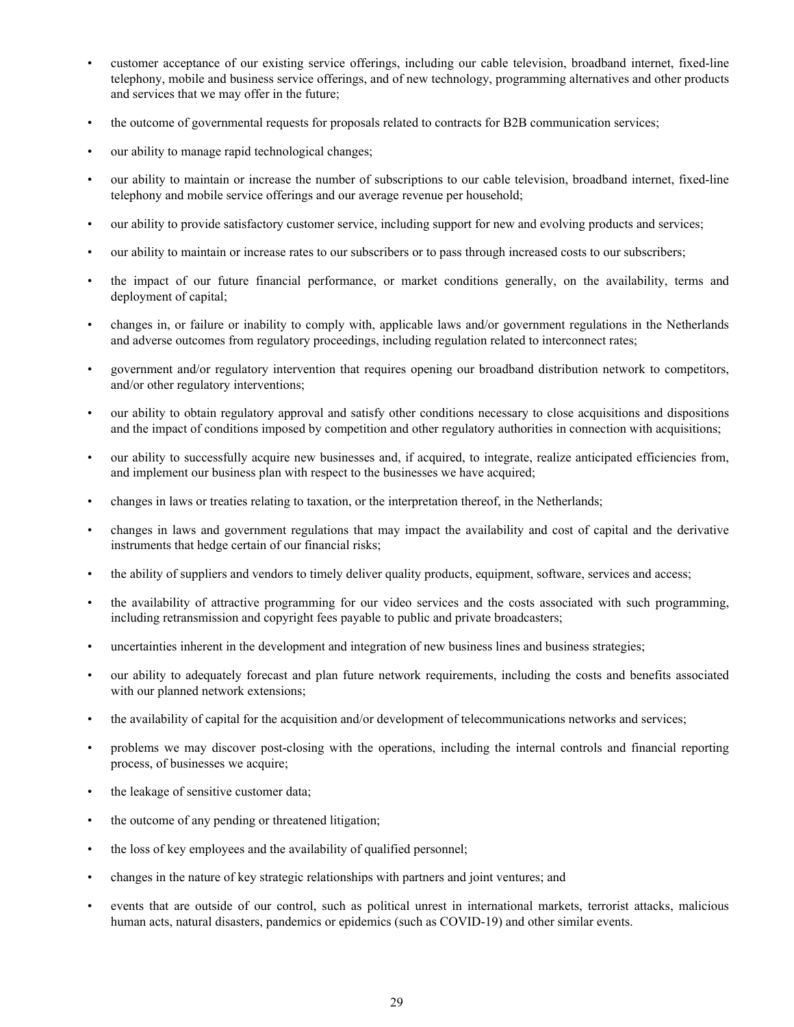- customer acceptance of our existing service offerings, including our cable television, broadband internet, fixed-line telephony, mobile and business service offerings, and of new technology, programming alternatives and other products and services that we may offer in the future;
- the outcome of governmental requests for proposals related to contracts for B2B communication services;
- our ability to manage rapid technological changes;
- our ability to maintain or increase the number of subscriptions to our cable television, broadband internet, fixed-line telephony and mobile service offerings and our average revenue per household;
- our ability to provide satisfactory customer service, including support for new and evolving products and services;
- our ability to maintain or increase rates to our subscribers or to pass through increased costs to our subscribers;
- the impact of our future financial performance, or market conditions generally, on the availability, terms and deployment of capital;
- changes in, or failure or inability to comply with, applicable laws and/or government regulations in the Netherlands and adverse outcomes from regulatory proceedings, including regulation related to interconnect rates;
- government and/or regulatory intervention that requires opening our broadband distribution network to competitors, and/or other regulatory interventions;
- our ability to obtain regulatory approval and satisfy other conditions necessary to close acquisitions and dispositions and the impact of conditions imposed by competition and other regulatory authorities in connection with acquisitions;
- our ability to successfully acquire new businesses and, if acquired, to integrate, realize anticipated efficiencies from, and implement our business plan with respect to the businesses we have acquired;
- changes in laws or treaties relating to taxation, or the interpretation thereof, in the Netherlands;
- changes in laws and government regulations that may impact the availability and cost of capital and the derivative instruments that hedge certain of our financial risks;
- the ability of suppliers and vendors to timely deliver quality products, equipment, software, services and access;
- the availability of attractive programming for our video services and the costs associated with such programming, including retransmission and copyright fees payable to public and private broadcasters;
- uncertainties inherent in the development and integration of new business lines and business strategies;
- our ability to adequately forecast and plan future network requirements, including the costs and benefits associated with our planned network extensions;
- the availability of capital for the acquisition and/or development of telecommunications networks and services;
- problems we may discover post-closing with the operations, including the internal controls and financial reporting process, of businesses we acquire;
- the leakage of sensitive customer data;
- the outcome of any pending or threatened litigation;
- the loss of key employees and the availability of qualified personnel;
- changes in the nature of key strategic relationships with partners and joint ventures; and
- events that are outside of our control, such as political unrest in international markets, terrorist attacks, malicious human acts, natural disasters, pandemics or epidemics (such as COVID-19) and other similar events.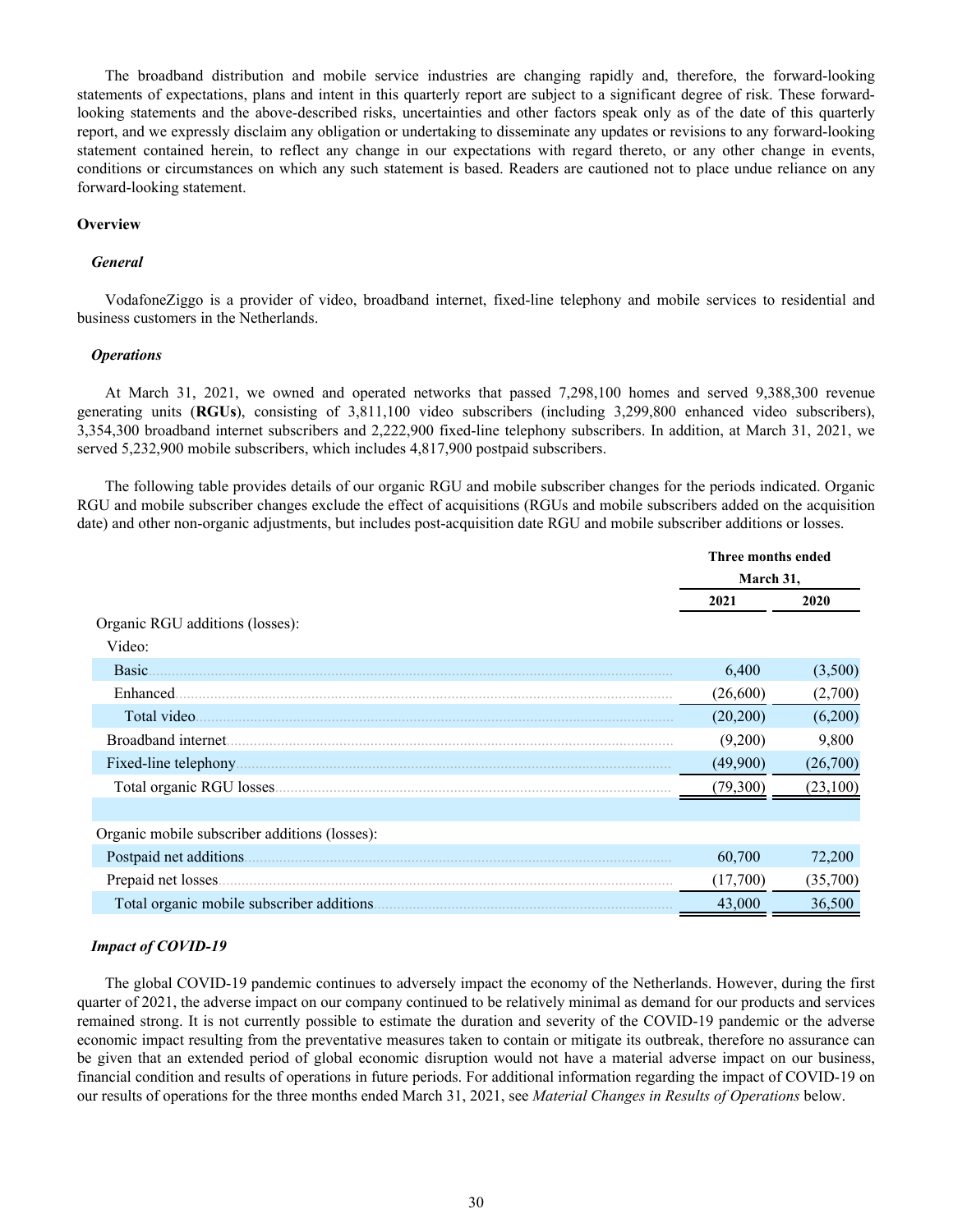The broadband distribution and mobile service industries are changing rapidly and, therefore, the forward-looking statements of expectations, plans and intent in this quarterly report are subject to a significant degree of risk. These forward-looking statements and the above-described risks, uncertainties and other factors speak only as of the date of this quarterly report, and we expressly disclaim any obligation or undertaking to disseminate any updates or revisions to any forward-looking statement contained herein, to reflect any change in our expectations with regard thereto, or any other change in events, conditions or circumstances on which any such statement is based. Readers are cautioned not to place undue reliance on any forward-looking statement.

## Overview

### *General*

VodafoneZiggo is a provider of video, broadband internet, fixed-line telephony and mobile services to residential and business customers in the Netherlands.

### *Operations*

At March 31, 2021, we owned and operated networks that passed 7,298,100 homes and served 9,388,300 revenue generating units (**RGUs**), consisting of 3,811,100 video subscribers (including 3,299,800 enhanced video subscribers), 3,354,300 broadband internet subscribers and 2,222,900 fixed-line telephony subscribers. In addition, at March 31, 2021, we served 5,232,900 mobile subscribers, which includes 4,817,900 postpaid subscribers.

The following table provides details of our organic RGU and mobile subscriber changes for the periods indicated. Organic RGU and mobile subscriber changes exclude the effect of acquisitions (RGUs and mobile subscribers added on the acquisition date) and other non-organic adjustments, but includes post-acquisition date RGU and mobile subscriber additions or losses.

| | Three months ended March 31, | |
|---|---|---|
| | 2021 | 2020 |
| Organic RGU additions (losses): | | |
| Video: | | |
| Basic | 6,400 | (3,500) |
| Enhanced | (26,600) | (2,700) |
| Total video | (20,200) | (6,200) |
| Broadband internet | (9,200) | 9,800 |
| Fixed-line telephony | (49,900) | (26,700) |
| Total organic RGU losses | (79,300) | (23,100) |
| | | |
| Organic mobile subscriber additions (losses): | | |
| Postpaid net additions | 60,700 | 72,200 |
| Prepaid net losses | (17,700) | (35,700) |
| Total organic mobile subscriber additions | 43,000 | 36,500 |

### *Impact of COVID-19*

The global COVID-19 pandemic continues to adversely impact the economy of the Netherlands. However, during the first quarter of 2021, the adverse impact on our company continued to be relatively minimal as demand for our products and services remained strong. It is not currently possible to estimate the duration and severity of the COVID-19 pandemic or the adverse economic impact resulting from the preventative measures taken to contain or mitigate its outbreak, therefore no assurance can be given that an extended period of global economic disruption would not have a material adverse impact on our business, financial condition and results of operations in future periods. For additional information regarding the impact of COVID-19 on our results of operations for the three months ended March 31, 2021, see *Material Changes in Results of Operations* below.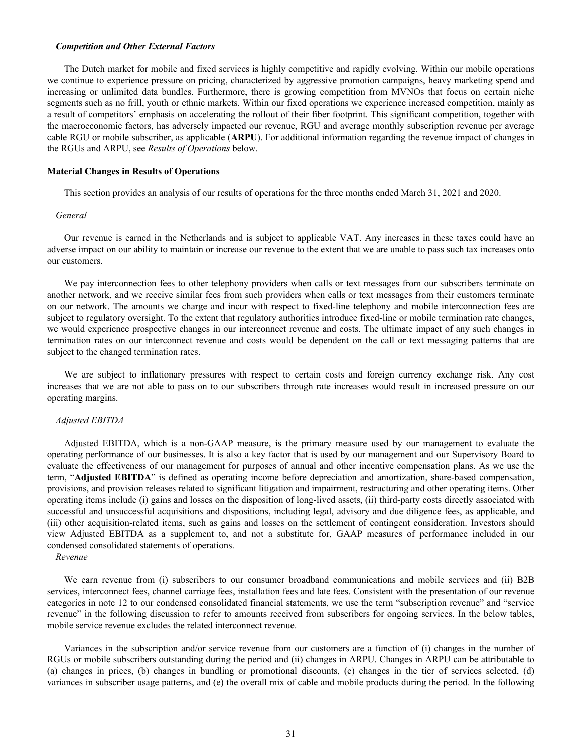*Competition and Other External Factors*

The Dutch market for mobile and fixed services is highly competitive and rapidly evolving. Within our mobile operations we continue to experience pressure on pricing, characterized by aggressive promotion campaigns, heavy marketing spend and increasing or unlimited data bundles. Furthermore, there is growing competition from MVNOs that focus on certain niche segments such as no frill, youth or ethnic markets. Within our fixed operations we experience increased competition, mainly as a result of competitors' emphasis on accelerating the rollout of their fiber footprint. This significant competition, together with the macroeconomic factors, has adversely impacted our revenue, RGU and average monthly subscription revenue per average cable RGU or mobile subscriber, as applicable (**ARPU**). For additional information regarding the revenue impact of changes in the RGUs and ARPU, see *Results of Operations* below.

**Material Changes in Results of Operations**

This section provides an analysis of our results of operations for the three months ended March 31, 2021 and 2020.

*General*

Our revenue is earned in the Netherlands and is subject to applicable VAT. Any increases in these taxes could have an adverse impact on our ability to maintain or increase our revenue to the extent that we are unable to pass such tax increases onto our customers.

We pay interconnection fees to other telephony providers when calls or text messages from our subscribers terminate on another network, and we receive similar fees from such providers when calls or text messages from their customers terminate on our network. The amounts we charge and incur with respect to fixed-line telephony and mobile interconnection fees are subject to regulatory oversight. To the extent that regulatory authorities introduce fixed-line or mobile termination rate changes, we would experience prospective changes in our interconnect revenue and costs. The ultimate impact of any such changes in termination rates on our interconnect revenue and costs would be dependent on the call or text messaging patterns that are subject to the changed termination rates.

We are subject to inflationary pressures with respect to certain costs and foreign currency exchange risk. Any cost increases that we are not able to pass on to our subscribers through rate increases would result in increased pressure on our operating margins.

*Adjusted EBITDA*

Adjusted EBITDA, which is a non-GAAP measure, is the primary measure used by our management to evaluate the operating performance of our businesses. It is also a key factor that is used by our management and our Supervisory Board to evaluate the effectiveness of our management for purposes of annual and other incentive compensation plans. As we use the term, "**Adjusted EBITDA**" is defined as operating income before depreciation and amortization, share-based compensation, provisions, and provision releases related to significant litigation and impairment, restructuring and other operating items. Other operating items include (i) gains and losses on the disposition of long-lived assets, (ii) third-party costs directly associated with successful and unsuccessful acquisitions and dispositions, including legal, advisory and due diligence fees, as applicable, and (iii) other acquisition-related items, such as gains and losses on the settlement of contingent consideration. Investors should view Adjusted EBITDA as a supplement to, and not a substitute for, GAAP measures of performance included in our condensed consolidated statements of operations.

*Revenue*

We earn revenue from (i) subscribers to our consumer broadband communications and mobile services and (ii) B2B services, interconnect fees, channel carriage fees, installation fees and late fees. Consistent with the presentation of our revenue categories in note 12 to our condensed consolidated financial statements, we use the term "subscription revenue" and "service revenue" in the following discussion to refer to amounts received from subscribers for ongoing services. In the below tables, mobile service revenue excludes the related interconnect revenue.

Variances in the subscription and/or service revenue from our customers are a function of (i) changes in the number of RGUs or mobile subscribers outstanding during the period and (ii) changes in ARPU. Changes in ARPU can be attributable to (a) changes in prices, (b) changes in bundling or promotional discounts, (c) changes in the tier of services selected, (d) variances in subscriber usage patterns, and (e) the overall mix of cable and mobile products during the period. In the following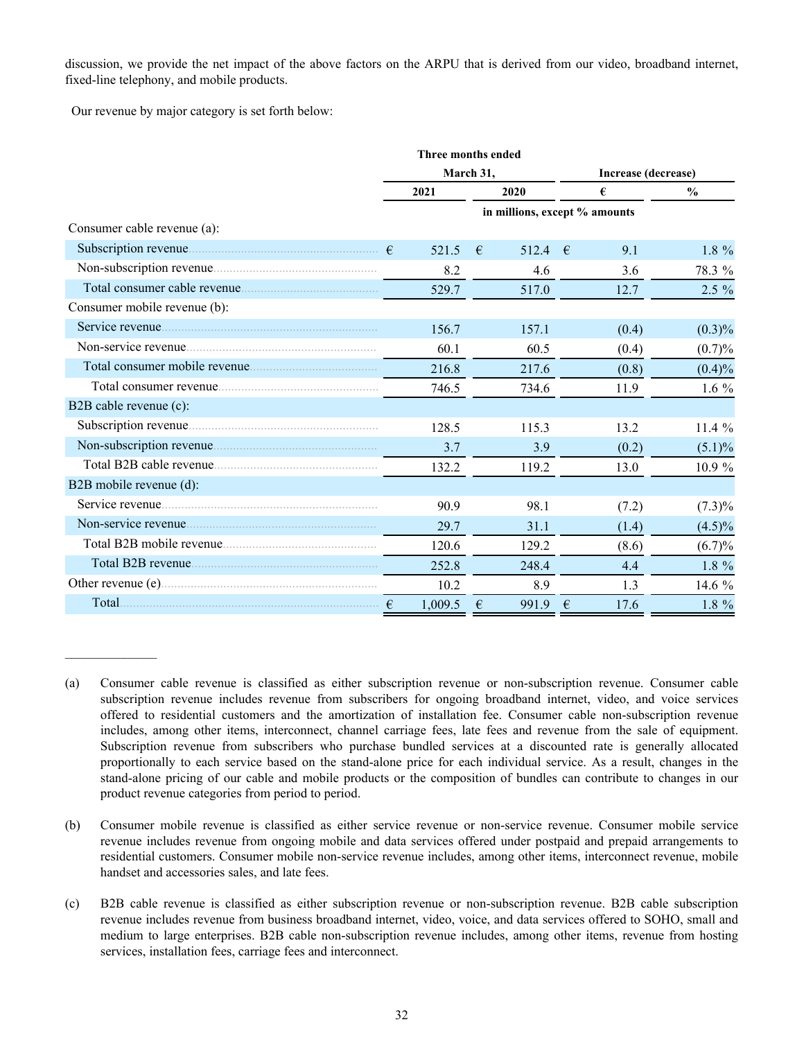discussion, we provide the net impact of the above factors on the ARPU that is derived from our video, broadband internet, fixed-line telephony, and mobile products.

Our revenue by major category is set forth below:

| | Three months ended March 31, | | Increase (decrease) | |
|---|---|---|---|---|
| | 2021 | 2020 | € | % |
| | in millions, except % amounts | | | |
| Consumer cable revenue (a): | | | | |
| Subscription revenue | € 521.5 | € 512.4 | € 9.1 | 1.8 % |
| Non-subscription revenue | 8.2 | 4.6 | 3.6 | 78.3 % |
| Total consumer cable revenue | 529.7 | 517.0 | 12.7 | 2.5 % |
| Consumer mobile revenue (b): | | | | |
| Service revenue | 156.7 | 157.1 | (0.4) | (0.3)% |
| Non-service revenue | 60.1 | 60.5 | (0.4) | (0.7)% |
| Total consumer mobile revenue | 216.8 | 217.6 | (0.8) | (0.4)% |
| Total consumer revenue | 746.5 | 734.6 | 11.9 | 1.6 % |
| B2B cable revenue (c): | | | | |
| Subscription revenue | 128.5 | 115.3 | 13.2 | 11.4 % |
| Non-subscription revenue | 3.7 | 3.9 | (0.2) | (5.1)% |
| Total B2B cable revenue | 132.2 | 119.2 | 13.0 | 10.9 % |
| B2B mobile revenue (d): | | | | |
| Service revenue | 90.9 | 98.1 | (7.2) | (7.3)% |
| Non-service revenue | 29.7 | 31.1 | (1.4) | (4.5)% |
| Total B2B mobile revenue | 120.6 | 129.2 | (8.6) | (6.7)% |
| Total B2B revenue | 252.8 | 248.4 | 4.4 | 1.8 % |
| Other revenue (e) | 10.2 | 8.9 | 1.3 | 14.6 % |
| Total | € 1,009.5 | € 991.9 | € 17.6 | 1.8 % |

_______________

(a) Consumer cable revenue is classified as either subscription revenue or non-subscription revenue. Consumer cable subscription revenue includes revenue from subscribers for ongoing broadband internet, video, and voice services offered to residential customers and the amortization of installation fee. Consumer cable non-subscription revenue includes, among other items, interconnect, channel carriage fees, late fees and revenue from the sale of equipment. Subscription revenue from subscribers who purchase bundled services at a discounted rate is generally allocated proportionally to each service based on the stand-alone price for each individual service. As a result, changes in the stand-alone pricing of our cable and mobile products or the composition of bundles can contribute to changes in our product revenue categories from period to period.

(b) Consumer mobile revenue is classified as either service revenue or non-service revenue. Consumer mobile service revenue includes revenue from ongoing mobile and data services offered under postpaid and prepaid arrangements to residential customers. Consumer mobile non-service revenue includes, among other items, interconnect revenue, mobile handset and accessories sales, and late fees.

(c) B2B cable revenue is classified as either subscription revenue or non-subscription revenue. B2B cable subscription revenue includes revenue from business broadband internet, video, voice, and data services offered to SOHO, small and medium to large enterprises. B2B cable non-subscription revenue includes, among other items, revenue from hosting services, installation fees, carriage fees and interconnect.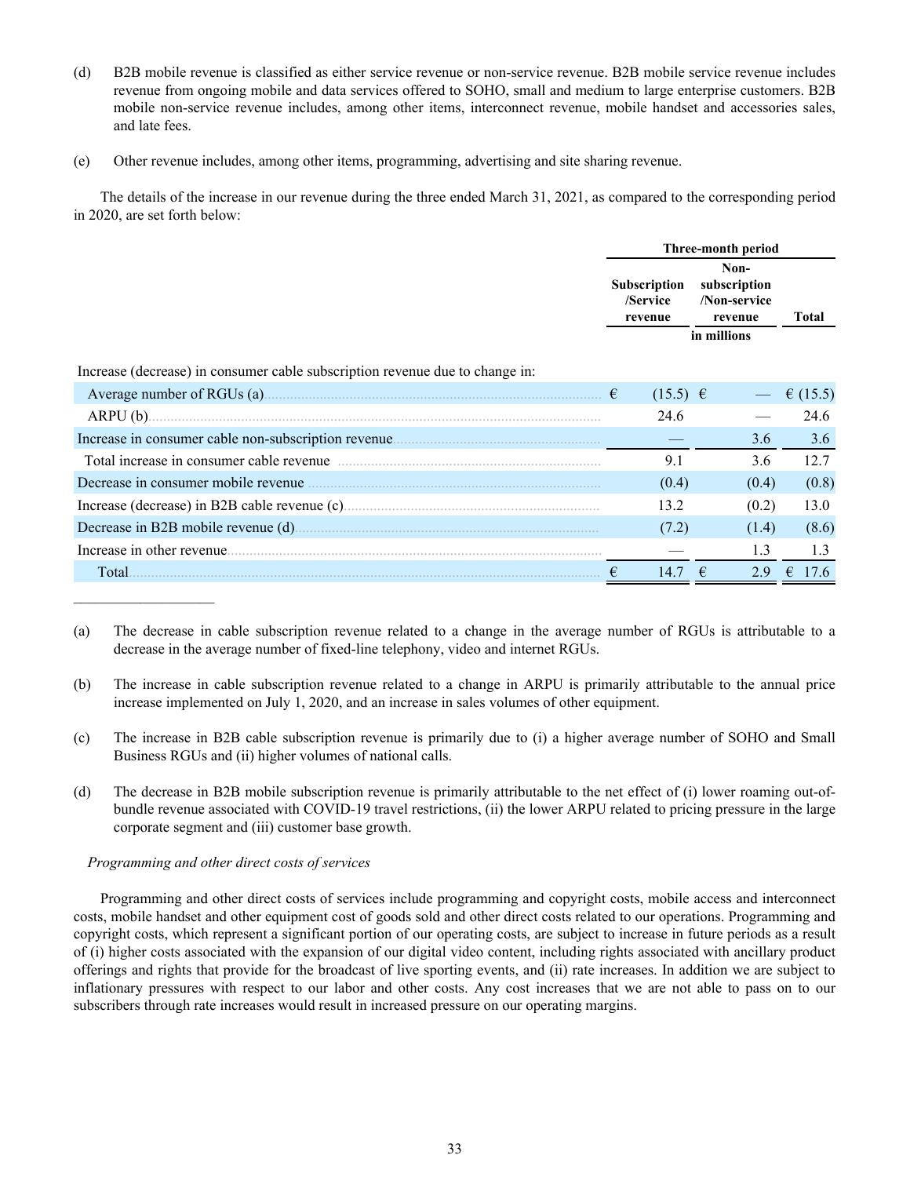(d) B2B mobile revenue is classified as either service revenue or non-service revenue. B2B mobile service revenue includes revenue from ongoing mobile and data services offered to SOHO, small and medium to large enterprise customers. B2B mobile non-service revenue includes, among other items, interconnect revenue, mobile handset and accessories sales, and late fees.

(e) Other revenue includes, among other items, programming, advertising and site sharing revenue.

The details of the increase in our revenue during the three ended March 31, 2021, as compared to the corresponding period in 2020, are set forth below:

| | Three-month period | | |
|---|---|---|---|
| | Subscription /Service revenue | Non-subscription /Non-service revenue | Total |
| | in millions | | |
| Increase (decrease) in consumer cable subscription revenue due to change in: | | | |
| Average number of RGUs (a) | € (15.5) | € — | € (15.5) |
| ARPU (b) | 24.6 | — | 24.6 |
| Increase in consumer cable non-subscription revenue | — | 3.6 | 3.6 |
| Total increase in consumer cable revenue | 9.1 | 3.6 | 12.7 |
| Decrease in consumer mobile revenue | (0.4) | (0.4) | (0.8) |
| Increase (decrease) in B2B cable revenue (c) | 13.2 | (0.2) | 13.0 |
| Decrease in B2B mobile revenue (d) | (7.2) | (1.4) | (8.6) |
| Increase in other revenue | — | 1.3 | 1.3 |
| Total | € 14.7 | € 2.9 | € 17.6 |

(a) The decrease in cable subscription revenue related to a change in the average number of RGUs is attributable to a decrease in the average number of fixed-line telephony, video and internet RGUs.

(b) The increase in cable subscription revenue related to a change in ARPU is primarily attributable to the annual price increase implemented on July 1, 2020, and an increase in sales volumes of other equipment.

(c) The increase in B2B cable subscription revenue is primarily due to (i) a higher average number of SOHO and Small Business RGUs and (ii) higher volumes of national calls.

(d) The decrease in B2B mobile subscription revenue is primarily attributable to the net effect of (i) lower roaming out-of-bundle revenue associated with COVID-19 travel restrictions, (ii) the lower ARPU related to pricing pressure in the large corporate segment and (iii) customer base growth.

*Programming and other direct costs of services*

Programming and other direct costs of services include programming and copyright costs, mobile access and interconnect costs, mobile handset and other equipment cost of goods sold and other direct costs related to our operations. Programming and copyright costs, which represent a significant portion of our operating costs, are subject to increase in future periods as a result of (i) higher costs associated with the expansion of our digital video content, including rights associated with ancillary product offerings and rights that provide for the broadcast of live sporting events, and (ii) rate increases. In addition we are subject to inflationary pressures with respect to our labor and other costs. Any cost increases that we are not able to pass on to our subscribers through rate increases would result in increased pressure on our operating margins.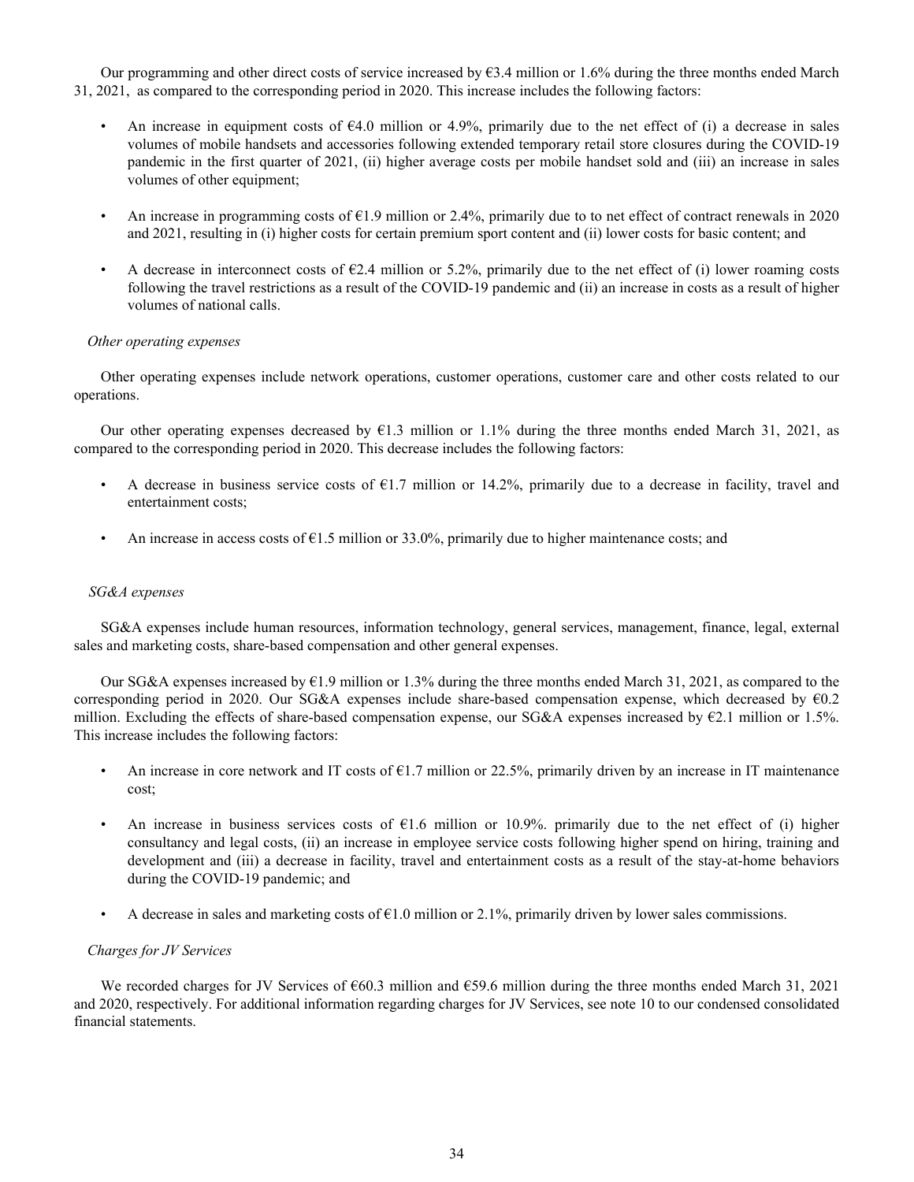Our programming and other direct costs of service increased by €3.4 million or 1.6% during the three months ended March 31, 2021, as compared to the corresponding period in 2020. This increase includes the following factors:

- An increase in equipment costs of €4.0 million or 4.9%, primarily due to the net effect of (i) a decrease in sales volumes of mobile handsets and accessories following extended temporary retail store closures during the COVID-19 pandemic in the first quarter of 2021, (ii) higher average costs per mobile handset sold and (iii) an increase in sales volumes of other equipment;
- An increase in programming costs of €1.9 million or 2.4%, primarily due to to net effect of contract renewals in 2020 and 2021, resulting in (i) higher costs for certain premium sport content and (ii) lower costs for basic content; and
- A decrease in interconnect costs of €2.4 million or 5.2%, primarily due to the net effect of (i) lower roaming costs following the travel restrictions as a result of the COVID-19 pandemic and (ii) an increase in costs as a result of higher volumes of national calls.

*Other operating expenses*

Other operating expenses include network operations, customer operations, customer care and other costs related to our operations.

Our other operating expenses decreased by €1.3 million or 1.1% during the three months ended March 31, 2021, as compared to the corresponding period in 2020. This decrease includes the following factors:

- A decrease in business service costs of €1.7 million or 14.2%, primarily due to a decrease in facility, travel and entertainment costs;
- An increase in access costs of €1.5 million or 33.0%, primarily due to higher maintenance costs; and

*SG&A expenses*

SG&A expenses include human resources, information technology, general services, management, finance, legal, external sales and marketing costs, share-based compensation and other general expenses.

Our SG&A expenses increased by €1.9 million or 1.3% during the three months ended March 31, 2021, as compared to the corresponding period in 2020. Our SG&A expenses include share-based compensation expense, which decreased by €0.2 million. Excluding the effects of share-based compensation expense, our SG&A expenses increased by €2.1 million or 1.5%. This increase includes the following factors:

- An increase in core network and IT costs of €1.7 million or 22.5%, primarily driven by an increase in IT maintenance cost;
- An increase in business services costs of €1.6 million or 10.9%. primarily due to the net effect of (i) higher consultancy and legal costs, (ii) an increase in employee service costs following higher spend on hiring, training and development and (iii) a decrease in facility, travel and entertainment costs as a result of the stay-at-home behaviors during the COVID-19 pandemic; and
- A decrease in sales and marketing costs of €1.0 million or 2.1%, primarily driven by lower sales commissions.

*Charges for JV Services*

We recorded charges for JV Services of €60.3 million and €59.6 million during the three months ended March 31, 2021 and 2020, respectively. For additional information regarding charges for JV Services, see note 10 to our condensed consolidated financial statements.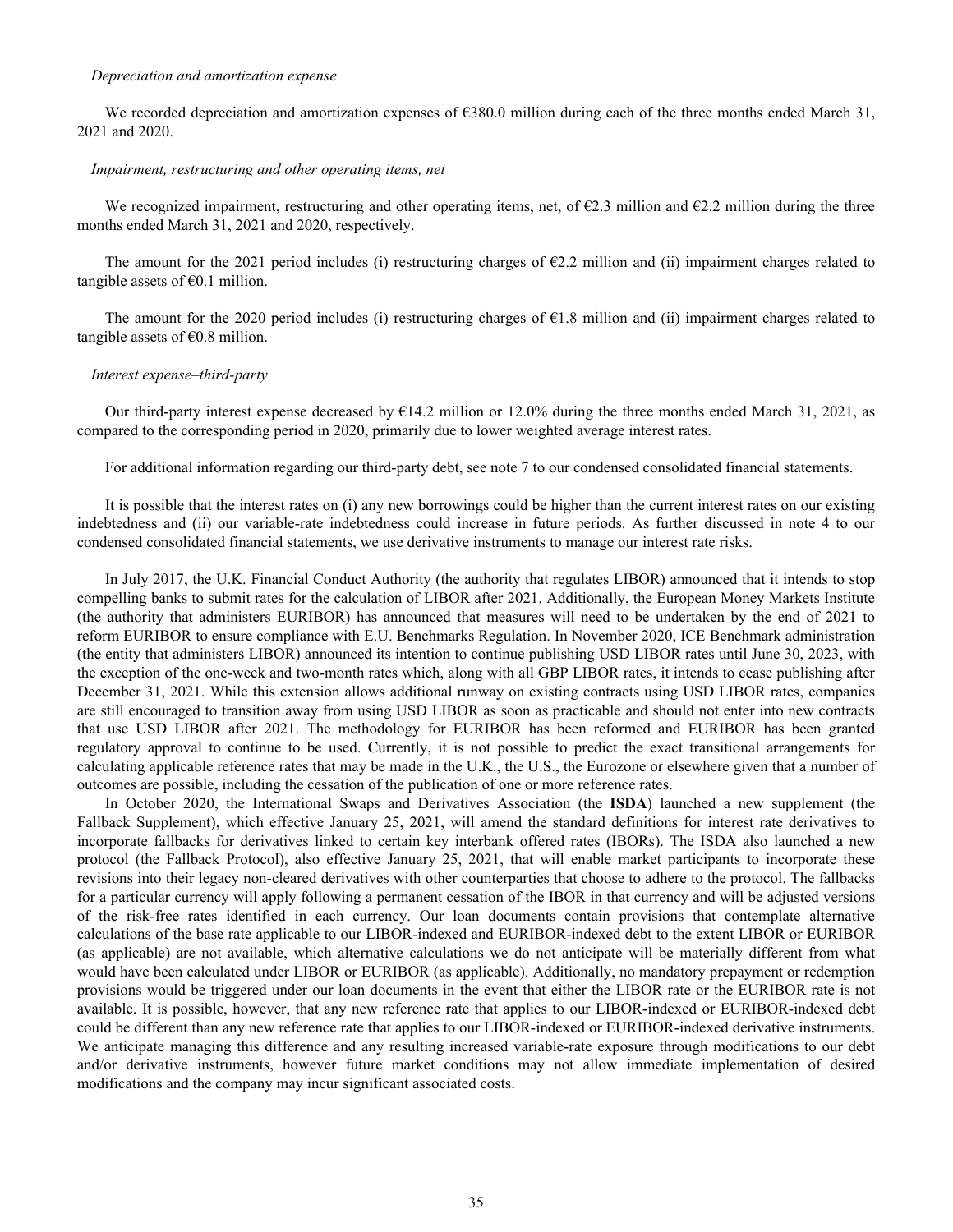*Depreciation and amortization expense*

We recorded depreciation and amortization expenses of €380.0 million during each of the three months ended March 31, 2021 and 2020.

*Impairment, restructuring and other operating items, net*

We recognized impairment, restructuring and other operating items, net, of €2.3 million and €2.2 million during the three months ended March 31, 2021 and 2020, respectively.

The amount for the 2021 period includes (i) restructuring charges of €2.2 million and (ii) impairment charges related to tangible assets of €0.1 million.

The amount for the 2020 period includes (i) restructuring charges of €1.8 million and (ii) impairment charges related to tangible assets of €0.8 million.

*Interest expense–third-party*

Our third-party interest expense decreased by €14.2 million or 12.0% during the three months ended March 31, 2021, as compared to the corresponding period in 2020, primarily due to lower weighted average interest rates.

For additional information regarding our third-party debt, see note 7 to our condensed consolidated financial statements.

It is possible that the interest rates on (i) any new borrowings could be higher than the current interest rates on our existing indebtedness and (ii) our variable-rate indebtedness could increase in future periods. As further discussed in note 4 to our condensed consolidated financial statements, we use derivative instruments to manage our interest rate risks.

In July 2017, the U.K. Financial Conduct Authority (the authority that regulates LIBOR) announced that it intends to stop compelling banks to submit rates for the calculation of LIBOR after 2021. Additionally, the European Money Markets Institute (the authority that administers EURIBOR) has announced that measures will need to be undertaken by the end of 2021 to reform EURIBOR to ensure compliance with E.U. Benchmarks Regulation. In November 2020, ICE Benchmark administration (the entity that administers LIBOR) announced its intention to continue publishing USD LIBOR rates until June 30, 2023, with the exception of the one-week and two-month rates which, along with all GBP LIBOR rates, it intends to cease publishing after December 31, 2021. While this extension allows additional runway on existing contracts using USD LIBOR rates, companies are still encouraged to transition away from using USD LIBOR as soon as practicable and should not enter into new contracts that use USD LIBOR after 2021. The methodology for EURIBOR has been reformed and EURIBOR has been granted regulatory approval to continue to be used. Currently, it is not possible to predict the exact transitional arrangements for calculating applicable reference rates that may be made in the U.K., the U.S., the Eurozone or elsewhere given that a number of outcomes are possible, including the cessation of the publication of one or more reference rates.

In October 2020, the International Swaps and Derivatives Association (the **ISDA**) launched a new supplement (the Fallback Supplement), which effective January 25, 2021, will amend the standard definitions for interest rate derivatives to incorporate fallbacks for derivatives linked to certain key interbank offered rates (IBORs). The ISDA also launched a new protocol (the Fallback Protocol), also effective January 25, 2021, that will enable market participants to incorporate these revisions into their legacy non-cleared derivatives with other counterparties that choose to adhere to the protocol. The fallbacks for a particular currency will apply following a permanent cessation of the IBOR in that currency and will be adjusted versions of the risk-free rates identified in each currency. Our loan documents contain provisions that contemplate alternative calculations of the base rate applicable to our LIBOR-indexed and EURIBOR-indexed debt to the extent LIBOR or EURIBOR (as applicable) are not available, which alternative calculations we do not anticipate will be materially different from what would have been calculated under LIBOR or EURIBOR (as applicable). Additionally, no mandatory prepayment or redemption provisions would be triggered under our loan documents in the event that either the LIBOR rate or the EURIBOR rate is not available. It is possible, however, that any new reference rate that applies to our LIBOR-indexed or EURIBOR-indexed debt could be different than any new reference rate that applies to our LIBOR-indexed or EURIBOR-indexed derivative instruments. We anticipate managing this difference and any resulting increased variable-rate exposure through modifications to our debt and/or derivative instruments, however future market conditions may not allow immediate implementation of desired modifications and the company may incur significant associated costs.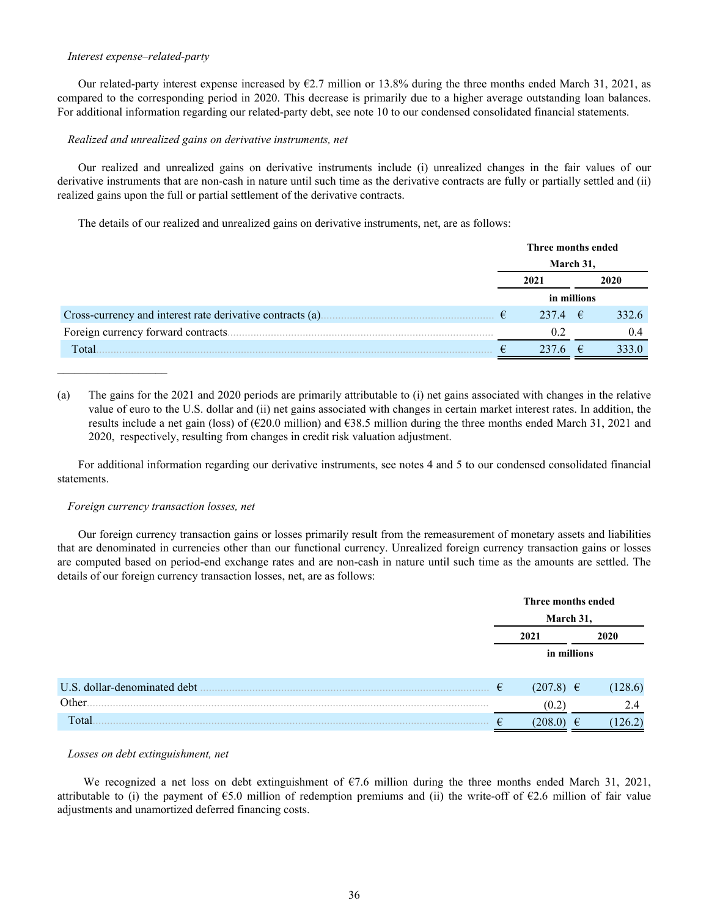*Interest expense–related-party*

Our related-party interest expense increased by €2.7 million or 13.8% during the three months ended March 31, 2021, as compared to the corresponding period in 2020. This decrease is primarily due to a higher average outstanding loan balances. For additional information regarding our related-party debt, see note 10 to our condensed consolidated financial statements.

*Realized and unrealized gains on derivative instruments, net*

Our realized and unrealized gains on derivative instruments include (i) unrealized changes in the fair values of our derivative instruments that are non-cash in nature until such time as the derivative contracts are fully or partially settled and (ii) realized gains upon the full or partial settlement of the derivative contracts.

The details of our realized and unrealized gains on derivative instruments, net, are as follows:

| | Three months ended March 31, | |
|---|---|---|
| | 2021 | 2020 |
| | in millions | |
| Cross-currency and interest rate derivative contracts (a) | € 237.4 | € 332.6 |
| Foreign currency forward contracts | 0.2 | 0.4 |
| Total | € 237.6 | € 333.0 |

(a) The gains for the 2021 and 2020 periods are primarily attributable to (i) net gains associated with changes in the relative value of euro to the U.S. dollar and (ii) net gains associated with changes in certain market interest rates. In addition, the results include a net gain (loss) of (€20.0 million) and €38.5 million during the three months ended March 31, 2021 and 2020, respectively, resulting from changes in credit risk valuation adjustment.

For additional information regarding our derivative instruments, see notes 4 and 5 to our condensed consolidated financial statements.

*Foreign currency transaction losses, net*

Our foreign currency transaction gains or losses primarily result from the remeasurement of monetary assets and liabilities that are denominated in currencies other than our functional currency. Unrealized foreign currency transaction gains or losses are computed based on period-end exchange rates and are non-cash in nature until such time as the amounts are settled. The details of our foreign currency transaction losses, net, are as follows:

| | Three months ended March 31, | |
|---|---|---|
| | 2021 | 2020 |
| | in millions | |
| U.S. dollar-denominated debt | € (207.8) | € (128.6) |
| Other | (0.2) | 2.4 |
| Total | € (208.0) | € (126.2) |

*Losses on debt extinguishment, net*

We recognized a net loss on debt extinguishment of €7.6 million during the three months ended March 31, 2021, attributable to (i) the payment of €5.0 million of redemption premiums and (ii) the write-off of €2.6 million of fair value adjustments and unamortized deferred financing costs.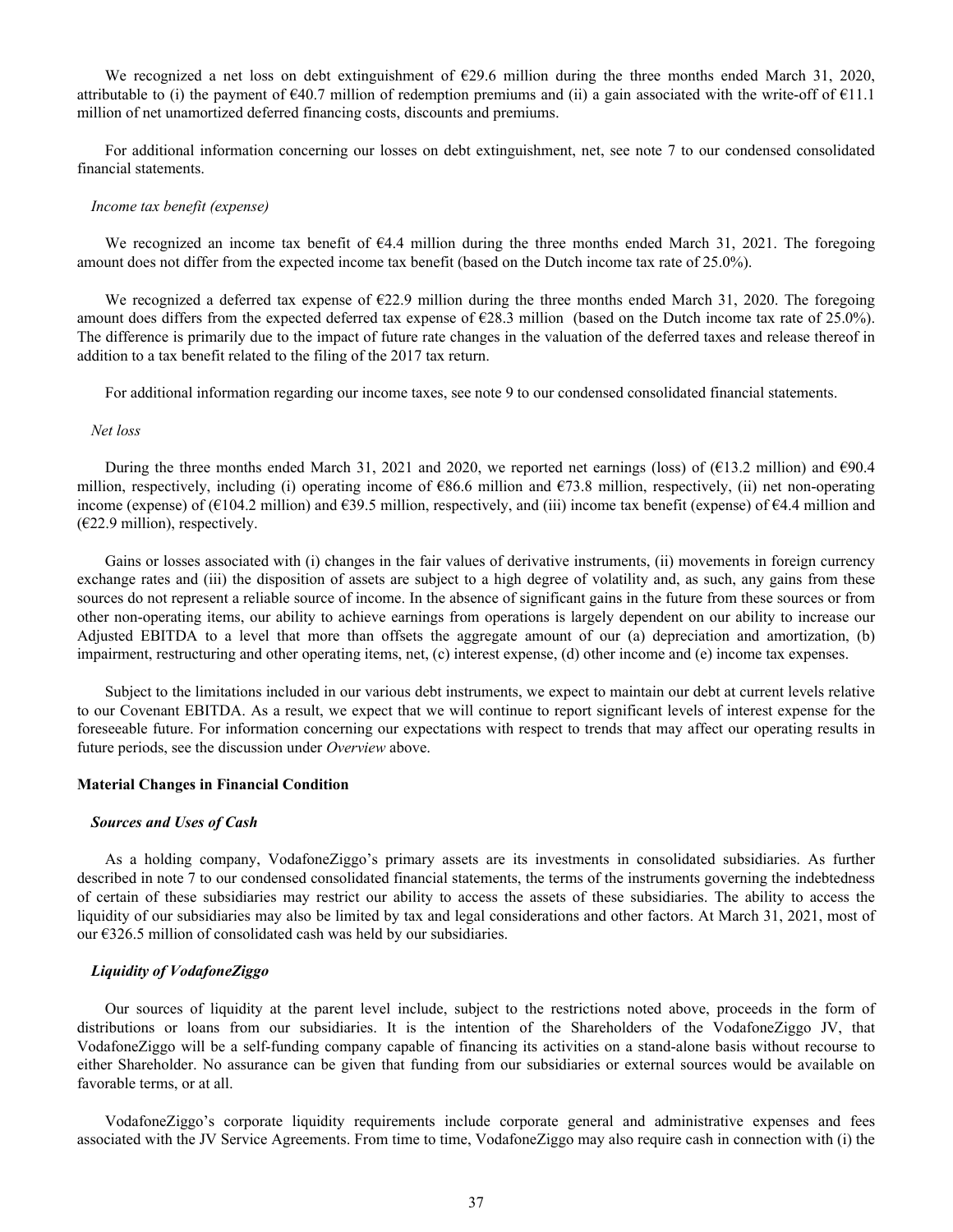We recognized a net loss on debt extinguishment of €29.6 million during the three months ended March 31, 2020, attributable to (i) the payment of €40.7 million of redemption premiums and (ii) a gain associated with the write-off of €11.1 million of net unamortized deferred financing costs, discounts and premiums.

For additional information concerning our losses on debt extinguishment, net, see note 7 to our condensed consolidated financial statements.

*Income tax benefit (expense)*

We recognized an income tax benefit of €4.4 million during the three months ended March 31, 2021. The foregoing amount does not differ from the expected income tax benefit (based on the Dutch income tax rate of 25.0%).

We recognized a deferred tax expense of €22.9 million during the three months ended March 31, 2020. The foregoing amount does differs from the expected deferred tax expense of €28.3 million (based on the Dutch income tax rate of 25.0%). The difference is primarily due to the impact of future rate changes in the valuation of the deferred taxes and release thereof in addition to a tax benefit related to the filing of the 2017 tax return.

For additional information regarding our income taxes, see note 9 to our condensed consolidated financial statements.

*Net loss*

During the three months ended March 31, 2021 and 2020, we reported net earnings (loss) of (€13.2 million) and €90.4 million, respectively, including (i) operating income of €86.6 million and €73.8 million, respectively, (ii) net non-operating income (expense) of (€104.2 million) and €39.5 million, respectively, and (iii) income tax benefit (expense) of €4.4 million and (€22.9 million), respectively.

Gains or losses associated with (i) changes in the fair values of derivative instruments, (ii) movements in foreign currency exchange rates and (iii) the disposition of assets are subject to a high degree of volatility and, as such, any gains from these sources do not represent a reliable source of income. In the absence of significant gains in the future from these sources or from other non-operating items, our ability to achieve earnings from operations is largely dependent on our ability to increase our Adjusted EBITDA to a level that more than offsets the aggregate amount of our (a) depreciation and amortization, (b) impairment, restructuring and other operating items, net, (c) interest expense, (d) other income and (e) income tax expenses.

Subject to the limitations included in our various debt instruments, we expect to maintain our debt at current levels relative to our Covenant EBITDA. As a result, we expect that we will continue to report significant levels of interest expense for the foreseeable future. For information concerning our expectations with respect to trends that may affect our operating results in future periods, see the discussion under *Overview* above.

## Material Changes in Financial Condition

### *Sources and Uses of Cash*

As a holding company, VodafoneZiggo's primary assets are its investments in consolidated subsidiaries. As further described in note 7 to our condensed consolidated financial statements, the terms of the instruments governing the indebtedness of certain of these subsidiaries may restrict our ability to access the assets of these subsidiaries. The ability to access the liquidity of our subsidiaries may also be limited by tax and legal considerations and other factors. At March 31, 2021, most of our €326.5 million of consolidated cash was held by our subsidiaries.

### *Liquidity of VodafoneZiggo*

Our sources of liquidity at the parent level include, subject to the restrictions noted above, proceeds in the form of distributions or loans from our subsidiaries. It is the intention of the Shareholders of the VodafoneZiggo JV, that VodafoneZiggo will be a self-funding company capable of financing its activities on a stand-alone basis without recourse to either Shareholder. No assurance can be given that funding from our subsidiaries or external sources would be available on favorable terms, or at all.

VodafoneZiggo's corporate liquidity requirements include corporate general and administrative expenses and fees associated with the JV Service Agreements. From time to time, VodafoneZiggo may also require cash in connection with (i) the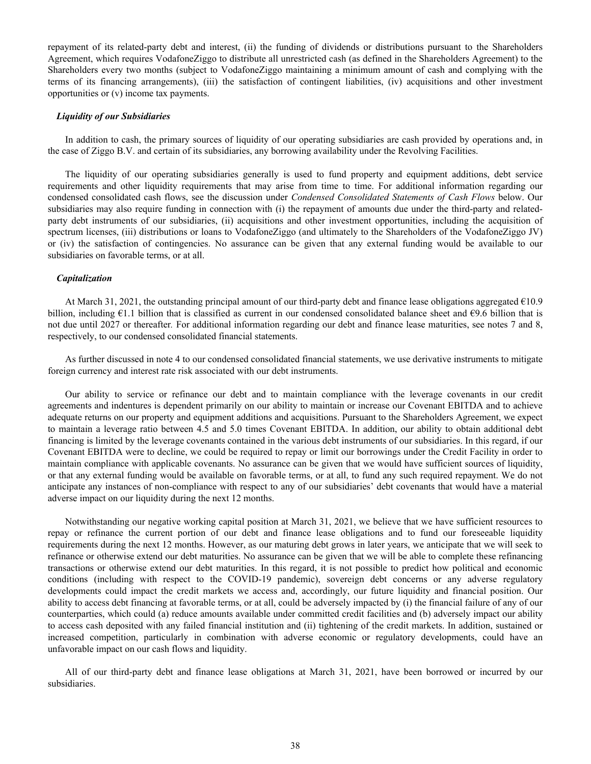repayment of its related-party debt and interest, (ii) the funding of dividends or distributions pursuant to the Shareholders Agreement, which requires VodafoneZiggo to distribute all unrestricted cash (as defined in the Shareholders Agreement) to the Shareholders every two months (subject to VodafoneZiggo maintaining a minimum amount of cash and complying with the terms of its financing arrangements), (iii) the satisfaction of contingent liabilities, (iv) acquisitions and other investment opportunities or (v) income tax payments.

***Liquidity of our Subsidiaries***

In addition to cash, the primary sources of liquidity of our operating subsidiaries are cash provided by operations and, in the case of Ziggo B.V. and certain of its subsidiaries, any borrowing availability under the Revolving Facilities.

The liquidity of our operating subsidiaries generally is used to fund property and equipment additions, debt service requirements and other liquidity requirements that may arise from time to time. For additional information regarding our condensed consolidated cash flows, see the discussion under *Condensed Consolidated Statements of Cash Flows* below. Our subsidiaries may also require funding in connection with (i) the repayment of amounts due under the third-party and related-party debt instruments of our subsidiaries, (ii) acquisitions and other investment opportunities, including the acquisition of spectrum licenses, (iii) distributions or loans to VodafoneZiggo (and ultimately to the Shareholders of the VodafoneZiggo JV) or (iv) the satisfaction of contingencies. No assurance can be given that any external funding would be available to our subsidiaries on favorable terms, or at all.

***Capitalization***

At March 31, 2021, the outstanding principal amount of our third-party debt and finance lease obligations aggregated €10.9 billion, including €1.1 billion that is classified as current in our condensed consolidated balance sheet and €9.6 billion that is not due until 2027 or thereafter. For additional information regarding our debt and finance lease maturities, see notes 7 and 8, respectively, to our condensed consolidated financial statements.

As further discussed in note 4 to our condensed consolidated financial statements, we use derivative instruments to mitigate foreign currency and interest rate risk associated with our debt instruments.

Our ability to service or refinance our debt and to maintain compliance with the leverage covenants in our credit agreements and indentures is dependent primarily on our ability to maintain or increase our Covenant EBITDA and to achieve adequate returns on our property and equipment additions and acquisitions. Pursuant to the Shareholders Agreement, we expect to maintain a leverage ratio between 4.5 and 5.0 times Covenant EBITDA. In addition, our ability to obtain additional debt financing is limited by the leverage covenants contained in the various debt instruments of our subsidiaries. In this regard, if our Covenant EBITDA were to decline, we could be required to repay or limit our borrowings under the Credit Facility in order to maintain compliance with applicable covenants. No assurance can be given that we would have sufficient sources of liquidity, or that any external funding would be available on favorable terms, or at all, to fund any such required repayment. We do not anticipate any instances of non-compliance with respect to any of our subsidiaries' debt covenants that would have a material adverse impact on our liquidity during the next 12 months.

Notwithstanding our negative working capital position at March 31, 2021, we believe that we have sufficient resources to repay or refinance the current portion of our debt and finance lease obligations and to fund our foreseeable liquidity requirements during the next 12 months. However, as our maturing debt grows in later years, we anticipate that we will seek to refinance or otherwise extend our debt maturities. No assurance can be given that we will be able to complete these refinancing transactions or otherwise extend our debt maturities. In this regard, it is not possible to predict how political and economic conditions (including with respect to the COVID-19 pandemic), sovereign debt concerns or any adverse regulatory developments could impact the credit markets we access and, accordingly, our future liquidity and financial position. Our ability to access debt financing at favorable terms, or at all, could be adversely impacted by (i) the financial failure of any of our counterparties, which could (a) reduce amounts available under committed credit facilities and (b) adversely impact our ability to access cash deposited with any failed financial institution and (ii) tightening of the credit markets. In addition, sustained or increased competition, particularly in combination with adverse economic or regulatory developments, could have an unfavorable impact on our cash flows and liquidity.

All of our third-party debt and finance lease obligations at March 31, 2021, have been borrowed or incurred by our subsidiaries.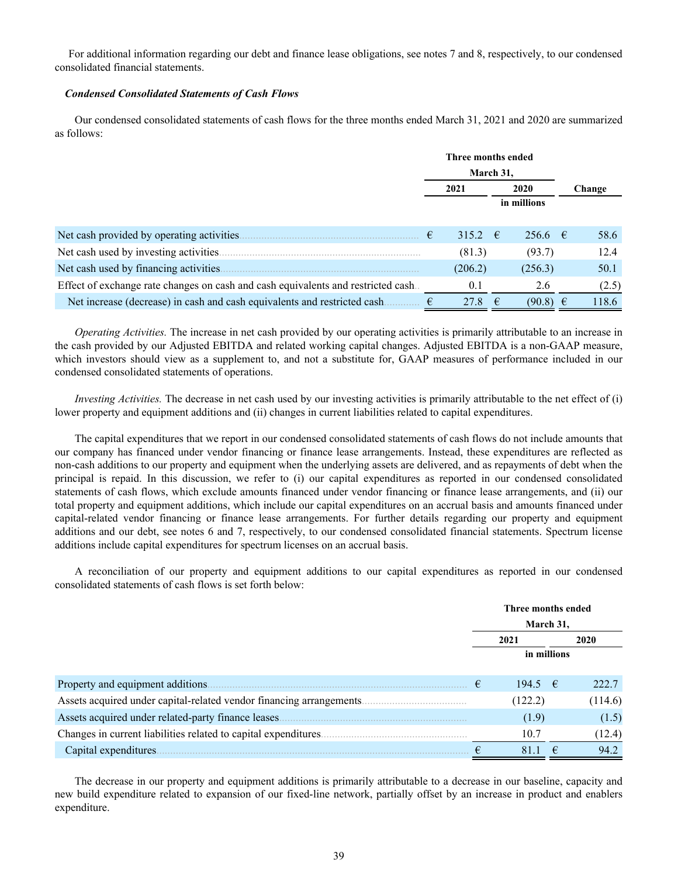For additional information regarding our debt and finance lease obligations, see notes 7 and 8, respectively, to our condensed consolidated financial statements.

***Condensed Consolidated Statements of Cash Flows***

Our condensed consolidated statements of cash flows for the three months ended March 31, 2021 and 2020 are summarized as follows:

| | Three months ended March 31, | | |
|---|---|---|---|
| | 2021 | 2020 | Change |
| | in millions | | |
| Net cash provided by operating activities | € 315.2 | € 256.6 | € 58.6 |
| Net cash used by investing activities | (81.3) | (93.7) | 12.4 |
| Net cash used by financing activities | (206.2) | (256.3) | 50.1 |
| Effect of exchange rate changes on cash and cash equivalents and restricted cash | 0.1 | 2.6 | (2.5) |
| Net increase (decrease) in cash and cash equivalents and restricted cash | € 27.8 | € (90.8) | € 118.6 |

*Operating Activities.* The increase in net cash provided by our operating activities is primarily attributable to an increase in the cash provided by our Adjusted EBITDA and related working capital changes. Adjusted EBITDA is a non-GAAP measure, which investors should view as a supplement to, and not a substitute for, GAAP measures of performance included in our condensed consolidated statements of operations.

*Investing Activities.* The decrease in net cash used by our investing activities is primarily attributable to the net effect of (i) lower property and equipment additions and (ii) changes in current liabilities related to capital expenditures.

The capital expenditures that we report in our condensed consolidated statements of cash flows do not include amounts that our company has financed under vendor financing or finance lease arrangements. Instead, these expenditures are reflected as non-cash additions to our property and equipment when the underlying assets are delivered, and as repayments of debt when the principal is repaid. In this discussion, we refer to (i) our capital expenditures as reported in our condensed consolidated statements of cash flows, which exclude amounts financed under vendor financing or finance lease arrangements, and (ii) our total property and equipment additions, which include our capital expenditures on an accrual basis and amounts financed under capital-related vendor financing or finance lease arrangements. For further details regarding our property and equipment additions and our debt, see notes 6 and 7, respectively, to our condensed consolidated financial statements. Spectrum license additions include capital expenditures for spectrum licenses on an accrual basis.

A reconciliation of our property and equipment additions to our capital expenditures as reported in our condensed consolidated statements of cash flows is set forth below:

| | Three months ended March 31, | |
|---|---|---|
| | 2021 | 2020 |
| | in millions | |
| Property and equipment additions | € 194.5 | € 222.7 |
| Assets acquired under capital-related vendor financing arrangements | (122.2) | (114.6) |
| Assets acquired under related-party finance leases | (1.9) | (1.5) |
| Changes in current liabilities related to capital expenditures | 10.7 | (12.4) |
| Capital expenditures | € 81.1 | € 94.2 |

The decrease in our property and equipment additions is primarily attributable to a decrease in our baseline, capacity and new build expenditure related to expansion of our fixed-line network, partially offset by an increase in product and enablers expenditure.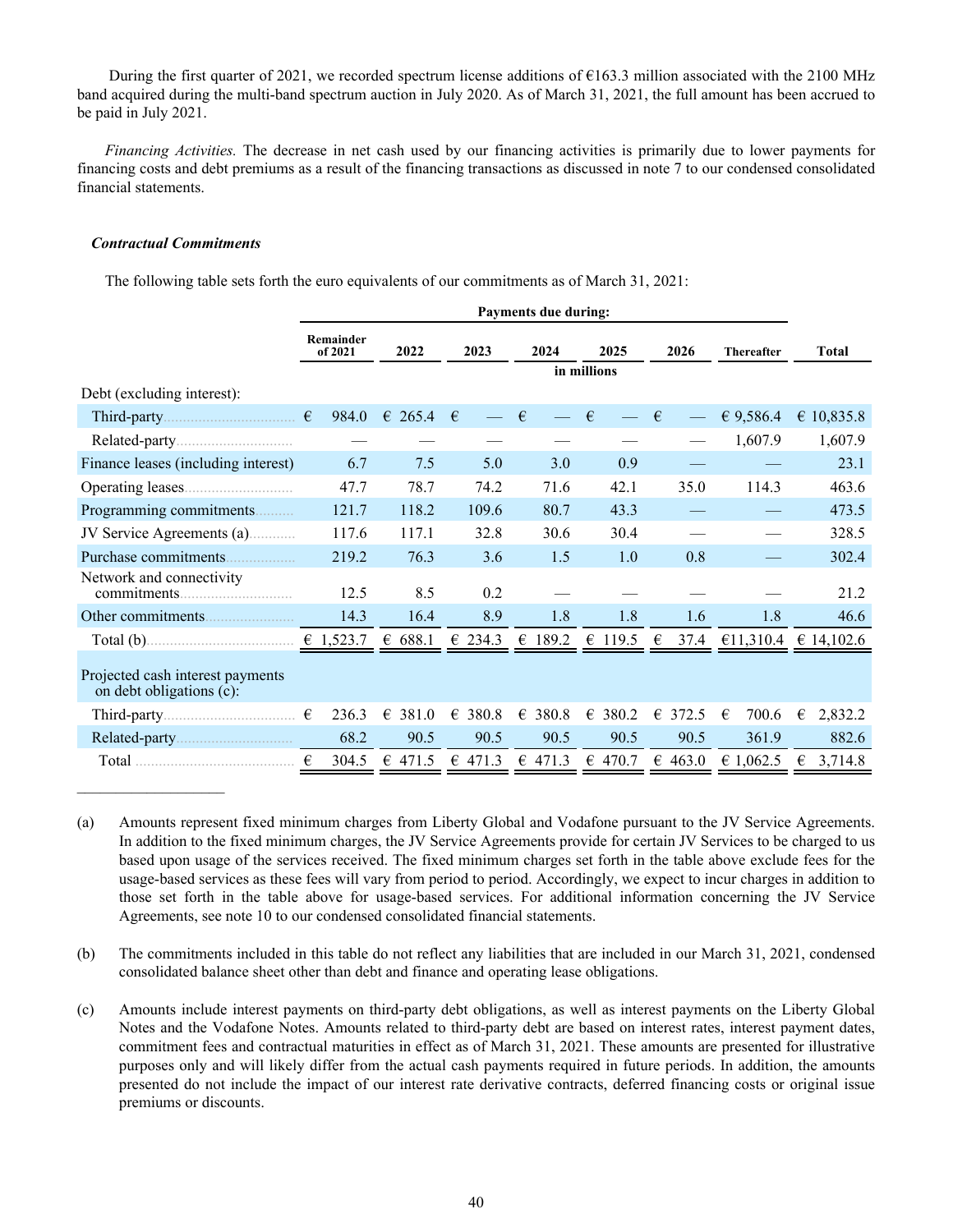During the first quarter of 2021, we recorded spectrum license additions of €163.3 million associated with the 2100 MHz band acquired during the multi-band spectrum auction in July 2020. As of March 31, 2021, the full amount has been accrued to be paid in July 2021.

*Financing Activities.* The decrease in net cash used by our financing activities is primarily due to lower payments for financing costs and debt premiums as a result of the financing transactions as discussed in note 7 to our condensed consolidated financial statements.

***Contractual Commitments***

The following table sets forth the euro equivalents of our commitments as of March 31, 2021:

| | Payments due during: | | | | | | | |
|---|---|---|---|---|---|---|---|---|
| | Remainder of 2021 | 2022 | 2023 | 2024 | 2025 | 2026 | Thereafter | Total |
| | in millions | | | | | | | |
| Debt (excluding interest): | | | | | | | | |
| Third-party | € 984.0 | € 265.4 | € — | € — | € — | € — | € 9,586.4 | € 10,835.8 |
| Related-party | — | — | — | — | — | — | 1,607.9 | 1,607.9 |
| Finance leases (including interest) | 6.7 | 7.5 | 5.0 | 3.0 | 0.9 | — | — | 23.1 |
| Operating leases | 47.7 | 78.7 | 74.2 | 71.6 | 42.1 | 35.0 | 114.3 | 463.6 |
| Programming commitments | 121.7 | 118.2 | 109.6 | 80.7 | 43.3 | — | — | 473.5 |
| JV Service Agreements (a) | 117.6 | 117.1 | 32.8 | 30.6 | 30.4 | — | — | 328.5 |
| Purchase commitments | 219.2 | 76.3 | 3.6 | 1.5 | 1.0 | 0.8 | — | 302.4 |
| Network and connectivity commitments | 12.5 | 8.5 | 0.2 | — | — | — | — | 21.2 |
| Other commitments | 14.3 | 16.4 | 8.9 | 1.8 | 1.8 | 1.6 | 1.8 | 46.6 |
| Total (b) | € 1,523.7 | € 688.1 | € 234.3 | € 189.2 | € 119.5 | € 37.4 | €11,310.4 | € 14,102.6 |
| Projected cash interest payments on debt obligations (c): | | | | | | | | |
| Third-party | € 236.3 | € 381.0 | € 380.8 | € 380.8 | € 380.2 | € 372.5 | € 700.6 | € 2,832.2 |
| Related-party | 68.2 | 90.5 | 90.5 | 90.5 | 90.5 | 90.5 | 361.9 | 882.6 |
| Total | € 304.5 | € 471.5 | € 471.3 | € 471.3 | € 470.7 | € 463.0 | € 1,062.5 | € 3,714.8 |

(a) Amounts represent fixed minimum charges from Liberty Global and Vodafone pursuant to the JV Service Agreements. In addition to the fixed minimum charges, the JV Service Agreements provide for certain JV Services to be charged to us based upon usage of the services received. The fixed minimum charges set forth in the table above exclude fees for the usage-based services as these fees will vary from period to period. Accordingly, we expect to incur charges in addition to those set forth in the table above for usage-based services. For additional information concerning the JV Service Agreements, see note 10 to our condensed consolidated financial statements.

(b) The commitments included in this table do not reflect any liabilities that are included in our March 31, 2021, condensed consolidated balance sheet other than debt and finance and operating lease obligations.

(c) Amounts include interest payments on third-party debt obligations, as well as interest payments on the Liberty Global Notes and the Vodafone Notes. Amounts related to third-party debt are based on interest rates, interest payment dates, commitment fees and contractual maturities in effect as of March 31, 2021. These amounts are presented for illustrative purposes only and will likely differ from the actual cash payments required in future periods. In addition, the amounts presented do not include the impact of our interest rate derivative contracts, deferred financing costs or original issue premiums or discounts.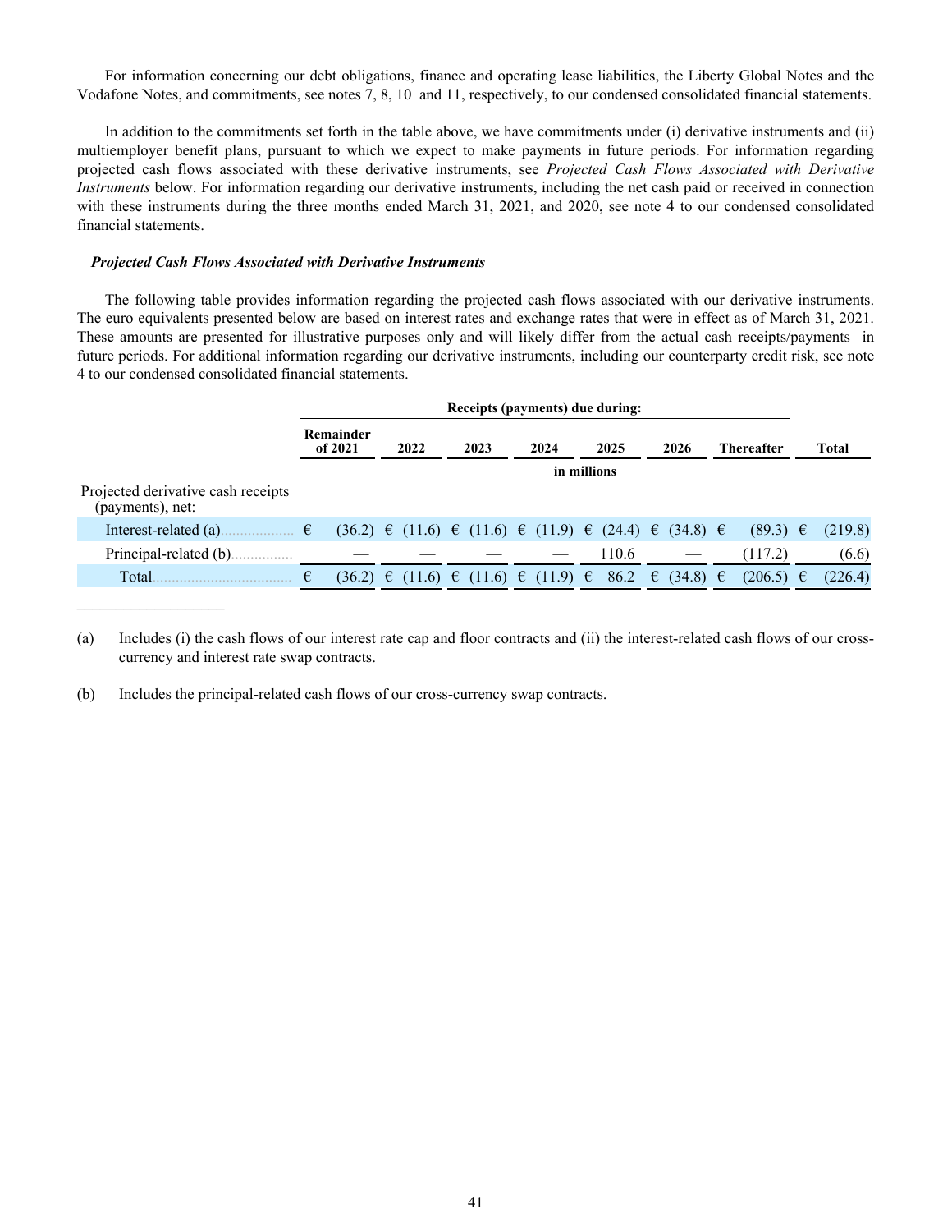For information concerning our debt obligations, finance and operating lease liabilities, the Liberty Global Notes and the Vodafone Notes, and commitments, see notes 7, 8, 10 and 11, respectively, to our condensed consolidated financial statements.

In addition to the commitments set forth in the table above, we have commitments under (i) derivative instruments and (ii) multiemployer benefit plans, pursuant to which we expect to make payments in future periods. For information regarding projected cash flows associated with these derivative instruments, see *Projected Cash Flows Associated with Derivative Instruments* below. For information regarding our derivative instruments, including the net cash paid or received in connection with these instruments during the three months ended March 31, 2021, and 2020, see note 4 to our condensed consolidated financial statements.

***Projected Cash Flows Associated with Derivative Instruments***

The following table provides information regarding the projected cash flows associated with our derivative instruments. The euro equivalents presented below are based on interest rates and exchange rates that were in effect as of March 31, 2021. These amounts are presented for illustrative purposes only and will likely differ from the actual cash receipts/payments in future periods. For additional information regarding our derivative instruments, including our counterparty credit risk, see note 4 to our condensed consolidated financial statements.

| | Receipts (payments) due during: | | | | | | | |
|---|---|---|---|---|---|---|---|---|
| | Remainder of 2021 | 2022 | 2023 | 2024 | 2025 | 2026 | Thereafter | Total |
| | in millions | | | | | | | |
| Projected derivative cash receipts (payments), net: | | | | | | | | |
| Interest-related (a) | € (36.2) | € (11.6) | € (11.6) | € (11.9) | € (24.4) | € (34.8) | € (89.3) | € (219.8) |
| Principal-related (b) | — | — | — | — | 110.6 | — | (117.2) | (6.6) |
| Total | € (36.2) | € (11.6) | € (11.6) | € (11.9) | € 86.2 | € (34.8) | € (206.5) | € (226.4) |

(a) Includes (i) the cash flows of our interest rate cap and floor contracts and (ii) the interest-related cash flows of our cross-currency and interest rate swap contracts.

(b) Includes the principal-related cash flows of our cross-currency swap contracts.